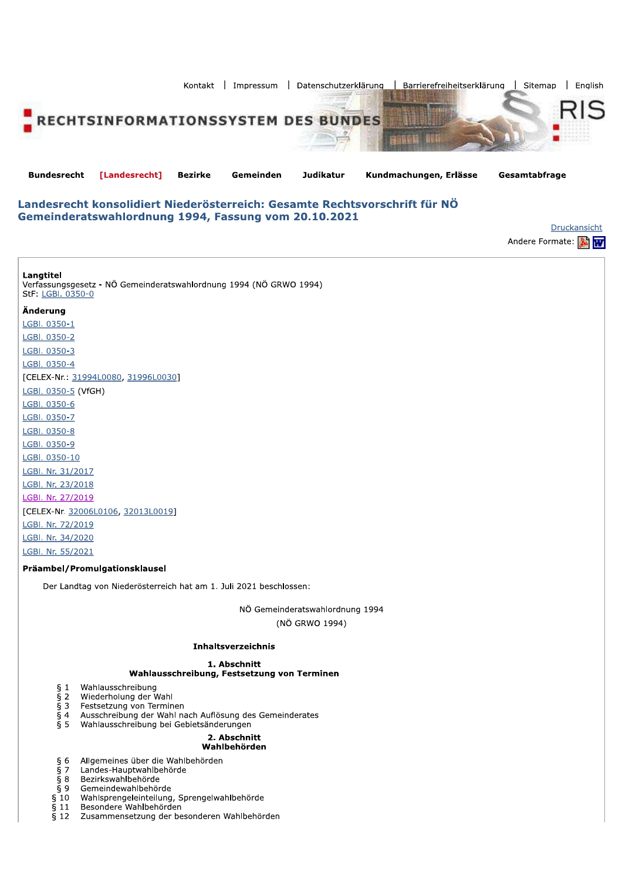Kontakt | Impressum | Datenschutzerklärung | Barrierefreiheitserklärung | Sitemap | English

RECHTSINFORMATIONSSYSTEM DES BUNDES

**Bundesrecht** **[Landesrecht]** **Bezirke** **Gemeinden** **Judikatur** **Kundmachungen, Erlässe** **Gesamtabfrage**

# Landesrecht konsolidiert Niederösterreich: Gesamte Rechtsvorschrift für NÖ Gemeinderatswahlordnung 1994, Fassung vom 20.10.2021

Druckansicht

Andere Formate:

**Langtitel**

Verfassungsgesetz - NÖ Gemeinderatswahlordnung 1994 (NÖ GRWO 1994)
StF: LGBl. 0350-0

**Änderung**

LGBl. 0350-1
LGBl. 0350-2
LGBl. 0350-3
LGBl. 0350-4
[CELEX-Nr.: 31994L0080, 31996L0030]
LGBl. 0350-5 (VfGH)
LGBl. 0350-6
LGBl. 0350-7
LGBl. 0350-8
LGBl. 0350-9
LGBl. 0350-10
LGBl. Nr. 31/2017
LGBl. Nr. 23/2018
LGBl. Nr. 27/2019
[CELEX-Nr. 32006L0106, 32013L0019]
LGBl. Nr. 72/2019
LGBl. Nr. 34/2020
LGBl. Nr. 55/2021

**Präambel/Promulgationsklausel**

Der Landtag von Niederösterreich hat am 1. Juli 2021 beschlossen:

NÖ Gemeinderatswahlordnung 1994
(NÖ GRWO 1994)

**Inhaltsverzeichnis**

**1. Abschnitt**
**Wahlausschreibung, Festsetzung von Terminen**

§ 1 Wahlausschreibung
§ 2 Wiederholung der Wahl
§ 3 Festsetzung von Terminen
§ 4 Ausschreibung der Wahl nach Auflösung des Gemeinderates
§ 5 Wahlausschreibung bei Gebietsänderungen

**2. Abschnitt**
**Wahlbehörden**

§ 6 Allgemeines über die Wahlbehörden
§ 7 Landes-Hauptwahlbehörde
§ 8 Bezirkswahlbehörde
§ 9 Gemeindewahlbehörde
§ 10 Wahlsprengeleinteilung, Sprengelwahlbehörde
§ 11 Besondere Wahlbehörden
§ 12 Zusammensetzung der besonderen Wahlbehörden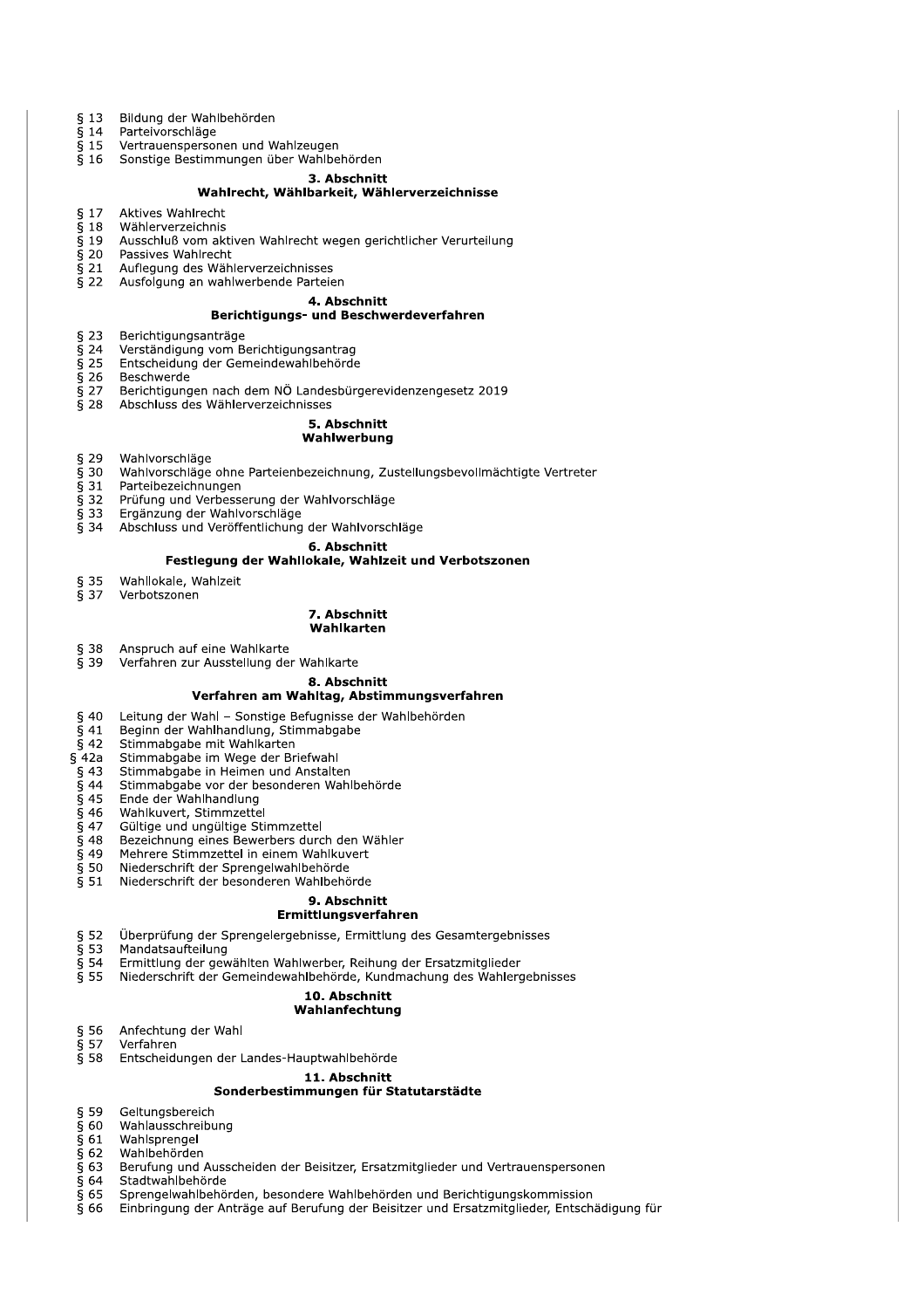§ 13 Bildung der Wahlbehörden
§ 14 Parteivorschläge
§ 15 Vertrauenspersonen und Wahlzeugen
§ 16 Sonstige Bestimmungen über Wahlbehörden

**3. Abschnitt**
**Wahlrecht, Wählbarkeit, Wählerverzeichnisse**

§ 17 Aktives Wahlrecht
§ 18 Wählerverzeichnis
§ 19 Ausschluß vom aktiven Wahlrecht wegen gerichtlicher Verurteilung
§ 20 Passives Wahlrecht
§ 21 Auflegung des Wählerverzeichnisses
§ 22 Ausfolgung an wahlwerbende Parteien

**4. Abschnitt**
**Berichtigungs- und Beschwerdeverfahren**

§ 23 Berichtigungsanträge
§ 24 Verständigung vom Berichtigungsantrag
§ 25 Entscheidung der Gemeindewahlbehörde
§ 26 Beschwerde
§ 27 Berichtigungen nach dem NÖ Landesbürgerevidenzengesetz 2019
§ 28 Abschluss des Wählerverzeichnisses

**5. Abschnitt**
**Wahlwerbung**

§ 29 Wahlvorschläge
§ 30 Wahlvorschläge ohne Parteienbezeichnung, Zustellungsbevollmächtigte Vertreter
§ 31 Parteibezeichnungen
§ 32 Prüfung und Verbesserung der Wahlvorschläge
§ 33 Ergänzung der Wahlvorschläge
§ 34 Abschluss und Veröffentlichung der Wahlvorschläge

**6. Abschnitt**
**Festlegung der Wahllokale, Wahlzeit und Verbotszonen**

§ 35 Wahllokale, Wahlzeit
§ 37 Verbotszonen

**7. Abschnitt**
**Wahlkarten**

§ 38 Anspruch auf eine Wahlkarte
§ 39 Verfahren zur Ausstellung der Wahlkarte

**8. Abschnitt**
**Verfahren am Wahltag, Abstimmungsverfahren**

§ 40 Leitung der Wahl – Sonstige Befugnisse der Wahlbehörden
§ 41 Beginn der Wahlhandlung, Stimmabgabe
§ 42 Stimmabgabe mit Wahlkarten
§ 42a Stimmabgabe im Wege der Briefwahl
§ 43 Stimmabgabe in Heimen und Anstalten
§ 44 Stimmabgabe vor der besonderen Wahlbehörde
§ 45 Ende der Wahlhandlung
§ 46 Wahlkuvert, Stimmzettel
§ 47 Gültige und ungültige Stimmzettel
§ 48 Bezeichnung eines Bewerbers durch den Wähler
§ 49 Mehrere Stimmzettel in einem Wahlkuvert
§ 50 Niederschrift der Sprengelwahlbehörde
§ 51 Niederschrift der besonderen Wahlbehörde

**9. Abschnitt**
**Ermittlungsverfahren**

§ 52 Überprüfung der Sprengelergebnisse, Ermittlung des Gesamtergebnisses
§ 53 Mandatsaufteilung
§ 54 Ermittlung der gewählten Wahlwerber, Reihung der Ersatzmitglieder
§ 55 Niederschrift der Gemeindewahlbehörde, Kundmachung des Wahlergebnisses

**10. Abschnitt**
**Wahlanfechtung**

§ 56 Anfechtung der Wahl
§ 57 Verfahren
§ 58 Entscheidungen der Landes-Hauptwahlbehörde

**11. Abschnitt**
**Sonderbestimmungen für Statutarstädte**

§ 59 Geltungsbereich
§ 60 Wahlausschreibung
§ 61 Wahlsprengel
§ 62 Wahlbehörden
§ 63 Berufung und Ausscheiden der Beisitzer, Ersatzmitglieder und Vertrauenspersonen
§ 64 Stadtwahlbehörde
§ 65 Sprengelwahlbehörden, besondere Wahlbehörden und Berichtigungskommission
§ 66 Einbringung der Anträge auf Berufung der Beisitzer und Ersatzmitglieder, Entschädigung für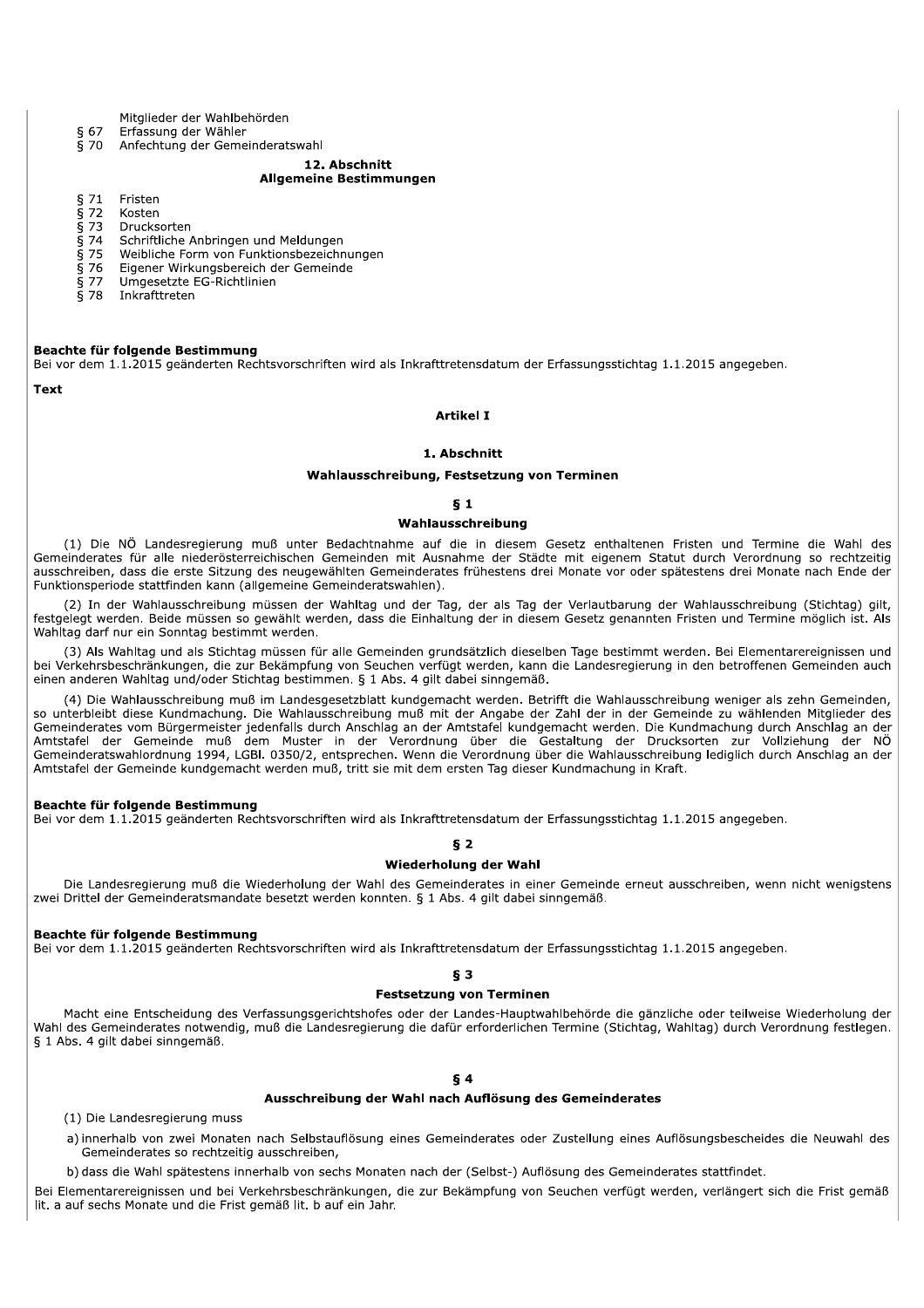Mitglieder der Wahlbehörden
§ 67 Erfassung der Wähler
§ 70 Anfechtung der Gemeinderatswahl

12. Abschnitt
**Allgemeine Bestimmungen**

§ 71 Fristen
§ 72 Kosten
§ 73 Drucksorten
§ 74 Schriftliche Anbringen und Meldungen
§ 75 Weibliche Form von Funktionsbezeichnungen
§ 76 Eigener Wirkungsbereich der Gemeinde
§ 77 Umgesetzte EG-Richtlinien
§ 78 Inkrafttreten

**Beachte für folgende Bestimmung**
Bei vor dem 1.1.2015 geänderten Rechtsvorschriften wird als Inkrafttretensdatum der Erfassungsstichtag 1.1.2015 angegeben.

**Text**

## Artikel I

### 1. Abschnitt

### Wahlausschreibung, Festsetzung von Terminen

#### § 1

#### Wahlausschreibung

(1) Die NÖ Landesregierung muß unter Bedachtnahme auf die in diesem Gesetz enthaltenen Fristen und Termine die Wahl des Gemeinderates für alle niederösterreichischen Gemeinden mit Ausnahme der Städte mit eigenem Statut durch Verordnung so rechtzeitig ausschreiben, dass die erste Sitzung des neugewählten Gemeinderates frühestens drei Monate vor oder spätestens drei Monate nach Ende der Funktionsperiode stattfinden kann (allgemeine Gemeinderatswahlen).

(2) In der Wahlausschreibung müssen der Wahltag und der Tag, der als Tag der Verlautbarung der Wahlausschreibung (Stichtag) gilt, festgelegt werden. Beide müssen so gewählt werden, dass die Einhaltung der in diesem Gesetz genannten Fristen und Termine möglich ist. Als Wahltag darf nur ein Sonntag bestimmt werden.

(3) Als Wahltag und als Stichtag müssen für alle Gemeinden grundsätzlich dieselben Tage bestimmt werden. Bei Elementarereignissen und bei Verkehrsbeschränkungen, die zur Bekämpfung von Seuchen verfügt werden, kann die Landesregierung in den betroffenen Gemeinden auch einen anderen Wahltag und/oder Stichtag bestimmen. § 1 Abs. 4 gilt dabei sinngemäß.

(4) Die Wahlausschreibung muß im Landesgesetzblatt kundgemacht werden. Betrifft die Wahlausschreibung weniger als zehn Gemeinden, so unterbleibt diese Kundmachung. Die Wahlausschreibung muß mit der Angabe der Zahl der in der Gemeinde zu wählenden Mitglieder des Gemeinderates vom Bürgermeister jedenfalls durch Anschlag an der Amtstafel kundgemacht werden. Die Kundmachung durch Anschlag an der Amtstafel der Gemeinde muß dem Muster in der Verordnung über die Gestaltung der Drucksorten zur Vollziehung der NÖ Gemeinderatswahlordnung 1994, LGBl. 0350/2, entsprechen. Wenn die Verordnung über die Wahlausschreibung lediglich durch Anschlag an der Amtstafel der Gemeinde kundgemacht werden muß, tritt sie mit dem ersten Tag dieser Kundmachung in Kraft.

**Beachte für folgende Bestimmung**
Bei vor dem 1.1.2015 geänderten Rechtsvorschriften wird als Inkrafttretensdatum der Erfassungsstichtag 1.1.2015 angegeben.

#### § 2

#### Wiederholung der Wahl

Die Landesregierung muß die Wiederholung der Wahl des Gemeinderates in einer Gemeinde erneut ausschreiben, wenn nicht wenigstens zwei Drittel der Gemeinderatsmandate besetzt werden konnten. § 1 Abs. 4 gilt dabei sinngemäß.

**Beachte für folgende Bestimmung**
Bei vor dem 1.1.2015 geänderten Rechtsvorschriften wird als Inkrafttretensdatum der Erfassungsstichtag 1.1.2015 angegeben.

#### § 3

#### Festsetzung von Terminen

Macht eine Entscheidung des Verfassungsgerichtshofes oder der Landes-Hauptwahlbehörde die gänzliche oder teilweise Wiederholung der Wahl des Gemeinderates notwendig, muß die Landesregierung die dafür erforderlichen Termine (Stichtag, Wahltag) durch Verordnung festlegen. § 1 Abs. 4 gilt dabei sinngemäß.

#### § 4

#### Ausschreibung der Wahl nach Auflösung des Gemeinderates

(1) Die Landesregierung muss

a) innerhalb von zwei Monaten nach Selbstauflösung eines Gemeinderates oder Zustellung eines Auflösungsbescheides die Neuwahl des Gemeinderates so rechtzeitig ausschreiben,

b) dass die Wahl spätestens innerhalb von sechs Monaten nach der (Selbst-) Auflösung des Gemeinderates stattfindet.

Bei Elementarereignissen und bei Verkehrsbeschränkungen, die zur Bekämpfung von Seuchen verfügt werden, verlängert sich die Frist gemäß lit. a auf sechs Monate und die Frist gemäß lit. b auf ein Jahr.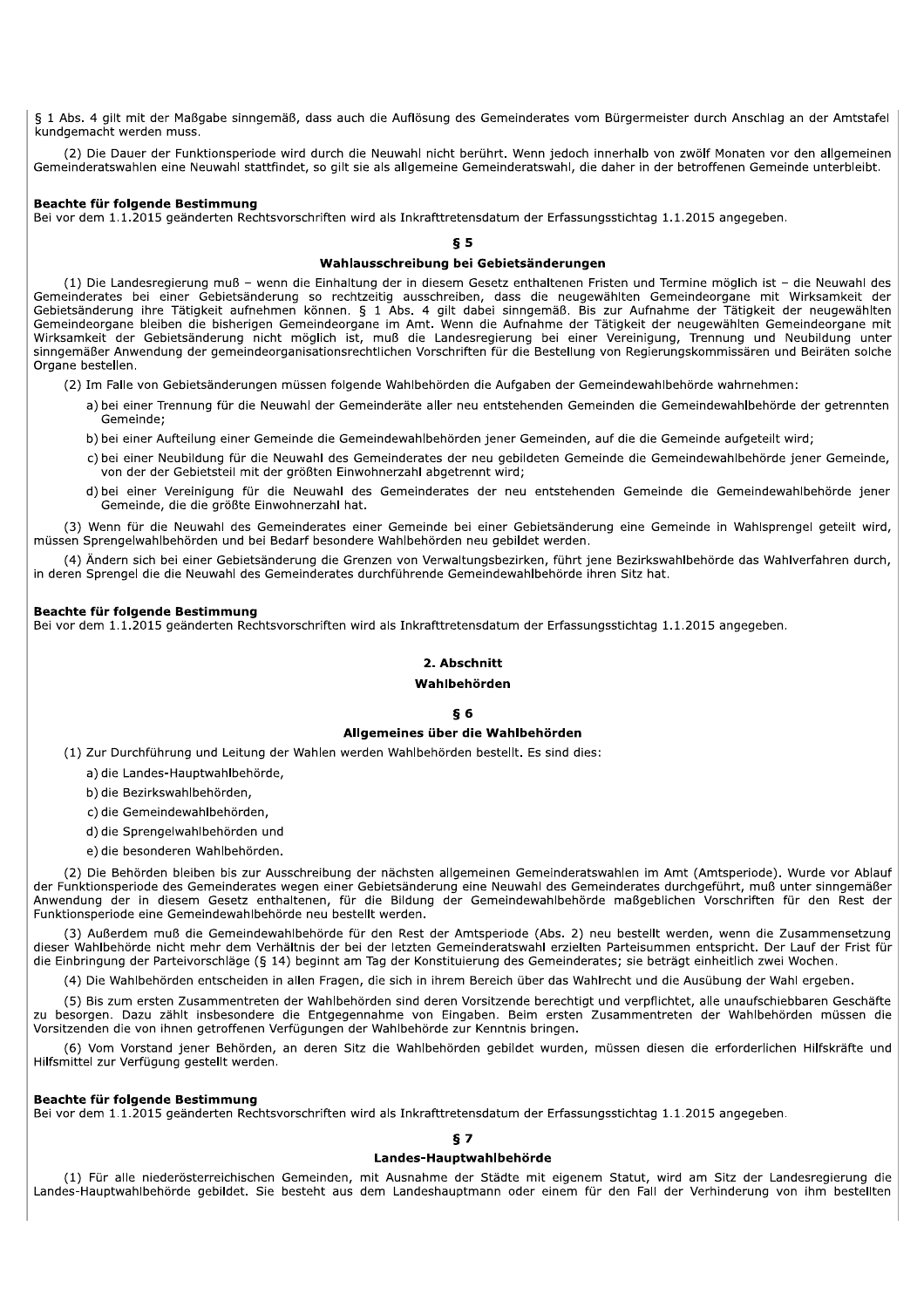§ 1 Abs. 4 gilt mit der Maßgabe sinngemäß, dass auch die Auflösung des Gemeinderates vom Bürgermeister durch Anschlag an der Amtstafel kundgemacht werden muss.

(2) Die Dauer der Funktionsperiode wird durch die Neuwahl nicht berührt. Wenn jedoch innerhalb von zwölf Monaten vor den allgemeinen Gemeinderatswahlen eine Neuwahl stattfindet, so gilt sie als allgemeine Gemeinderatswahl, die daher in der betroffenen Gemeinde unterbleibt.

**Beachte für folgende Bestimmung**
Bei vor dem 1.1.2015 geänderten Rechtsvorschriften wird als Inkrafttretensdatum der Erfassungsstichtag 1.1.2015 angegeben.

### § 5

### Wahlausschreibung bei Gebietsänderungen

(1) Die Landesregierung muß – wenn die Einhaltung der in diesem Gesetz enthaltenen Fristen und Termine möglich ist – die Neuwahl des Gemeinderates bei einer Gebietsänderung so rechtzeitig ausschreiben, dass die neugewählten Gemeindeorgane mit Wirksamkeit der Gebietsänderung ihre Tätigkeit aufnehmen können. § 1 Abs. 4 gilt dabei sinngemäß. Bis zur Aufnahme der Tätigkeit der neugewählten Gemeindeorgane bleiben die bisherigen Gemeindeorgane im Amt. Wenn die Aufnahme der Tätigkeit der neugewählten Gemeindeorgane mit Wirksamkeit der Gebietsänderung nicht möglich ist, muß die Landesregierung bei einer Vereinigung, Trennung und Neubildung unter sinngemäßer Anwendung der gemeindeorganisationsrechtlichen Vorschriften für die Bestellung von Regierungskommissären und Beiräten solche Organe bestellen.

(2) Im Falle von Gebietsänderungen müssen folgende Wahlbehörden die Aufgaben der Gemeindewahlbehörde wahrnehmen:

a) bei einer Trennung für die Neuwahl der Gemeinderäte aller neu entstehenden Gemeinden die Gemeindewahlbehörde der getrennten Gemeinde;

b) bei einer Aufteilung einer Gemeinde die Gemeindewahlbehörden jener Gemeinden, auf die die Gemeinde aufgeteilt wird;

c) bei einer Neubildung für die Neuwahl des Gemeinderates der neu gebildeten Gemeinde die Gemeindewahlbehörde jener Gemeinde, von der der Gebietsteil mit der größten Einwohnerzahl abgetrennt wird;

d) bei einer Vereinigung für die Neuwahl des Gemeinderates der neu entstehenden Gemeinde die Gemeindewahlbehörde jener Gemeinde, die die größte Einwohnerzahl hat.

(3) Wenn für die Neuwahl des Gemeinderates einer Gemeinde bei einer Gebietsänderung eine Gemeinde in Wahlsprengel geteilt wird, müssen Sprengelwahlbehörden und bei Bedarf besondere Wahlbehörden neu gebildet werden.

(4) Ändern sich bei einer Gebietsänderung die Grenzen von Verwaltungsbezirken, führt jene Bezirkswahlbehörde das Wahlverfahren durch, in deren Sprengel die die Neuwahl des Gemeinderates durchführende Gemeindewahlbehörde ihren Sitz hat.

**Beachte für folgende Bestimmung**
Bei vor dem 1.1.2015 geänderten Rechtsvorschriften wird als Inkrafttretensdatum der Erfassungsstichtag 1.1.2015 angegeben.

## 2. Abschnitt

## Wahlbehörden

### § 6

### Allgemeines über die Wahlbehörden

(1) Zur Durchführung und Leitung der Wahlen werden Wahlbehörden bestellt. Es sind dies:

a) die Landes-Hauptwahlbehörde,

b) die Bezirkswahlbehörden,

c) die Gemeindewahlbehörden,

d) die Sprengelwahlbehörden und

e) die besonderen Wahlbehörden.

(2) Die Behörden bleiben bis zur Ausschreibung der nächsten allgemeinen Gemeinderatswahlen im Amt (Amtsperiode). Wurde vor Ablauf der Funktionsperiode des Gemeinderates wegen einer Gebietsänderung eine Neuwahl des Gemeinderates durchgeführt, muß unter sinngemäßer Anwendung der in diesem Gesetz enthaltenen, für die Bildung der Gemeindewahlbehörde maßgeblichen Vorschriften für den Rest der Funktionsperiode eine Gemeindewahlbehörde neu bestellt werden.

(3) Außerdem muß die Gemeindewahlbehörde für den Rest der Amtsperiode (Abs. 2) neu bestellt werden, wenn die Zusammensetzung dieser Wahlbehörde nicht mehr dem Verhältnis der bei der letzten Gemeinderatswahl erzielten Parteisummen entspricht. Der Lauf der Frist für die Einbringung der Parteivorschläge (§ 14) beginnt am Tag der Konstituierung des Gemeinderates; sie beträgt einheitlich zwei Wochen.

(4) Die Wahlbehörden entscheiden in allen Fragen, die sich in ihrem Bereich über das Wahlrecht und die Ausübung der Wahl ergeben.

(5) Bis zum ersten Zusammentreten der Wahlbehörden sind deren Vorsitzende berechtigt und verpflichtet, alle unaufschiebbaren Geschäfte zu besorgen. Dazu zählt insbesondere die Entgegennahme von Eingaben. Beim ersten Zusammentreten der Wahlbehörden müssen die Vorsitzenden die von ihnen getroffenen Verfügungen der Wahlbehörde zur Kenntnis bringen.

(6) Vom Vorstand jener Behörden, an deren Sitz die Wahlbehörden gebildet wurden, müssen diesen die erforderlichen Hilfskräfte und Hilfsmittel zur Verfügung gestellt werden.

**Beachte für folgende Bestimmung**
Bei vor dem 1.1.2015 geänderten Rechtsvorschriften wird als Inkrafttretensdatum der Erfassungsstichtag 1.1.2015 angegeben.

### § 7

### Landes-Hauptwahlbehörde

(1) Für alle niederösterreichischen Gemeinden, mit Ausnahme der Städte mit eigenem Statut, wird am Sitz der Landesregierung die Landes-Hauptwahlbehörde gebildet. Sie besteht aus dem Landeshauptmann oder einem für den Fall der Verhinderung von ihm bestellten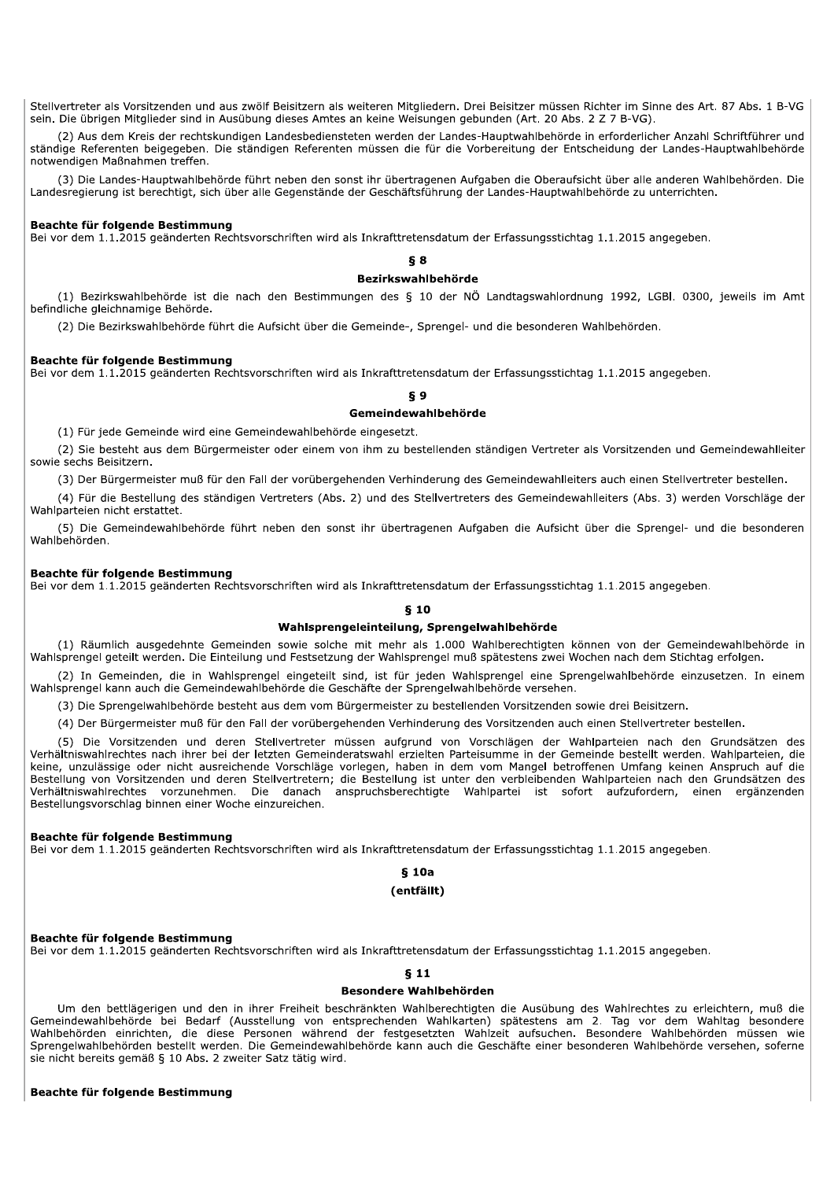Stellvertreter als Vorsitzenden und aus zwölf Beisitzern als weiteren Mitgliedern. Drei Beisitzer müssen Richter im Sinne des Art. 87 Abs. 1 B-VG sein. Die übrigen Mitglieder sind in Ausübung dieses Amtes an keine Weisungen gebunden (Art. 20 Abs. 2 Z 7 B-VG).

(2) Aus dem Kreis der rechtskundigen Landesbediensteten werden der Landes-Hauptwahlbehörde in erforderlicher Anzahl Schriftführer und ständige Referenten beigegeben. Die ständigen Referenten müssen die für die Vorbereitung der Entscheidung der Landes-Hauptwahlbehörde notwendigen Maßnahmen treffen.

(3) Die Landes-Hauptwahlbehörde führt neben den sonst ihr übertragenen Aufgaben die Oberaufsicht über alle anderen Wahlbehörden. Die Landesregierung ist berechtigt, sich über alle Gegenstände der Geschäftsführung der Landes-Hauptwahlbehörde zu unterrichten.

**Beachte für folgende Bestimmung**
Bei vor dem 1.1.2015 geänderten Rechtsvorschriften wird als Inkrafttretensdatum der Erfassungsstichtag 1.1.2015 angegeben.

### § 8

### Bezirkswahlbehörde

(1) Bezirkswahlbehörde ist die nach den Bestimmungen des § 10 der NÖ Landtagswahlordnung 1992, LGBl. 0300, jeweils im Amt befindliche gleichnamige Behörde.

(2) Die Bezirkswahlbehörde führt die Aufsicht über die Gemeinde-, Sprengel- und die besonderen Wahlbehörden.

**Beachte für folgende Bestimmung**
Bei vor dem 1.1.2015 geänderten Rechtsvorschriften wird als Inkrafttretensdatum der Erfassungsstichtag 1.1.2015 angegeben.

### § 9

### Gemeindewahlbehörde

(1) Für jede Gemeinde wird eine Gemeindewahlbehörde eingesetzt.

(2) Sie besteht aus dem Bürgermeister oder einem von ihm zu bestellenden ständigen Vertreter als Vorsitzenden und Gemeindewahlleiter sowie sechs Beisitzern.

(3) Der Bürgermeister muß für den Fall der vorübergehenden Verhinderung des Gemeindewahlleiters auch einen Stellvertreter bestellen.

(4) Für die Bestellung des ständigen Vertreters (Abs. 2) und des Stellvertreters des Gemeindewahlleiters (Abs. 3) werden Vorschläge der Wahlparteien nicht erstattet.

(5) Die Gemeindewahlbehörde führt neben den sonst ihr übertragenen Aufgaben die Aufsicht über die Sprengel- und die besonderen Wahlbehörden.

**Beachte für folgende Bestimmung**
Bei vor dem 1.1.2015 geänderten Rechtsvorschriften wird als Inkrafttretensdatum der Erfassungsstichtag 1.1.2015 angegeben.

### § 10

### Wahlsprengeleinteilung, Sprengelwahlbehörde

(1) Räumlich ausgedehnte Gemeinden sowie solche mit mehr als 1.000 Wahlberechtigten können von der Gemeindewahlbehörde in Wahlsprengel geteilt werden. Die Einteilung und Festsetzung der Wahlsprengel muß spätestens zwei Wochen nach dem Stichtag erfolgen.

(2) In Gemeinden, die in Wahlsprengel eingeteilt sind, ist für jeden Wahlsprengel eine Sprengelwahlbehörde einzusetzen. In einem Wahlsprengel kann auch die Gemeindewahlbehörde die Geschäfte der Sprengelwahlbehörde versehen.

(3) Die Sprengelwahlbehörde besteht aus dem vom Bürgermeister zu bestellenden Vorsitzenden sowie drei Beisitzern.

(4) Der Bürgermeister muß für den Fall der vorübergehenden Verhinderung des Vorsitzenden auch einen Stellvertreter bestellen.

(5) Die Vorsitzenden und deren Stellvertreter müssen aufgrund von Vorschlägen der Wahlparteien nach den Grundsätzen des Verhältniswahlrechtes nach ihrer bei der letzten Gemeinderatswahl erzielten Parteisumme in der Gemeinde bestellt werden. Wahlparteien, die keine, unzulässige oder nicht ausreichende Vorschläge vorlegen, haben in dem vom Mangel betroffenen Umfang keinen Anspruch auf die Bestellung von Vorsitzenden und deren Stellvertretern; die Bestellung ist unter den verbleibenden Wahlparteien nach den Grundsätzen des Verhältniswahlrechtes vorzunehmen. Die danach anspruchsberechtigte Wahlpartei ist sofort aufzufordern, einen ergänzenden Bestellungsvorschlag binnen einer Woche einzureichen.

**Beachte für folgende Bestimmung**
Bei vor dem 1.1.2015 geänderten Rechtsvorschriften wird als Inkrafttretensdatum der Erfassungsstichtag 1.1.2015 angegeben.

### § 10a

### (entfällt)

**Beachte für folgende Bestimmung**
Bei vor dem 1.1.2015 geänderten Rechtsvorschriften wird als Inkrafttretensdatum der Erfassungsstichtag 1.1.2015 angegeben.

### § 11

### Besondere Wahlbehörden

Um den bettlägerigen und den in ihrer Freiheit beschränkten Wahlberechtigten die Ausübung des Wahlrechtes zu erleichtern, muß die Gemeindewahlbehörde bei Bedarf (Ausstellung von entsprechenden Wahlkarten) spätestens am 2. Tag vor dem Wahltag besondere Wahlbehörden einrichten, die diese Personen während der festgesetzten Wahlzeit aufsuchen. Besondere Wahlbehörden müssen wie Sprengelwahlbehörden bestellt werden. Die Gemeindewahlbehörde kann auch die Geschäfte einer besonderen Wahlbehörde versehen, soferne sie nicht bereits gemäß § 10 Abs. 2 zweiter Satz tätig wird.

**Beachte für folgende Bestimmung**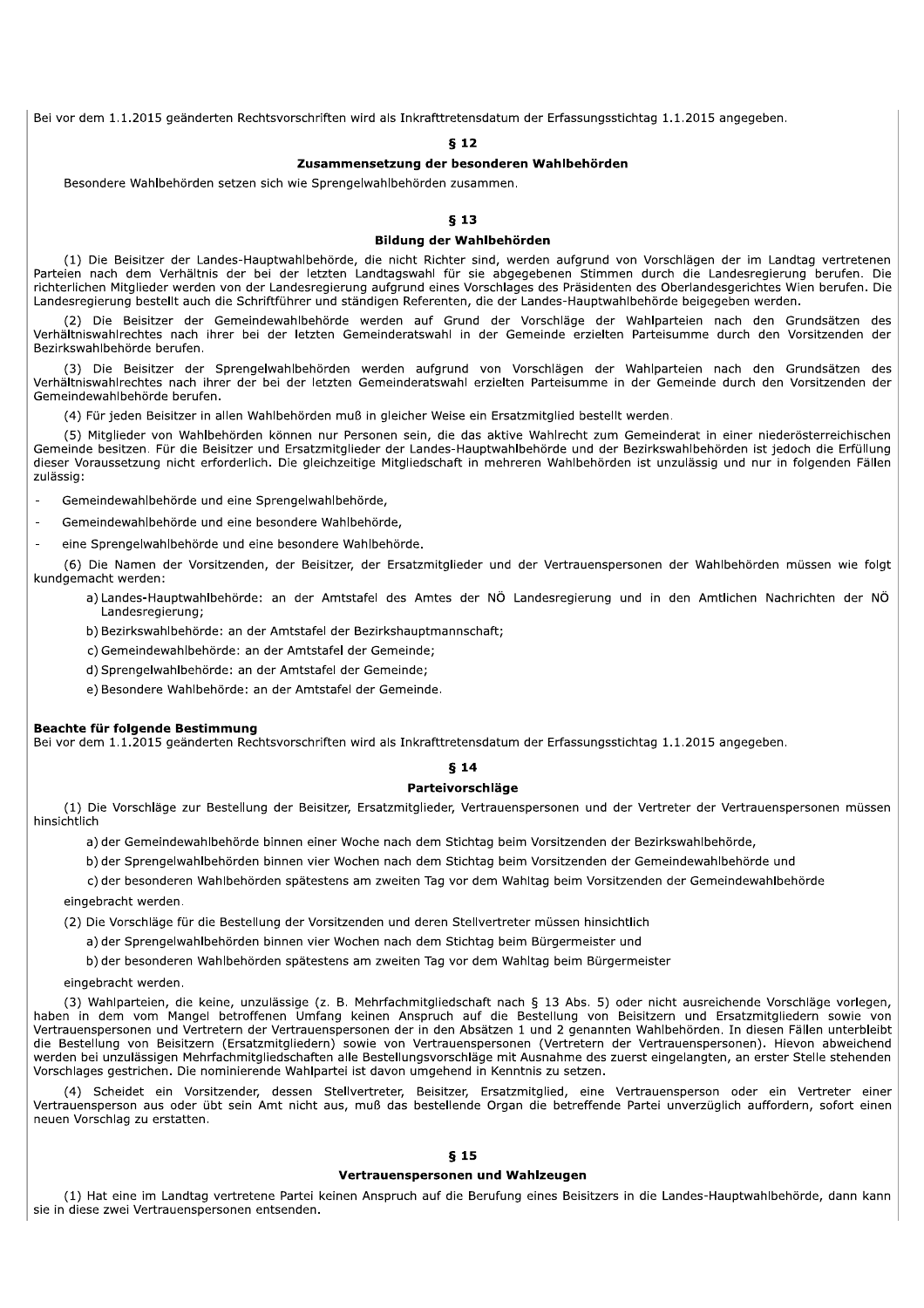Bei vor dem 1.1.2015 geänderten Rechtsvorschriften wird als Inkrafttretensdatum der Erfassungsstichtag 1.1.2015 angegeben.

### § 12

#### Zusammensetzung der besonderen Wahlbehörden

Besondere Wahlbehörden setzen sich wie Sprengelwahlbehörden zusammen.

### § 13

#### Bildung der Wahlbehörden

(1) Die Beisitzer der Landes-Hauptwahlbehörde, die nicht Richter sind, werden aufgrund von Vorschlägen der im Landtag vertretenen Parteien nach dem Verhältnis der bei der letzten Landtagswahl für sie abgegebenen Stimmen durch die Landesregierung berufen. Die richterlichen Mitglieder werden von der Landesregierung aufgrund eines Vorschlages des Präsidenten des Oberlandesgerichtes Wien berufen. Die Landesregierung bestellt auch die Schriftführer und ständigen Referenten, die der Landes-Hauptwahlbehörde beigegeben werden.

(2) Die Beisitzer der Gemeindewahlbehörde werden auf Grund der Vorschläge der Wahlparteien nach den Grundsätzen des Verhältniswahlrechtes nach ihrer bei der letzten Gemeinderatswahl in der Gemeinde erzielten Parteisumme durch den Vorsitzenden der Bezirkswahlbehörde berufen.

(3) Die Beisitzer der Sprengelwahlbehörden werden aufgrund von Vorschlägen der Wahlparteien nach den Grundsätzen des Verhältniswahlrechtes nach ihrer der bei der letzten Gemeinderatswahl erzielten Parteisumme in der Gemeinde durch den Vorsitzenden der Gemeindewahlbehörde berufen.

(4) Für jeden Beisitzer in allen Wahlbehörden muß in gleicher Weise ein Ersatzmitglied bestellt werden.

(5) Mitglieder von Wahlbehörden können nur Personen sein, die das aktive Wahlrecht zum Gemeinderat in einer niederösterreichischen Gemeinde besitzen. Für die Beisitzer und Ersatzmitglieder der Landes-Hauptwahlbehörde und der Bezirkswahlbehörden ist jedoch die Erfüllung dieser Voraussetzung nicht erforderlich. Die gleichzeitige Mitgliedschaft in mehreren Wahlbehörden ist unzulässig und nur in folgenden Fällen zulässig:

- Gemeindewahlbehörde und eine Sprengelwahlbehörde,
- Gemeindewahlbehörde und eine besondere Wahlbehörde,
- eine Sprengelwahlbehörde und eine besondere Wahlbehörde.

(6) Die Namen der Vorsitzenden, der Beisitzer, der Ersatzmitglieder und der Vertrauenspersonen der Wahlbehörden müssen wie folgt kundgemacht werden:

a) Landes-Hauptwahlbehörde: an der Amtstafel des Amtes der NÖ Landesregierung und in den Amtlichen Nachrichten der NÖ Landesregierung;

b) Bezirkswahlbehörde: an der Amtstafel der Bezirkshauptmannschaft;

c) Gemeindewahlbehörde: an der Amtstafel der Gemeinde;

d) Sprengelwahlbehörde: an der Amtstafel der Gemeinde;

e) Besondere Wahlbehörde: an der Amtstafel der Gemeinde.

**Beachte für folgende Bestimmung**
Bei vor dem 1.1.2015 geänderten Rechtsvorschriften wird als Inkrafttretensdatum der Erfassungsstichtag 1.1.2015 angegeben.

### § 14

#### Parteivorschläge

(1) Die Vorschläge zur Bestellung der Beisitzer, Ersatzmitglieder, Vertrauenspersonen und der Vertreter der Vertrauenspersonen müssen hinsichtlich

a) der Gemeindewahlbehörde binnen einer Woche nach dem Stichtag beim Vorsitzenden der Bezirkswahlbehörde,

b) der Sprengelwahlbehörden binnen vier Wochen nach dem Stichtag beim Vorsitzenden der Gemeindewahlbehörde und

c) der besonderen Wahlbehörden spätestens am zweiten Tag vor dem Wahltag beim Vorsitzenden der Gemeindewahlbehörde

eingebracht werden.

(2) Die Vorschläge für die Bestellung der Vorsitzenden und deren Stellvertreter müssen hinsichtlich

a) der Sprengelwahlbehörden binnen vier Wochen nach dem Stichtag beim Bürgermeister und

b) der besonderen Wahlbehörden spätestens am zweiten Tag vor dem Wahltag beim Bürgermeister

eingebracht werden.

(3) Wahlparteien, die keine, unzulässige (z. B. Mehrfachmitgliedschaft nach § 13 Abs. 5) oder nicht ausreichende Vorschläge vorlegen, haben in dem vom Mangel betroffenen Umfang keinen Anspruch auf die Bestellung von Beisitzern und Ersatzmitgliedern sowie von Vertrauenspersonen und Vertretern der Vertrauenspersonen der in den Absätzen 1 und 2 genannten Wahlbehörden. In diesen Fällen unterbleibt die Bestellung von Beisitzern (Ersatzmitgliedern) sowie von Vertrauenspersonen (Vertretern der Vertrauenspersonen). Hievon abweichend werden bei unzulässigen Mehrfachmitgliedschaften alle Bestellungsvorschläge mit Ausnahme des zuerst eingelangten, an erster Stelle stehenden Vorschlages gestrichen. Die nominierende Wahlpartei ist davon umgehend in Kenntnis zu setzen.

(4) Scheidet ein Vorsitzender, dessen Stellvertreter, Beisitzer, Ersatzmitglied, eine Vertrauensperson oder ein Vertreter einer Vertrauensperson aus oder übt sein Amt nicht aus, muß das bestellende Organ die betreffende Partei unverzüglich auffordern, sofort einen neuen Vorschlag zu erstatten.

### § 15

#### Vertrauenspersonen und Wahlzeugen

(1) Hat eine im Landtag vertretene Partei keinen Anspruch auf die Berufung eines Beisitzers in die Landes-Hauptwahlbehörde, dann kann sie in diese zwei Vertrauenspersonen entsenden.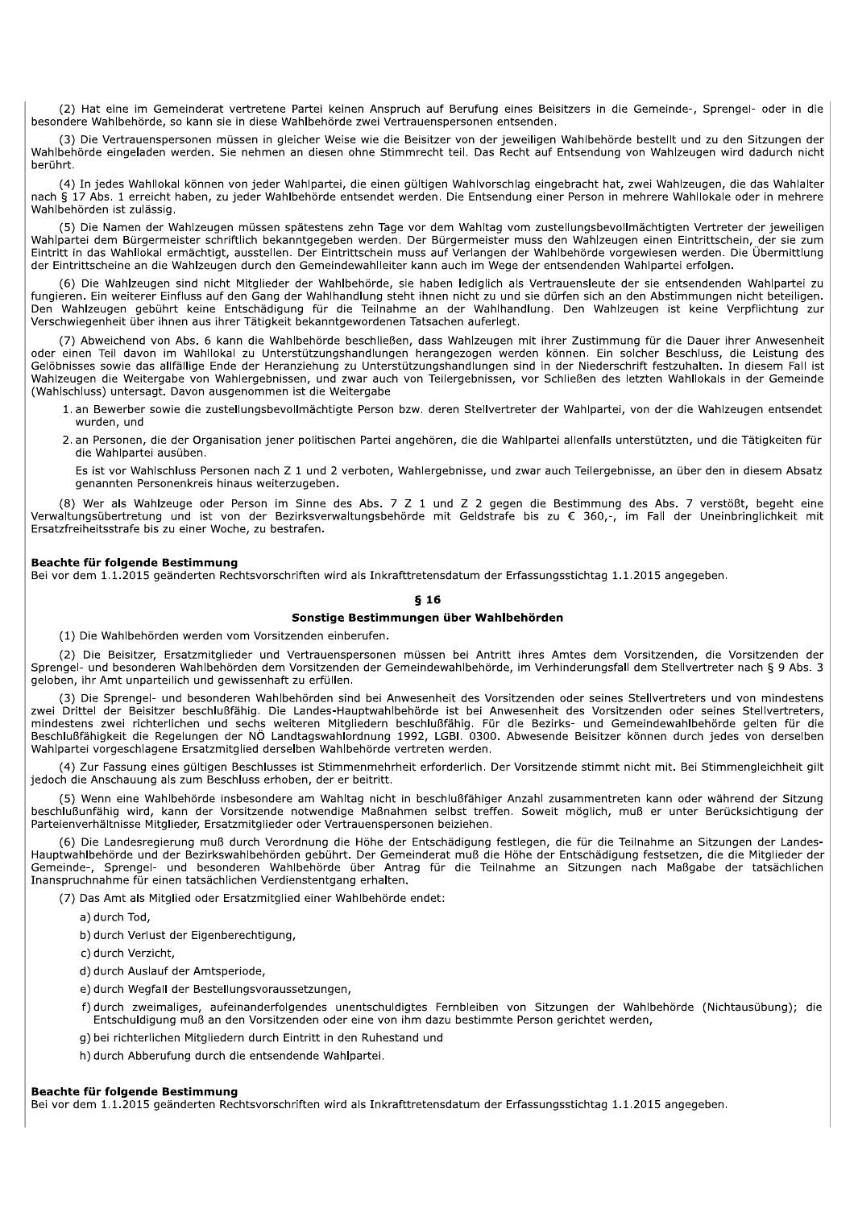(2) Hat eine im Gemeinderat vertretene Partei keinen Anspruch auf Berufung eines Beisitzers in die Gemeinde-, Sprengel- oder in die besondere Wahlbehörde, so kann sie in diese Wahlbehörde zwei Vertrauenspersonen entsenden.

(3) Die Vertrauenspersonen müssen in gleicher Weise wie die Beisitzer von der jeweiligen Wahlbehörde bestellt und zu den Sitzungen der Wahlbehörde eingeladen werden. Sie nehmen an diesen ohne Stimmrecht teil. Das Recht auf Entsendung von Wahlzeugen wird dadurch nicht berührt.

(4) In jedes Wahllokal können von jeder Wahlpartei, die einen gültigen Wahlvorschlag eingebracht hat, zwei Wahlzeugen, die das Wahlalter nach § 17 Abs. 1 erreicht haben, zu jeder Wahlbehörde entsendet werden. Die Entsendung einer Person in mehrere Wahllokale oder in mehrere Wahlbehörden ist zulässig.

(5) Die Namen der Wahlzeugen müssen spätestens zehn Tage vor dem Wahltag vom zustellungsbevollmächtigten Vertreter der jeweiligen Wahlpartei dem Bürgermeister schriftlich bekanntgegeben werden. Der Bürgermeister muss den Wahlzeugen einen Eintrittsschein, der sie zum Eintritt in das Wahllokal ermächtigt, ausstellen. Der Eintrittsschein muss auf Verlangen der Wahlbehörde vorgewiesen werden. Die Übermittlung der Eintrittsscheine an die Wahlzeugen durch den Gemeindewahlleiter kann auch im Wege der entsendenden Wahlpartei erfolgen.

(6) Die Wahlzeugen sind nicht Mitglieder der Wahlbehörde, sie haben lediglich als Vertrauensleute der sie entsendenden Wahlpartei zu fungieren. Ein weiterer Einfluss auf den Gang der Wahlhandlung steht ihnen nicht zu und sie dürfen sich an den Abstimmungen nicht beteiligen. Den Wahlzeugen gebührt keine Entschädigung für die Teilnahme an der Wahlhandlung. Den Wahlzeugen ist keine Verpflichtung zur Verschwiegenheit über ihnen aus ihrer Tätigkeit bekanntgewordenen Tatsachen auferlegt.

(7) Abweichend von Abs. 6 kann die Wahlbehörde beschließen, dass Wahlzeugen mit ihrer Zustimmung für die Dauer ihrer Anwesenheit oder einen Teil davon im Wahllokal zu Unterstützungshandlungen herangezogen werden können. Ein solcher Beschluss, die Leistung des Gelöbnisses sowie das allfällige Ende der Heranziehung zu Unterstützungshandlungen sind in der Niederschrift festzuhalten. In diesem Fall ist Wahlzeugen die Weitergabe von Wahlergebnissen, und zwar auch von Teilergebnissen, vor Schließen des letzten Wahllokals in der Gemeinde (Wahlschluss) untersagt. Davon ausgenommen ist die Weitergabe

1. an Bewerber sowie die zustellungsbevollmächtigte Person bzw. deren Stellvertreter der Wahlpartei, von der die Wahlzeugen entsendet wurden, und
2. an Personen, die der Organisation jener politischen Partei angehören, die die Wahlpartei allenfalls unterstützten, und die Tätigkeiten für die Wahlpartei ausüben.

   Es ist vor Wahlschluss Personen nach Z 1 und 2 verboten, Wahlergebnisse, und zwar auch Teilergebnisse, an über den in diesem Absatz genannten Personenkreis hinaus weiterzugeben.

(8) Wer als Wahlzeuge oder Person im Sinne des Abs. 7 Z 1 und Z 2 gegen die Bestimmung des Abs. 7 verstößt, begeht eine Verwaltungsübertretung und ist von der Bezirksverwaltungsbehörde mit Geldstrafe bis zu € 360,-, im Fall der Uneinbringlichkeit mit Ersatzfreiheitsstrafe bis zu einer Woche, zu bestrafen.

**Beachte für folgende Bestimmung**
Bei vor dem 1.1.2015 geänderten Rechtsvorschriften wird als Inkrafttretensdatum der Erfassungsstichtag 1.1.2015 angegeben.

## § 16

### Sonstige Bestimmungen über Wahlbehörden

(1) Die Wahlbehörden werden vom Vorsitzenden einberufen.

(2) Die Beisitzer, Ersatzmitglieder und Vertrauenspersonen müssen bei Antritt ihres Amtes dem Vorsitzenden, die Vorsitzenden der Sprengel- und besonderen Wahlbehörden dem Vorsitzenden der Gemeindewahlbehörde, im Verhinderungsfall dem Stellvertreter nach § 9 Abs. 3 geloben, ihr Amt unparteilich und gewissenhaft zu erfüllen.

(3) Die Sprengel- und besonderen Wahlbehörden sind bei Anwesenheit des Vorsitzenden oder seines Stellvertreters und von mindestens zwei Drittel der Beisitzer beschlußfähig. Die Landes-Hauptwahlbehörde ist bei Anwesenheit des Vorsitzenden oder seines Stellvertreters, mindestens zwei richterlichen und sechs weiteren Mitgliedern beschlußfähig. Für die Bezirks- und Gemeindewahlbehörde gelten für die Beschlußfähigkeit die Regelungen der NÖ Landtagswahlordnung 1992, LGBl. 0300. Abwesende Beisitzer können durch jedes von derselben Wahlpartei vorgeschlagene Ersatzmitglied derselben Wahlbehörde vertreten werden.

(4) Zur Fassung eines gültigen Beschlusses ist Stimmenmehrheit erforderlich. Der Vorsitzende stimmt nicht mit. Bei Stimmengleichheit gilt jedoch die Anschauung als zum Beschluss erhoben, der er beitritt.

(5) Wenn eine Wahlbehörde insbesondere am Wahltag nicht in beschlußfähiger Anzahl zusammentreten kann oder während der Sitzung beschlußunfähig wird, kann der Vorsitzende notwendige Maßnahmen selbst treffen. Soweit möglich, muß er unter Berücksichtigung der Parteienverhältnisse Mitglieder, Ersatzmitglieder oder Vertrauenspersonen beiziehen.

(6) Die Landesregierung muß durch Verordnung die Höhe der Entschädigung festlegen, die für die Teilnahme an Sitzungen der Landes-Hauptwahlbehörde und der Bezirkswahlbehörden gebührt. Der Gemeinderat muß die Höhe der Entschädigung festsetzen, die die Mitglieder der Gemeinde-, Sprengel- und besonderen Wahlbehörde über Antrag für die Teilnahme an Sitzungen nach Maßgabe der tatsächlichen Inanspruchnahme für einen tatsächlichen Verdienstentgang erhalten.

(7) Das Amt als Mitglied oder Ersatzmitglied einer Wahlbehörde endet:

a) durch Tod,

b) durch Verlust der Eigenberechtigung,

c) durch Verzicht,

d) durch Auslauf der Amtsperiode,

e) durch Wegfall der Bestellungsvoraussetzungen,

f) durch zweimaliges, aufeinanderfolgendes unentschuldigtes Fernbleiben von Sitzungen der Wahlbehörde (Nichtausübung); die Entschuldigung muß an den Vorsitzenden oder eine von ihm dazu bestimmte Person gerichtet werden,

g) bei richterlichen Mitgliedern durch Eintritt in den Ruhestand und

h) durch Abberufung durch die entsendende Wahlpartei.

**Beachte für folgende Bestimmung**
Bei vor dem 1.1.2015 geänderten Rechtsvorschriften wird als Inkrafttretensdatum der Erfassungsstichtag 1.1.2015 angegeben.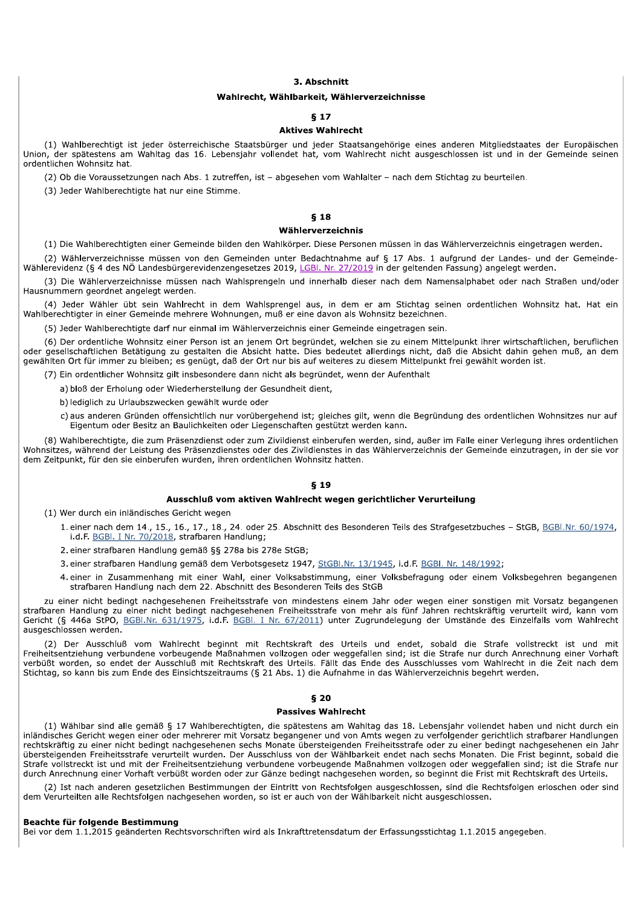## 3. Abschnitt

## Wahlrecht, Wählbarkeit, Wählerverzeichnisse

### § 17

### Aktives Wahlrecht

(1) Wahlberechtigt ist jeder österreichische Staatsbürger und jeder Staatsangehörige eines anderen Mitgliedstaates der Europäischen Union, der spätestens am Wahltag das 16. Lebensjahr vollendet hat, vom Wahlrecht nicht ausgeschlossen ist und in der Gemeinde seinen ordentlichen Wohnsitz hat.

(2) Ob die Voraussetzungen nach Abs. 1 zutreffen, ist – abgesehen vom Wahlalter – nach dem Stichtag zu beurteilen.

(3) Jeder Wahlberechtigte hat nur eine Stimme.

### § 18

### Wählerverzeichnis

(1) Die Wahlberechtigten einer Gemeinde bilden den Wahlkörper. Diese Personen müssen in das Wählerverzeichnis eingetragen werden.

(2) Wählerverzeichnisse müssen von den Gemeinden unter Bedachtnahme auf § 17 Abs. 1 aufgrund der Landes- und der Gemeinde-Wählerevidenz (§ 4 des NÖ Landesbürgerevidenzengesetzes 2019, LGBl. Nr. 27/2019 in der geltenden Fassung) angelegt werden.

(3) Die Wählerverzeichnisse müssen nach Wahlsprengeln und innerhalb dieser nach dem Namensalphabet oder nach Straßen und/oder Hausnummern geordnet angelegt werden.

(4) Jeder Wähler übt sein Wahlrecht in dem Wahlsprengel aus, in dem er am Stichtag seinen ordentlichen Wohnsitz hat. Hat ein Wahlberechtigter in einer Gemeinde mehrere Wohnungen, muß er eine davon als Wohnsitz bezeichnen.

(5) Jeder Wahlberechtigte darf nur einmal im Wählerverzeichnis einer Gemeinde eingetragen sein.

(6) Der ordentliche Wohnsitz einer Person ist an jenem Ort begründet, welchen sie zu einem Mittelpunkt ihrer wirtschaftlichen, beruflichen oder gesellschaftlichen Betätigung zu gestalten die Absicht hatte. Dies bedeutet allerdings nicht, daß die Absicht dahin gehen muß, an dem gewählten Ort für immer zu bleiben; es genügt, daß der Ort nur bis auf weiteres zu diesem Mittelpunkt frei gewählt worden ist.

(7) Ein ordentlicher Wohnsitz gilt insbesondere dann nicht als begründet, wenn der Aufenthalt

a) bloß der Erholung oder Wiederherstellung der Gesundheit dient,

b) lediglich zu Urlaubszwecken gewählt wurde oder

c) aus anderen Gründen offensichtlich nur vorübergehend ist; gleiches gilt, wenn die Begründung des ordentlichen Wohnsitzes nur auf Eigentum oder Besitz an Baulichkeiten oder Liegenschaften gestützt werden kann.

(8) Wahlberechtigte, die zum Präsenzdienst oder zum Zivildienst einberufen werden, sind, außer im Falle einer Verlegung ihres ordentlichen Wohnsitzes, während der Leistung des Präsenzdienstes oder des Zivildienstes in das Wählerverzeichnis der Gemeinde einzutragen, in der sie vor dem Zeitpunkt, für den sie einberufen wurden, ihren ordentlichen Wohnsitz hatten.

### § 19

### Ausschluß vom aktiven Wahlrecht wegen gerichtlicher Verurteilung

(1) Wer durch ein inländisches Gericht wegen

1. einer nach dem 14., 15., 16., 17., 18., 24. oder 25. Abschnitt des Besonderen Teils des Strafgesetzbuches – StGB, BGBl.Nr. 60/1974, i.d.F. BGBl. I Nr. 70/2018, strafbaren Handlung;
2. einer strafbaren Handlung gemäß §§ 278a bis 278e StGB;
3. einer strafbaren Handlung gemäß dem Verbotsgesetz 1947, StGBl.Nr. 13/1945, i.d.F. BGBl. Nr. 148/1992;
4. einer in Zusammenhang mit einer Wahl, einer Volksabstimmung, einer Volksbefragung oder einem Volksbegehren begangenen strafbaren Handlung nach dem 22. Abschnitt des Besonderen Teils des StGB

zu einer nicht bedingt nachgesehenen Freiheitsstrafe von mindestens einem Jahr oder wegen einer sonstigen mit Vorsatz begangenen strafbaren Handlung zu einer nicht bedingt nachgesehenen Freiheitsstrafe von mehr als fünf Jahren rechtskräftig verurteilt wird, kann vom Gericht (§ 446a StPO, BGBl.Nr. 631/1975, i.d.F. BGBl. I Nr. 67/2011) unter Zugrundelegung der Umstände des Einzelfalls vom Wahlrecht ausgeschlossen werden.

(2) Der Ausschluß vom Wahlrecht beginnt mit Rechtskraft des Urteils und endet, sobald die Strafe vollstreckt ist und mit Freiheitsentziehung verbundene vorbeugende Maßnahmen vollzogen oder weggefallen sind; ist die Strafe nur durch Anrechnung einer Vorhaft verbüßt worden, so endet der Ausschluß mit Rechtskraft des Urteils. Fällt das Ende des Ausschlusses vom Wahlrecht in die Zeit nach dem Stichtag, so kann bis zum Ende des Einsichtszeitraums (§ 21 Abs. 1) die Aufnahme in das Wählerverzeichnis begehrt werden.

### § 20

### Passives Wahlrecht

(1) Wählbar sind alle gemäß § 17 Wahlberechtigten, die spätestens am Wahltag das 18. Lebensjahr vollendet haben und nicht durch ein inländisches Gericht wegen einer oder mehrerer mit Vorsatz begangener und von Amts wegen zu verfolgender gerichtlich strafbarer Handlungen rechtskräftig zu einer nicht bedingt nachgesehenen sechs Monate übersteigenden Freiheitsstrafe oder zu einer bedingt nachgesehenen ein Jahr übersteigenden Freiheitsstrafe verurteilt wurden. Der Ausschluss von der Wählbarkeit endet nach sechs Monaten. Die Frist beginnt, sobald die Strafe vollstreckt ist und mit der Freiheitsentziehung verbundene vorbeugende Maßnahmen vollzogen oder weggefallen sind; ist die Strafe nur durch Anrechnung einer Vorhaft verbüßt worden oder zur Gänze bedingt nachgesehen worden, so beginnt die Frist mit Rechtskraft des Urteils.

(2) Ist nach anderen gesetzlichen Bestimmungen der Eintritt von Rechtsfolgen ausgeschlossen, sind die Rechtsfolgen erloschen oder sind dem Verurteilten alle Rechtsfolgen nachgesehen worden, so ist er auch von der Wählbarkeit nicht ausgeschlossen.

**Beachte für folgende Bestimmung**

Bei vor dem 1.1.2015 geänderten Rechtsvorschriften wird als Inkrafttretensdatum der Erfassungsstichtag 1.1.2015 angegeben.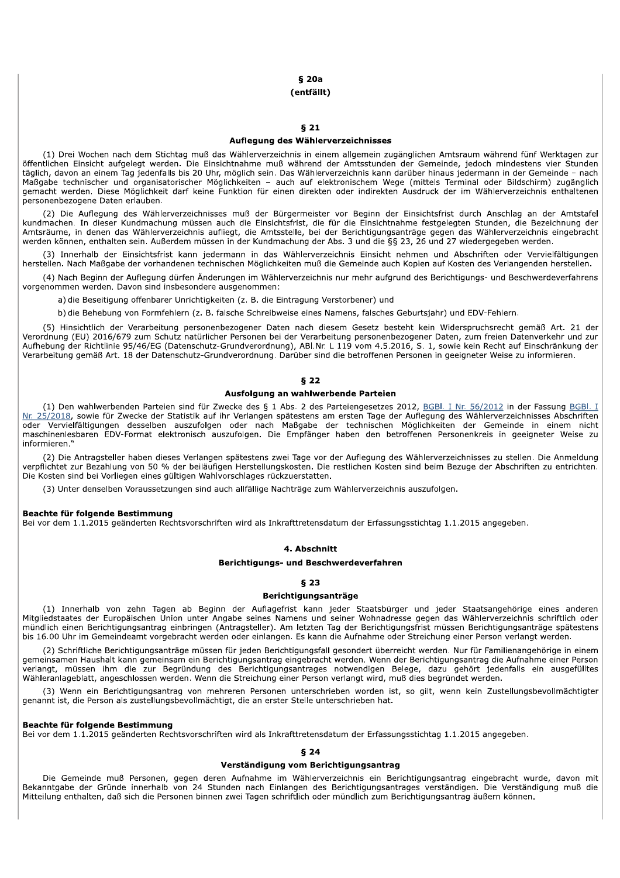### § 20a

**(entfällt)**

### § 21

**Auflegung des Wählerverzeichnisses**

(1) Drei Wochen nach dem Stichtag muß das Wählerverzeichnis in einem allgemein zugänglichen Amtsraum während fünf Werktagen zur öffentlichen Einsicht aufgelegt werden. Die Einsichtnahme muß während der Amtsstunden der Gemeinde, jedoch mindestens vier Stunden täglich, davon an einem Tag jedenfalls bis 20 Uhr, möglich sein. Das Wählerverzeichnis kann darüber hinaus jedermann in der Gemeinde – nach Maßgabe technischer und organisatorischer Möglichkeiten – auch auf elektronischem Wege (mittels Terminal oder Bildschirm) zugänglich gemacht werden. Diese Möglichkeit darf keine Funktion für einen direkten oder indirekten Ausdruck der im Wählerverzeichnis enthaltenen personenbezogene Daten erlauben.

(2) Die Auflegung des Wählerverzeichnisses muß der Bürgermeister vor Beginn der Einsichtsfrist durch Anschlag an der Amtstafel kundmachen. In dieser Kundmachung müssen auch die Einsichtsfrist, die für die Einsichtnahme festgelegten Stunden, die Bezeichnung der Amtsräume, in denen das Wählerverzeichnis aufliegt, die Amtsstelle, bei der Berichtigungsanträge gegen das Wählerverzeichnis eingebracht werden können, enthalten sein. Außerdem müssen in der Kundmachung der Abs. 3 und die §§ 23, 26 und 27 wiedergegeben werden.

(3) Innerhalb der Einsichtsfrist kann jedermann in das Wählerverzeichnis Einsicht nehmen und Abschriften oder Vervielfältigungen herstellen. Nach Maßgabe der vorhandenen technischen Möglichkeiten muß die Gemeinde auch Kopien auf Kosten des Verlangenden herstellen.

(4) Nach Beginn der Auflegung dürfen Änderungen im Wählerverzeichnis nur mehr aufgrund des Berichtigungs- und Beschwerdeverfahrens vorgenommen werden. Davon sind insbesondere ausgenommen:

a) die Beseitigung offenbarer Unrichtigkeiten (z. B. die Eintragung Verstorbener) und

b) die Behebung von Formfehlern (z. B. falsche Schreibweise eines Namens, falsches Geburtsjahr) und EDV-Fehlern.

(5) Hinsichtlich der Verarbeitung personenbezogener Daten nach diesem Gesetz besteht kein Widerspruchsrecht gemäß Art. 21 der Verordnung (EU) 2016/679 zum Schutz natürlicher Personen bei der Verarbeitung personenbezogener Daten, zum freien Datenverkehr und zur Aufhebung der Richtlinie 95/46/EG (Datenschutz-Grundverordnung), ABl.Nr. L 119 vom 4.5.2016, S. 1, sowie kein Recht auf Einschränkung der Verarbeitung gemäß Art. 18 der Datenschutz-Grundverordnung. Darüber sind die betroffenen Personen in geeigneter Weise zu informieren.

### § 22

**Ausfolgung an wahlwerbende Parteien**

(1) Den wahlwerbenden Parteien sind für Zwecke des § 1 Abs. 2 des Parteiengesetzes 2012, BGBl. I Nr. 56/2012 in der Fassung BGBl. I Nr. 25/2018, sowie für Zwecke der Statistik auf ihr Verlangen spätestens am ersten Tage der Auflegung des Wählerverzeichnisses Abschriften oder Vervielfältigungen desselben auszufolgen oder nach Maßgabe der technischen Möglichkeiten der Gemeinde in einem nicht maschinenlesbaren EDV-Format elektronisch auszufolgen. Die Empfänger haben den betroffenen Personenkreis in geeigneter Weise zu informieren.“

(2) Die Antragsteller haben dieses Verlangen spätestens zwei Tage vor der Auflegung des Wählerverzeichnisses zu stellen. Die Anmeldung verpflichtet zur Bezahlung von 50 % der beiläufigen Herstellungskosten. Die restlichen Kosten sind beim Bezuge der Abschriften zu entrichten. Die Kosten sind bei Vorliegen eines gültigen Wahlvorschlages rückzuerstatten.

(3) Unter denselben Voraussetzungen sind auch allfällige Nachträge zum Wählerverzeichnis auszufolgen.

**Beachte für folgende Bestimmung**
Bei vor dem 1.1.2015 geänderten Rechtsvorschriften wird als Inkrafttretensdatum der Erfassungsstichtag 1.1.2015 angegeben.

## 4. Abschnitt

**Berichtigungs- und Beschwerdeverfahren**

### § 23

**Berichtigungsanträge**

(1) Innerhalb von zehn Tagen ab Beginn der Auflagefrist kann jeder Staatsbürger und jeder Staatsangehörige eines anderen Mitgliedstaates der Europäischen Union unter Angabe seines Namens und seiner Wohnadresse gegen das Wählerverzeichnis schriftlich oder mündlich einen Berichtigungsantrag einbringen (Antragsteller). Am letzten Tag der Berichtigungsfrist müssen Berichtigungsanträge spätestens bis 16.00 Uhr im Gemeindeamt vorgebracht werden oder einlangen. Es kann die Aufnahme oder Streichung einer Person verlangt werden.

(2) Schriftliche Berichtigungsanträge müssen für jeden Berichtigungsfall gesondert überreicht werden. Nur für Familienangehörige in einem gemeinsamen Haushalt kann gemeinsam ein Berichtigungsantrag eingebracht werden. Wenn der Berichtigungsantrag die Aufnahme einer Person verlangt, müssen ihm die zur Begründung des Berichtigungsantrages notwendigen Belege, dazu gehört jedenfalls ein ausgefülltes Wähleranlageblatt, angeschlossen werden. Wenn die Streichung einer Person verlangt wird, muß dies begründet werden.

(3) Wenn ein Berichtigungsantrag von mehreren Personen unterschrieben worden ist, so gilt, wenn kein Zustellungsbevollmächtigter genannt ist, die Person als zustellungsbevollmächtigt, die an erster Stelle unterschrieben hat.

**Beachte für folgende Bestimmung**
Bei vor dem 1.1.2015 geänderten Rechtsvorschriften wird als Inkrafttretensdatum der Erfassungsstichtag 1.1.2015 angegeben.

### § 24

**Verständigung vom Berichtigungsantrag**

Die Gemeinde muß Personen, gegen deren Aufnahme im Wählerverzeichnis ein Berichtigungsantrag eingebracht wurde, davon mit Bekanntgabe der Gründe innerhalb von 24 Stunden nach Einlangen des Berichtigungsantrages verständigen. Die Verständigung muß die Mitteilung enthalten, daß sich die Personen binnen zwei Tagen schriftlich oder mündlich zum Berichtigungsantrag äußern können.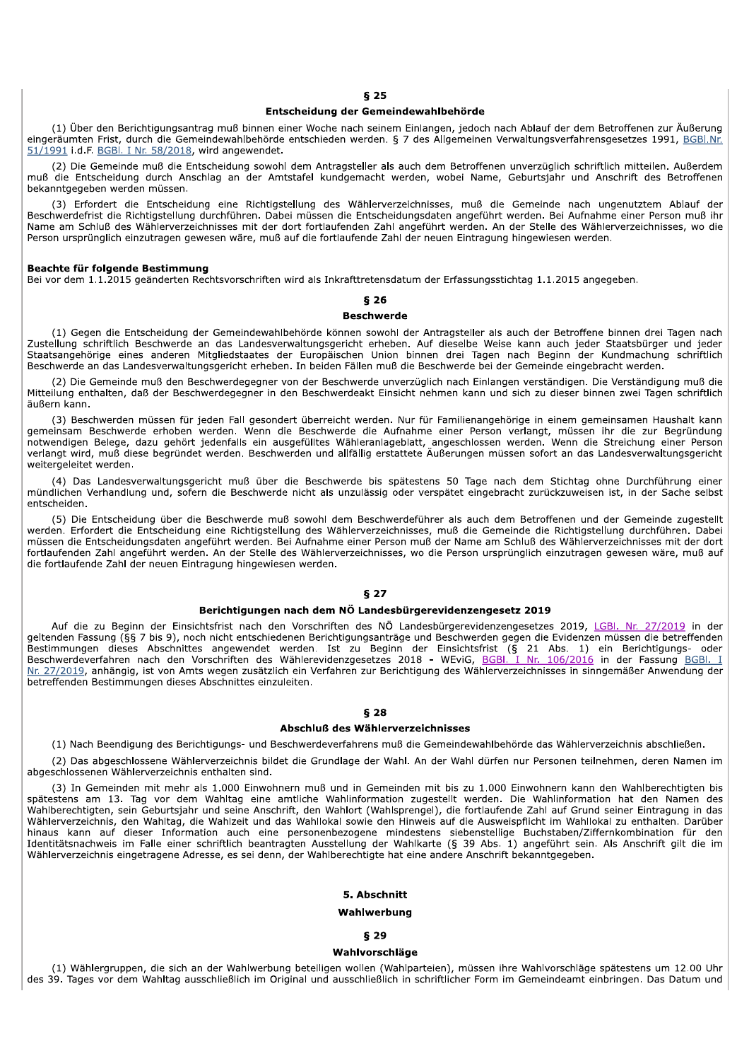### § 25

#### Entscheidung der Gemeindewahlbehörde

(1) Über den Berichtigungsantrag muß binnen einer Woche nach seinem Einlangen, jedoch nach Ablauf der dem Betroffenen zur Äußerung eingeräumten Frist, durch die Gemeindewahlbehörde entschieden werden. § 7 des Allgemeinen Verwaltungsverfahrensgesetzes 1991, BGBl.Nr. 51/1991 i.d.F. BGBl. I Nr. 58/2018, wird angewendet.

(2) Die Gemeinde muß die Entscheidung sowohl dem Antragsteller als auch dem Betroffenen unverzüglich schriftlich mitteilen. Außerdem muß die Entscheidung durch Anschlag an der Amtstafel kundgemacht werden, wobei Name, Geburtsjahr und Anschrift des Betroffenen bekanntgegeben werden müssen.

(3) Erfordert die Entscheidung eine Richtigstellung des Wählerverzeichnisses, muß die Gemeinde nach ungenutztem Ablauf der Beschwerdefrist die Richtigstellung durchführen. Dabei müssen die Entscheidungsdaten angeführt werden. Bei Aufnahme einer Person muß ihr Name am Schluß des Wählerverzeichnisses mit der dort fortlaufenden Zahl angeführt werden. An der Stelle des Wählerverzeichnisses, wo die Person ursprünglich einzutragen gewesen wäre, muß auf die fortlaufende Zahl der neuen Eintragung hingewiesen werden.

**Beachte für folgende Bestimmung**
Bei vor dem 1.1.2015 geänderten Rechtsvorschriften wird als Inkrafttretensdatum der Erfassungsstichtag 1.1.2015 angegeben.

### § 26

#### Beschwerde

(1) Gegen die Entscheidung der Gemeindewahlbehörde können sowohl der Antragsteller als auch der Betroffene binnen drei Tagen nach Zustellung schriftlich Beschwerde an das Landesverwaltungsgericht erheben. Auf dieselbe Weise kann auch jeder Staatsbürger und jeder Staatsangehörige eines anderen Mitgliedstaates der Europäischen Union binnen drei Tagen nach Beginn der Kundmachung schriftlich Beschwerde an das Landesverwaltungsgericht erheben. In beiden Fällen muß die Beschwerde bei der Gemeinde eingebracht werden.

(2) Die Gemeinde muß den Beschwerdegegner von der Beschwerde unverzüglich nach Einlangen verständigen. Die Verständigung muß die Mitteilung enthalten, daß der Beschwerdegegner in den Beschwerdeakt Einsicht nehmen kann und sich zu dieser binnen zwei Tagen schriftlich äußern kann.

(3) Beschwerden müssen für jeden Fall gesondert überreicht werden. Nur für Familienangehörige in einem gemeinsamen Haushalt kann gemeinsam Beschwerde erhoben werden. Wenn die Beschwerde die Aufnahme einer Person verlangt, müssen ihr die zur Begründung notwendigen Belege, dazu gehört jedenfalls ein ausgefülltes Wähleranlageblatt, angeschlossen werden. Wenn die Streichung einer Person verlangt wird, muß diese begründet werden. Beschwerden und allfällig erstattete Äußerungen müssen sofort an das Landesverwaltungsgericht weitergeleitet werden.

(4) Das Landesverwaltungsgericht muß über die Beschwerde bis spätestens 50 Tage nach dem Stichtag ohne Durchführung einer mündlichen Verhandlung und, sofern die Beschwerde nicht als unzulässig oder verspätet eingebracht zurückzuweisen ist, in der Sache selbst entscheiden.

(5) Die Entscheidung über die Beschwerde muß sowohl dem Beschwerdeführer als auch dem Betroffenen und der Gemeinde zugestellt werden. Erfordert die Entscheidung eine Richtigstellung des Wählerverzeichnisses, muß die Gemeinde die Richtigstellung durchführen. Dabei müssen die Entscheidungsdaten angeführt werden. Bei Aufnahme einer Person muß der Name am Schluß des Wählerverzeichnisses mit der dort fortlaufenden Zahl angeführt werden. An der Stelle des Wählerverzeichnisses, wo die Person ursprünglich einzutragen gewesen wäre, muß auf die fortlaufende Zahl der neuen Eintragung hingewiesen werden.

### § 27

#### Berichtigungen nach dem NÖ Landesbürgerevidenzengesetz 2019

Auf die zu Beginn der Einsichtsfrist nach den Vorschriften des NÖ Landesbürgerevidenzengesetzes 2019, LGBl. Nr. 27/2019 in der geltenden Fassung (§§ 7 bis 9), noch nicht entschiedenen Berichtigungsanträge und Beschwerden gegen die Evidenzen müssen die betreffenden Bestimmungen dieses Abschnittes angewendet werden. Ist zu Beginn der Einsichtsfrist (§ 21 Abs. 1) ein Berichtigungs- oder Beschwerdeverfahren nach den Vorschriften des Wählerevidenzgesetzes 2018 - WEviG, BGBl. I Nr. 106/2016 in der Fassung BGBl. I Nr. 27/2019, anhängig, ist von Amts wegen zusätzlich ein Verfahren zur Berichtigung des Wählerverzeichnisses in sinngemäßer Anwendung der betreffenden Bestimmungen dieses Abschnittes einzuleiten.

### § 28

#### Abschluß des Wählerverzeichnisses

(1) Nach Beendigung des Berichtigungs- und Beschwerdeverfahrens muß die Gemeindewahlbehörde das Wählerverzeichnis abschließen.

(2) Das abgeschlossene Wählerverzeichnis bildet die Grundlage der Wahl. An der Wahl dürfen nur Personen teilnehmen, deren Namen im abgeschlossenen Wählerverzeichnis enthalten sind.

(3) In Gemeinden mit mehr als 1.000 Einwohnern muß und in Gemeinden mit bis zu 1.000 Einwohnern kann den Wahlberechtigten bis spätestens am 13. Tag vor dem Wahltag eine amtliche Wahlinformation zugestellt werden. Die Wahlinformation hat den Namen des Wahlberechtigten, sein Geburtsjahr und seine Anschrift, den Wahlort (Wahlsprengel), die fortlaufende Zahl auf Grund seiner Eintragung in das Wählerverzeichnis, den Wahltag, die Wahlzeit und das Wahllokal sowie den Hinweis auf die Ausweispflicht im Wahllokal zu enthalten. Darüber hinaus kann auf dieser Information auch eine personenbezogene mindestens siebenstellige Buchstaben/Ziffernkombination für den Identitätsnachweis im Falle einer schriftlich beantragten Ausstellung der Wahlkarte (§ 39 Abs. 1) angeführt sein. Als Anschrift gilt die im Wählerverzeichnis eingetragene Adresse, es sei denn, der Wahlberechtigte hat eine andere Anschrift bekanntgegeben.

## 5. Abschnitt

## Wahlwerbung

### § 29

#### Wahlvorschläge

(1) Wählergruppen, die sich an der Wahlwerbung beteiligen wollen (Wahlparteien), müssen ihre Wahlvorschläge spätestens um 12.00 Uhr des 39. Tages vor dem Wahltag ausschließlich im Original und ausschließlich in schriftlicher Form im Gemeindeamt einbringen. Das Datum und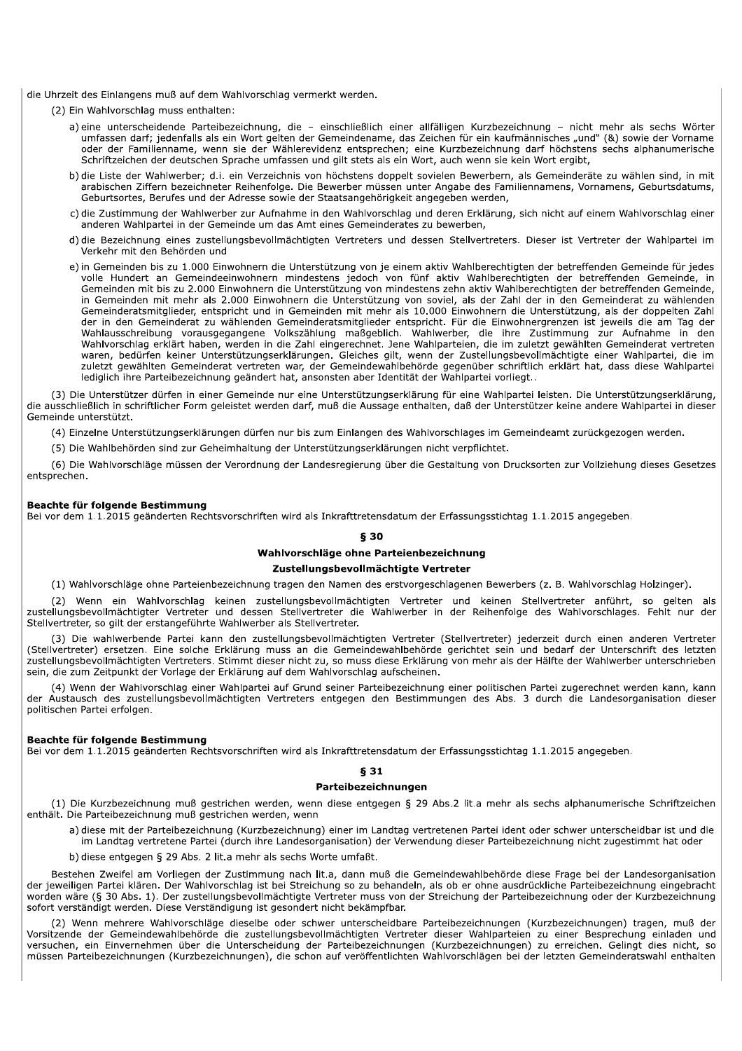die Uhrzeit des Einlangens muß auf dem Wahlvorschlag vermerkt werden.

(2) Ein Wahlvorschlag muss enthalten:

a) eine unterscheidende Parteibezeichnung, die – einschließlich einer allfälligen Kurzbezeichnung – nicht mehr als sechs Wörter umfassen darf; jedenfalls als ein Wort gelten der Gemeindename, das Zeichen für ein kaufmännisches „und" (&) sowie der Vorname oder der Familienname, wenn sie der Wählerevidenz entsprechen; eine Kurzbezeichnung darf höchstens sechs alphanumerische Schriftzeichen der deutschen Sprache umfassen und gilt stets als ein Wort, auch wenn sie kein Wort ergibt,

b) die Liste der Wahlwerber; d.i. ein Verzeichnis von höchstens doppelt sovielen Bewerbern, als Gemeinderäte zu wählen sind, in mit arabischen Ziffern bezeichneter Reihenfolge. Die Bewerber müssen unter Angabe des Familiennamens, Vornamens, Geburtsdatums, Geburtsortes, Berufes und der Adresse sowie der Staatsangehörigkeit angegeben werden,

c) die Zustimmung der Wahlwerber zur Aufnahme in den Wahlvorschlag und deren Erklärung, sich nicht auf einem Wahlvorschlag einer anderen Wahlpartei in der Gemeinde um das Amt eines Gemeinderates zu bewerben,

d) die Bezeichnung eines zustellungsbevollmächtigten Vertreters und dessen Stellvertreters. Dieser ist Vertreter der Wahlpartei im Verkehr mit den Behörden und

e) in Gemeinden bis zu 1.000 Einwohnern die Unterstützung von je einem aktiv Wahlberechtigten der betreffenden Gemeinde für jedes volle Hundert an Gemeindeeinwohnern mindestens jedoch von fünf aktiv Wahlberechtigten der betreffenden Gemeinde, in Gemeinden mit bis zu 2.000 Einwohnern die Unterstützung von mindestens zehn aktiv Wahlberechtigten der betreffenden Gemeinde, in Gemeinden mit mehr als 2.000 Einwohnern die Unterstützung von soviel, als der Zahl der in den Gemeinderat zu wählenden Gemeinderatsmitglieder, entspricht und in Gemeinden mit mehr als 10.000 Einwohnern die Unterstützung, als der doppelten Zahl der in den Gemeinderat zu wählenden Gemeinderatsmitglieder entspricht. Für die Einwohnergrenzen ist jeweils die am Tag der Wahlausschreibung vorausgegangene Volkszählung maßgeblich. Wahlwerber, die ihre Zustimmung zur Aufnahme in den Wahlvorschlag erklärt haben, werden in die Zahl eingerechnet. Jene Wahlparteien, die im zuletzt gewählten Gemeinderat vertreten waren, bedürfen keiner Unterstützungserklärungen. Gleiches gilt, wenn der Zustellungsbevollmächtigte einer Wahlpartei, die im zuletzt gewählten Gemeinderat vertreten war, der Gemeindewahlbehörde gegenüber schriftlich erklärt hat, dass diese Wahlpartei lediglich ihre Parteibezeichnung geändert hat, ansonsten aber Identität der Wahlpartei vorliegt..

(3) Die Unterstützer dürfen in einer Gemeinde nur eine Unterstützungserklärung für eine Wahlpartei leisten. Die Unterstützungserklärung, die ausschließlich in schriftlicher Form geleistet werden darf, muß die Aussage enthalten, daß der Unterstützer keine andere Wahlpartei in dieser Gemeinde unterstützt.

(4) Einzelne Unterstützungserklärungen dürfen nur bis zum Einlangen des Wahlvorschlages im Gemeindeamt zurückgezogen werden.

(5) Die Wahlbehörden sind zur Geheimhaltung der Unterstützungserklärungen nicht verpflichtet.

(6) Die Wahlvorschläge müssen der Verordnung der Landesregierung über die Gestaltung von Drucksorten zur Vollziehung dieses Gesetzes entsprechen.

**Beachte für folgende Bestimmung**
Bei vor dem 1.1.2015 geänderten Rechtsvorschriften wird als Inkrafttretensdatum der Erfassungsstichtag 1.1.2015 angegeben.

## § 30

### Wahlvorschläge ohne Parteienbezeichnung

### Zustellungsbevollmächtigte Vertreter

(1) Wahlvorschläge ohne Parteienbezeichnung tragen den Namen des erstvorgeschlagenen Bewerbers (z. B. Wahlvorschlag Holzinger).

(2) Wenn ein Wahlvorschlag keinen zustellungsbevollmächtigten Vertreter und keinen Stellvertreter anführt, so gelten als zustellungsbevollmächtigter Vertreter und dessen Stellvertreter die Wahlwerber in der Reihenfolge des Wahlvorschlages. Fehlt nur der Stellvertreter, so gilt der erstangeführte Wahlwerber als Stellvertreter.

(3) Die wahlwerbende Partei kann den zustellungsbevollmächtigten Vertreter (Stellvertreter) jederzeit durch einen anderen Vertreter (Stellvertreter) ersetzen. Eine solche Erklärung muss an die Gemeindewahlbehörde gerichtet sein und bedarf der Unterschrift des letzten zustellungsbevollmächtigten Vertreters. Stimmt dieser nicht zu, so muss diese Erklärung von mehr als der Hälfte der Wahlwerber unterschrieben sein, die zum Zeitpunkt der Vorlage der Erklärung auf dem Wahlvorschlag aufscheinen.

(4) Wenn der Wahlvorschlag einer Wahlpartei auf Grund seiner Parteibezeichnung einer politischen Partei zugerechnet werden kann, kann der Austausch des zustellungsbevollmächtigten Vertreters entgegen den Bestimmungen des Abs. 3 durch die Landesorganisation dieser politischen Partei erfolgen.

**Beachte für folgende Bestimmung**
Bei vor dem 1.1.2015 geänderten Rechtsvorschriften wird als Inkrafttretensdatum der Erfassungsstichtag 1.1.2015 angegeben.

## § 31

### Parteibezeichnungen

(1) Die Kurzbezeichnung muß gestrichen werden, wenn diese entgegen § 29 Abs.2 lit.a mehr als sechs alphanumerische Schriftzeichen enthält. Die Parteibezeichnung muß gestrichen werden, wenn

a) diese mit der Parteibezeichnung (Kurzbezeichnung) einer im Landtag vertretenen Partei ident oder schwer unterscheidbar ist und die im Landtag vertretene Partei (durch ihre Landesorganisation) der Verwendung dieser Parteibezeichnung nicht zugestimmt hat oder

b) diese entgegen § 29 Abs. 2 lit.a mehr als sechs Worte umfaßt.

Bestehen Zweifel am Vorliegen der Zustimmung nach lit.a, dann muß die Gemeindewahlbehörde diese Frage bei der Landesorganisation der jeweiligen Partei klären. Der Wahlvorschlag ist bei Streichung so zu behandeln, als ob er ohne ausdrückliche Parteibezeichnung eingebracht worden wäre (§ 30 Abs. 1). Der zustellungsbevollmächtigte Vertreter muss von der Streichung der Parteibezeichnung oder der Kurzbezeichnung sofort verständigt werden. Diese Verständigung ist gesondert nicht bekämpfbar.

(2) Wenn mehrere Wahlvorschläge dieselbe oder schwer unterscheidbare Parteibezeichnungen (Kurzbezeichnungen) tragen, muß der Vorsitzende der Gemeindewahlbehörde die zustellungsbevollmächtigten Vertreter dieser Wahlparteien zu einer Besprechung einladen und versuchen, ein Einvernehmen über die Unterscheidung der Parteibezeichnungen (Kurzbezeichnungen) zu erreichen. Gelingt dies nicht, so müssen Parteibezeichnungen (Kurzbezeichnungen), die schon auf veröffentlichten Wahlvorschlägen bei der letzten Gemeinderatswahl enthalten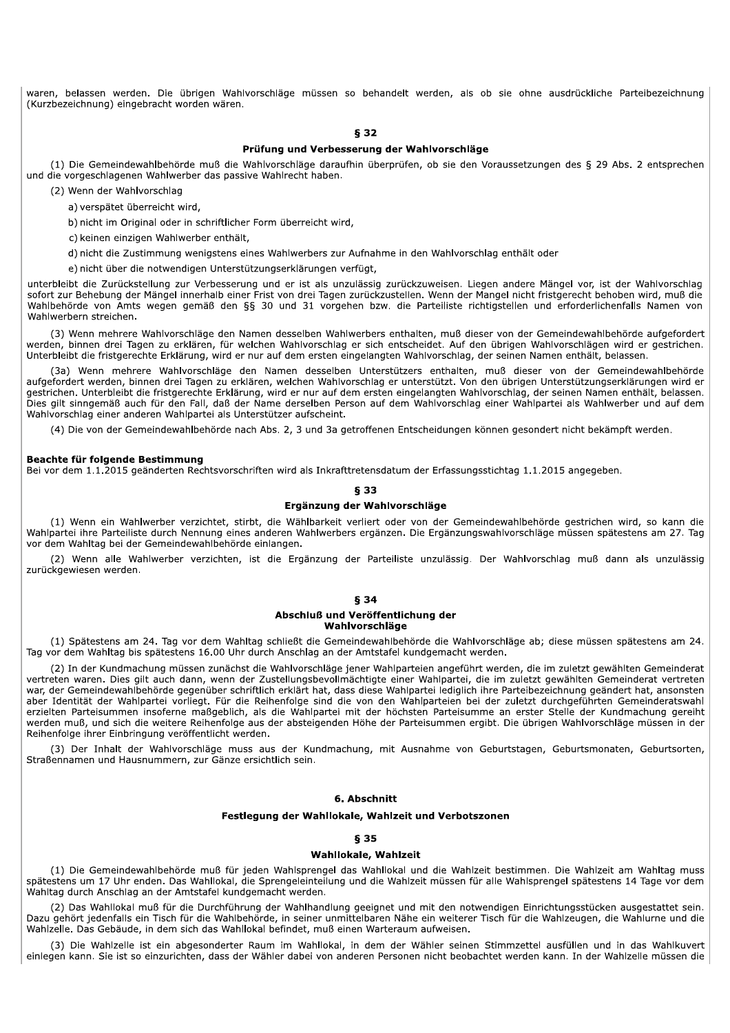waren, belassen werden. Die übrigen Wahlvorschläge müssen so behandelt werden, als ob sie ohne ausdrückliche Parteibezeichnung (Kurzbezeichnung) eingebracht worden wären.

### § 32

### Prüfung und Verbesserung der Wahlvorschläge

(1) Die Gemeindewahlbehörde muß die Wahlvorschläge daraufhin überprüfen, ob sie den Voraussetzungen des § 29 Abs. 2 entsprechen und die vorgeschlagenen Wahlwerber das passive Wahlrecht haben.

(2) Wenn der Wahlvorschlag

a) verspätet überreicht wird,

b) nicht im Original oder in schriftlicher Form überreicht wird,

c) keinen einzigen Wahlwerber enthält,

d) nicht die Zustimmung wenigstens eines Wahlwerbers zur Aufnahme in den Wahlvorschlag enthält oder

e) nicht über die notwendigen Unterstützungserklärungen verfügt,

unterbleibt die Zurückstellung zur Verbesserung und er ist als unzulässig zurückzuweisen. Liegen andere Mängel vor, ist der Wahlvorschlag sofort zur Behebung der Mängel innerhalb einer Frist von drei Tagen zurückzustellen. Wenn der Mangel nicht fristgerecht behoben wird, muß die Wahlbehörde von Amts wegen gemäß den §§ 30 und 31 vorgehen bzw. die Parteiliste richtigstellen und erforderlichenfalls Namen von Wahlwerbern streichen.

(3) Wenn mehrere Wahlvorschläge den Namen desselben Wahlwerbers enthalten, muß dieser von der Gemeindewahlbehörde aufgefordert werden, binnen drei Tagen zu erklären, für welchen Wahlvorschlag er sich entscheidet. Auf den übrigen Wahlvorschlägen wird er gestrichen. Unterbleibt die fristgerechte Erklärung, wird er nur auf dem ersten eingelangten Wahlvorschlag, der seinen Namen enthält, belassen.

(3a) Wenn mehrere Wahlvorschläge den Namen desselben Unterstützers enthalten, muß dieser von der Gemeindewahlbehörde aufgefordert werden, binnen drei Tagen zu erklären, welchen Wahlvorschlag er unterstützt. Von den übrigen Unterstützungserklärungen wird er gestrichen. Unterbleibt die fristgerechte Erklärung, wird er nur auf dem ersten eingelangten Wahlvorschlag, der seinen Namen enthält, belassen. Dies gilt sinngemäß auch für den Fall, daß der Name derselben Person auf dem Wahlvorschlag einer Wahlpartei als Wahlwerber und auf dem Wahlvorschlag einer anderen Wahlpartei als Unterstützer aufscheint.

(4) Die von der Gemeindewahlbehörde nach Abs. 2, 3 und 3a getroffenen Entscheidungen können gesondert nicht bekämpft werden.

**Beachte für folgende Bestimmung**
Bei vor dem 1.1.2015 geänderten Rechtsvorschriften wird als Inkrafttretensdatum der Erfassungsstichtag 1.1.2015 angegeben.

### § 33

### Ergänzung der Wahlvorschläge

(1) Wenn ein Wahlwerber verzichtet, stirbt, die Wählbarkeit verliert oder von der Gemeindewahlbehörde gestrichen wird, so kann die Wahlpartei ihre Parteiliste durch Nennung eines anderen Wahlwerbers ergänzen. Die Ergänzungswahlvorschläge müssen spätestens am 27. Tag vor dem Wahltag bei der Gemeindewahlbehörde einlangen.

(2) Wenn alle Wahlwerber verzichten, ist die Ergänzung der Parteiliste unzulässig. Der Wahlvorschlag muß dann als unzulässig zurückgewiesen werden.

### § 34

### Abschluß und Veröffentlichung der Wahlvorschläge

(1) Spätestens am 24. Tag vor dem Wahltag schließt die Gemeindewahlbehörde die Wahlvorschläge ab; diese müssen spätestens am 24. Tag vor dem Wahltag bis spätestens 16.00 Uhr durch Anschlag an der Amtstafel kundgemacht werden.

(2) In der Kundmachung müssen zunächst die Wahlvorschläge jener Wahlparteien angeführt werden, die im zuletzt gewählten Gemeinderat vertreten waren. Dies gilt auch dann, wenn der Zustellungsbevollmächtigte einer Wahlpartei, die im zuletzt gewählten Gemeinderat vertreten war, der Gemeindewahlbehörde gegenüber schriftlich erklärt hat, dass diese Wahlpartei lediglich ihre Parteibezeichnung geändert hat, ansonsten aber Identität der Wahlpartei vorliegt. Für die Reihenfolge sind die von den Wahlparteien bei der zuletzt durchgeführten Gemeinderatswahl erzielten Parteisummen insoferne maßgeblich, als die Wahlpartei mit der höchsten Parteisumme an erster Stelle der Kundmachung gereiht werden muß, und sich die weitere Reihenfolge aus der absteigenden Höhe der Parteisummen ergibt. Die übrigen Wahlvorschläge müssen in der Reihenfolge ihrer Einbringung veröffentlicht werden.

(3) Der Inhalt der Wahlvorschläge muss aus der Kundmachung, mit Ausnahme von Geburtstagen, Geburtsmonaten, Geburtsorten, Straßennamen und Hausnummern, zur Gänze ersichtlich sein.

## 6. Abschnitt

## Festlegung der Wahllokale, Wahlzeit und Verbotszonen

### § 35

### Wahllokale, Wahlzeit

(1) Die Gemeindewahlbehörde muß für jeden Wahlsprengel das Wahllokal und die Wahlzeit bestimmen. Die Wahlzeit am Wahltag muss spätestens um 17 Uhr enden. Das Wahllokal, die Sprengeleinteilung und die Wahlzeit müssen für alle Wahlsprengel spätestens 14 Tage vor dem Wahltag durch Anschlag an der Amtstafel kundgemacht werden.

(2) Das Wahllokal muß für die Durchführung der Wahlhandlung geeignet und mit den notwendigen Einrichtungsstücken ausgestattet sein. Dazu gehört jedenfalls ein Tisch für die Wahlbehörde, in seiner unmittelbaren Nähe ein weiterer Tisch für die Wahlzeugen, die Wahlurne und die Wahlzelle. Das Gebäude, in dem sich das Wahllokal befindet, muß einen Warteraum aufweisen.

(3) Die Wahlzelle ist ein abgesonderter Raum im Wahllokal, in dem der Wähler seinen Stimmzettel ausfüllen und in das Wahlkuvert einlegen kann. Sie ist so einzurichten, dass der Wähler dabei von anderen Personen nicht beobachtet werden kann. In der Wahlzelle müssen die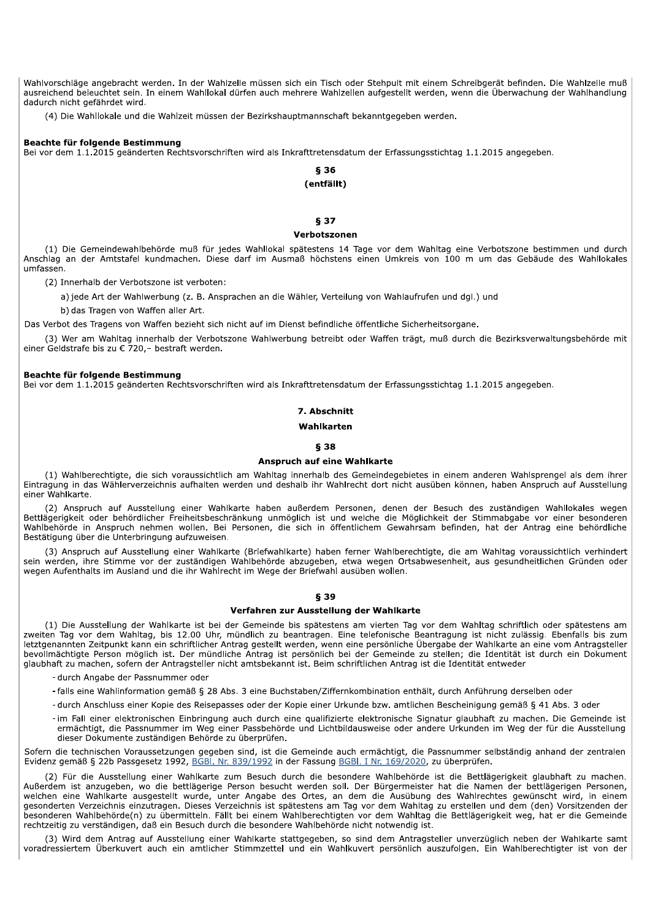Wahlvorschläge angebracht werden. In der Wahlzelle müssen sich ein Tisch oder Stehpult mit einem Schreibgerät befinden. Die Wahlzelle muß ausreichend beleuchtet sein. In einem Wahllokal dürfen auch mehrere Wahlzellen aufgestellt werden, wenn die Überwachung der Wahlhandlung dadurch nicht gefährdet wird.

(4) Die Wahllokale und die Wahlzeit müssen der Bezirkshauptmannschaft bekanntgegeben werden.

**Beachte für folgende Bestimmung**
Bei vor dem 1.1.2015 geänderten Rechtsvorschriften wird als Inkrafttretensdatum der Erfassungsstichtag 1.1.2015 angegeben.

### § 36

**(entfällt)**

### § 37

**Verbotszonen**

(1) Die Gemeindewahlbehörde muß für jedes Wahllokal spätestens 14 Tage vor dem Wahltag eine Verbotszone bestimmen und durch Anschlag an der Amtstafel kundmachen. Diese darf im Ausmaß höchstens einen Umkreis von 100 m um das Gebäude des Wahllokales umfassen.

(2) Innerhalb der Verbotszone ist verboten:

a) jede Art der Wahlwerbung (z. B. Ansprachen an die Wähler, Verteilung von Wahlaufrufen und dgl.) und

b) das Tragen von Waffen aller Art.

Das Verbot des Tragens von Waffen bezieht sich nicht auf im Dienst befindliche öffentliche Sicherheitsorgane.

(3) Wer am Wahltag innerhalb der Verbotszone Wahlwerbung betreibt oder Waffen trägt, muß durch die Bezirksverwaltungsbehörde mit einer Geldstrafe bis zu € 720,– bestraft werden.

**Beachte für folgende Bestimmung**
Bei vor dem 1.1.2015 geänderten Rechtsvorschriften wird als Inkrafttretensdatum der Erfassungsstichtag 1.1.2015 angegeben.

## 7. Abschnitt

## Wahlkarten

### § 38

**Anspruch auf eine Wahlkarte**

(1) Wahlberechtigte, die sich voraussichtlich am Wahltag innerhalb des Gemeindegebietes in einem anderen Wahlsprengel als dem ihrer Eintragung in das Wählerverzeichnis aufhalten werden und deshalb ihr Wahlrecht dort nicht ausüben können, haben Anspruch auf Ausstellung einer Wahlkarte.

(2) Anspruch auf Ausstellung einer Wahlkarte haben außerdem Personen, denen der Besuch des zuständigen Wahllokales wegen Bettlägerigkeit oder behördlicher Freiheitsbeschränkung unmöglich ist und welche die Möglichkeit der Stimmabgabe vor einer besonderen Wahlbehörde in Anspruch nehmen wollen. Bei Personen, die sich in öffentlichem Gewahrsam befinden, hat der Antrag eine behördliche Bestätigung über die Unterbringung aufzuweisen.

(3) Anspruch auf Ausstellung einer Wahlkarte (Briefwahlkarte) haben ferner Wahlberechtigte, die am Wahltag voraussichtlich verhindert sein werden, ihre Stimme vor der zuständigen Wahlbehörde abzugeben, etwa wegen Ortsabwesenheit, aus gesundheitlichen Gründen oder wegen Aufenthalts im Ausland und die ihr Wahlrecht im Wege der Briefwahl ausüben wollen.

### § 39

**Verfahren zur Ausstellung der Wahlkarte**

(1) Die Ausstellung der Wahlkarte ist bei der Gemeinde bis spätestens am vierten Tag vor dem Wahltag schriftlich oder spätestens am zweiten Tag vor dem Wahltag, bis 12.00 Uhr, mündlich zu beantragen. Eine telefonische Beantragung ist nicht zulässig. Ebenfalls bis zum letztgenannten Zeitpunkt kann ein schriftlicher Antrag gestellt werden, wenn eine persönliche Übergabe der Wahlkarte an eine vom Antragsteller bevollmächtigte Person möglich ist. Der mündliche Antrag ist persönlich bei der Gemeinde zu stellen; die Identität ist durch ein Dokument glaubhaft zu machen, sofern der Antragsteller nicht amtsbekannt ist. Beim schriftlichen Antrag ist die Identität entweder

- durch Angabe der Passnummer oder
- falls eine Wahlinformation gemäß § 28 Abs. 3 eine Buchstaben/Ziffernkombination enthält, durch Anführung derselben oder
- durch Anschluss einer Kopie des Reisepasses oder der Kopie einer Urkunde bzw. amtlichen Bescheinigung gemäß § 41 Abs. 3 oder
- im Fall einer elektronischen Einbringung auch durch eine qualifizierte elektronische Signatur glaubhaft zu machen. Die Gemeinde ist ermächtigt, die Passnummer im Weg einer Passbehörde und Lichtbildausweise oder andere Urkunden im Weg der für die Ausstellung dieser Dokumente zuständigen Behörde zu überprüfen.

Sofern die technischen Voraussetzungen gegeben sind, ist die Gemeinde auch ermächtigt, die Passnummer selbständig anhand der zentralen Evidenz gemäß § 22b Passgesetz 1992, BGBl. Nr. 839/1992 in der Fassung BGBl. I Nr. 169/2020, zu überprüfen.

(2) Für die Ausstellung einer Wahlkarte zum Besuch durch die besondere Wahlbehörde ist die Bettlägerigkeit glaubhaft zu machen. Außerdem ist anzugeben, wo die bettlägerige Person besucht werden soll. Der Bürgermeister hat die Namen der bettlägerigen Personen, welchen eine Wahlkarte ausgestellt wurde, unter Angabe des Ortes, an dem die Ausübung des Wahlrechtes gewünscht wird, in einem gesonderten Verzeichnis einzutragen. Dieses Verzeichnis ist spätestens am Tag vor dem Wahltag zu erstellen und dem (den) Vorsitzenden der besonderen Wahlbehörde(n) zu übermitteln. Fällt bei einem Wahlberechtigten vor dem Wahltag die Bettlägerigkeit weg, hat er die Gemeinde rechtzeitig zu verständigen, daß ein Besuch durch die besondere Wahlbehörde nicht notwendig ist.

(3) Wird dem Antrag auf Ausstellung einer Wahlkarte stattgegeben, so sind dem Antragsteller unverzüglich neben der Wahlkarte samt voradressiertem Überkuvert auch ein amtlicher Stimmzettel und ein Wahlkuvert persönlich auszufolgen. Ein Wahlberechtigter ist von der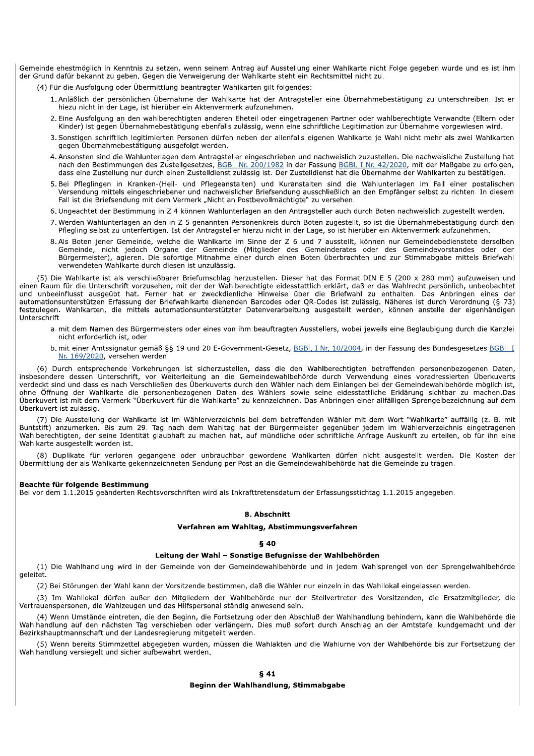Gemeinde ehestmöglich in Kenntnis zu setzen, wenn seinem Antrag auf Ausstellung einer Wahlkarte nicht Folge gegeben wurde und es ist ihm der Grund dafür bekannt zu geben. Gegen die Verweigerung der Wahlkarte steht ein Rechtsmittel nicht zu.

(4) Für die Ausfolgung oder Übermittlung beantragter Wahlkarten gilt folgendes:

1. Anläßlich der persönlichen Übernahme der Wahlkarte hat der Antragsteller eine Übernahmebestätigung zu unterschreiben. Ist er hiezu nicht in der Lage, ist hierüber ein Aktenvermerk aufzunehmen.
2. Eine Ausfolgung an den wahlberechtigten anderen Eheteil oder eingetragenen Partner oder wahlberechtigte Verwandte (Eltern oder Kinder) ist gegen Übernahmebestätigung ebenfalls zulässig, wenn eine schriftliche Legitimation zur Übernahme vorgewiesen wird.
3. Sonstigen schriftlich legitimierten Personen dürfen neben der allenfalls eigenen Wahlkarte je Wahl nicht mehr als zwei Wahlkarten gegen Übernahmebestätigung ausgefolgt werden.
4. Ansonsten sind die Wahlunterlagen dem Antragsteller eingeschrieben und nachweislich zuzustellen. Die nachweisliche Zustellung hat nach den Bestimmungen des Zustellgesetzes, BGBl. Nr. 200/1982 in der Fassung BGBl. I Nr. 42/2020, mit der Maßgabe zu erfolgen, dass eine Zustellung nur durch einen Zustelldienst zulässig ist. Der Zustelldienst hat die Übernahme der Wahlkarten zu bestätigen.
5. Bei Pfleglingen in Kranken-(Heil- und Pflegeanstalten) und Kuranstalten sind die Wahlunterlagen im Fall einer postalischen Versendung mittels eingeschriebener und nachweislicher Briefsendung ausschließlich an den Empfänger selbst zu richten. In diesem Fall ist die Briefsendung mit dem Vermerk „Nicht an Postbevollmächtigte" zu versehen.
6. Ungeachtet der Bestimmung in Z 4 können Wahlunterlagen an den Antragsteller auch durch Boten nachweislich zugestellt werden.
7. Werden Wahlunterlagen an den in Z 5 genannten Personenkreis durch Boten zugestellt, so ist die Übernahmebestätigung durch den Pflegling selbst zu unterfertigen. Ist der Antragsteller hierzu nicht in der Lage, so ist hierüber ein Aktenvermerk aufzunehmen.
8. Als Boten jener Gemeinde, welche die Wahlkarte im Sinne der Z 6 und 7 ausstellt, können nur Gemeindebedienstete derselben Gemeinde, nicht jedoch Organe der Gemeinde (Mitglieder des Gemeinderates oder des Gemeindevorstandes oder der Bürgermeister), agieren. Die sofortige Mitnahme einer durch einen Boten überbrachten und zur Stimmabgabe mittels Briefwahl verwendeten Wahlkarte durch diesen ist unzulässig.

(5) Die Wahlkarte ist als verschließbarer Briefumschlag herzustellen. Dieser hat das Format DIN E 5 (200 x 280 mm) aufzuweisen und einen Raum für die Unterschrift vorzusehen, mit der der Wahlberechtigte eidesstattlich erklärt, daß er das Wahlrecht persönlich, unbeobachtet und unbeeinflusst ausgeübt hat. Ferner hat er zweckdienliche Hinweise über die Briefwahl zu enthalten. Das Anbringen eines der automationsunterstützen Erfassung der Briefwahlkarte dienenden Barcodes oder QR-Codes ist zulässig. Näheres ist durch Verordnung (§ 73) festzulegen. Wahlkarten, die mittels automationsunterstützter Datenverarbeitung ausgestellt werden, können anstelle der eigenhändigen Unterschrift

a. mit dem Namen des Bürgermeisters oder eines von ihm beauftragten Ausstellers, wobei jeweils eine Beglaubigung durch die Kanzlei nicht erforderlich ist, oder
b. mit einer Amtssignatur gemäß §§ 19 und 20 E-Government-Gesetz, BGBl. I Nr. 10/2004, in der Fassung des Bundesgesetzes BGBl. I Nr. 169/2020, versehen werden.

(6) Durch entsprechende Vorkehrungen ist sicherzustellen, dass die den Wahlberechtigten betreffenden personenbezogenen Daten, insbesondere dessen Unterschrift, vor Weiterleitung an die Gemeindewahlbehörde durch Verwendung eines voradressierten Überkuverts verdeckt sind und dass es nach Verschließen des Überkuverts durch den Wähler nach dem Einlangen bei der Gemeindewahlbehörde möglich ist, ohne Öffnung der Wahlkarte die personenbezogenen Daten des Wählers sowie seine eidesstattliche Erklärung sichtbar zu machen.Das Überkuvert ist mit dem Vermerk "Überkuvert für die Wahlkarte" zu kennzeichnen. Das Anbringen einer allfälligen Sprengelbezeichnung auf dem Überkuvert ist zulässig.

(7) Die Ausstellung der Wahlkarte ist im Wählerverzeichnis bei dem betreffenden Wähler mit dem Wort "Wahlkarte" auffällig (z. B. mit Buntstift) anzumerken. Bis zum 29. Tag nach dem Wahltag hat der Bürgermeister gegenüber jedem im Wählerverzeichnis eingetragenen Wahlberechtigten, der seine Identität glaubhaft zu machen hat, auf mündliche oder schriftliche Anfrage Auskunft zu erteilen, ob für ihn eine Wahlkarte ausgestellt worden ist.

(8) Duplikate für verloren gegangene oder unbrauchbar gewordene Wahlkarten dürfen nicht ausgestellt werden. Die Kosten der Übermittlung der als Wahlkarte gekennzeichneten Sendung per Post an die Gemeindewahlbehörde hat die Gemeinde zu tragen.

**Beachte für folgende Bestimmung**
Bei vor dem 1.1.2015 geänderten Rechtsvorschriften wird als Inkrafttretensdatum der Erfassungsstichtag 1.1.2015 angegeben.

## 8. Abschnitt

## Verfahren am Wahltag, Abstimmungsverfahren

### § 40

### Leitung der Wahl – Sonstige Befugnisse der Wahlbehörden

(1) Die Wahlhandlung wird in der Gemeinde von der Gemeindewahlbehörde und in jedem Wahlsprengel von der Sprengelwahlbehörde geleitet.

(2) Bei Störungen der Wahl kann der Vorsitzende bestimmen, daß die Wähler nur einzeln in das Wahllokal eingelassen werden.

(3) Im Wahllokal dürfen außer den Mitgliedern der Wahlbehörde nur der Stellvertreter des Vorsitzenden, die Ersatzmitglieder, die Vertrauenspersonen, die Wahlzeugen und das Hilfspersonal ständig anwesend sein.

(4) Wenn Umstände eintreten, die den Beginn, die Fortsetzung oder den Abschluß der Wahlhandlung behindern, kann die Wahlbehörde die Wahlhandlung auf den nächsten Tag verschieben oder verlängern. Dies muß sofort durch Anschlag an der Amtstafel kundgemacht und der Bezirkshauptmannschaft und der Landesregierung mitgeteilt werden.

(5) Wenn bereits Stimmzettel abgegeben wurden, müssen die Wahlakten und die Wahlurne von der Wahlbehörde bis zur Fortsetzung der Wahlhandlung versiegelt und sicher aufbewahrt werden.

### § 41

### Beginn der Wahlhandlung, Stimmabgabe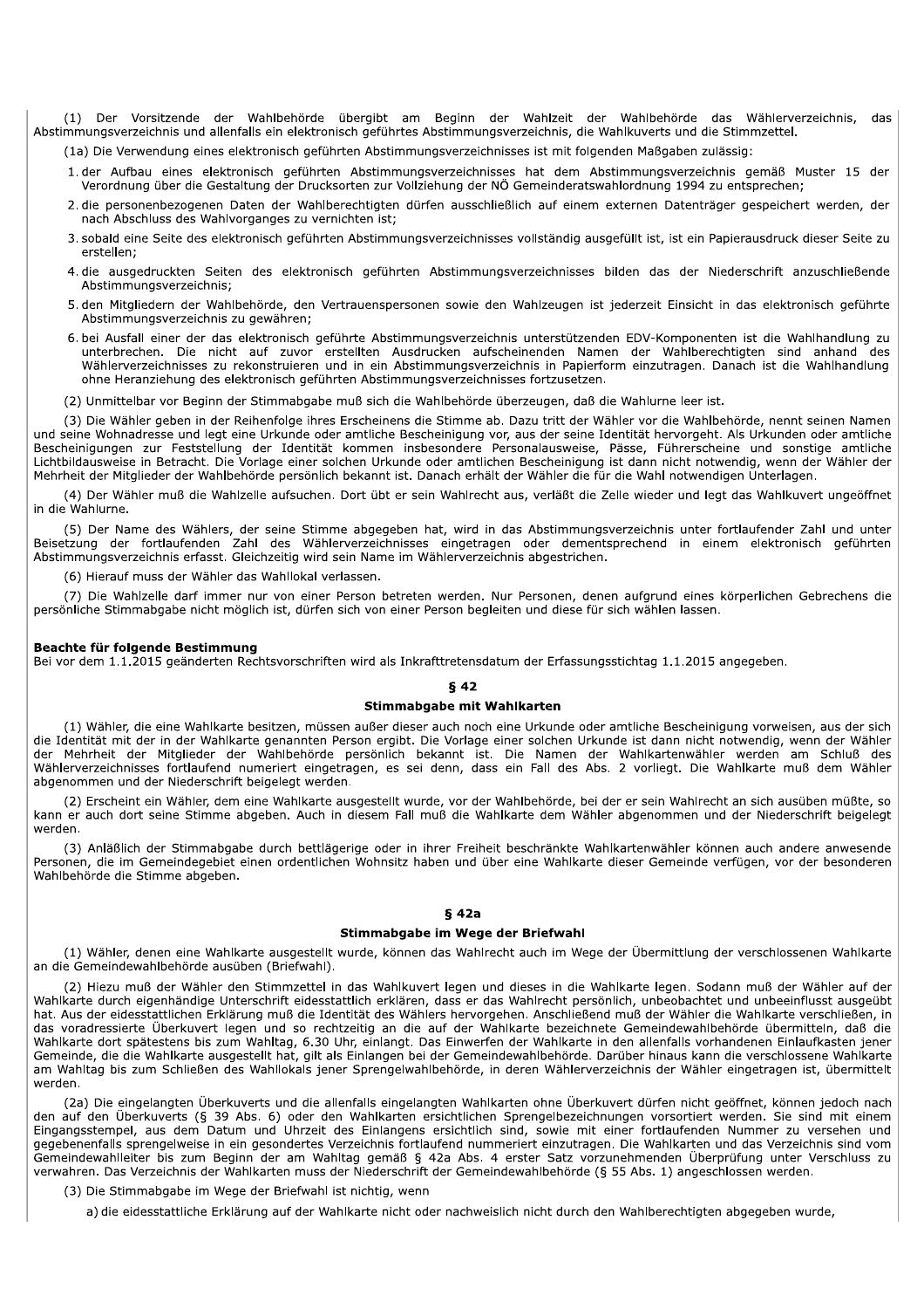(1) Der Vorsitzende der Wahlbehörde übergibt am Beginn der Wahlzeit der Wahlbehörde das Wählerverzeichnis, das Abstimmungsverzeichnis und allenfalls ein elektronisch geführtes Abstimmungsverzeichnis, die Wahlkuverts und die Stimmzettel.

(1a) Die Verwendung eines elektronisch geführten Abstimmungsverzeichnisses ist mit folgenden Maßgaben zulässig:

1. der Aufbau eines elektronisch geführten Abstimmungsverzeichnisses hat dem Abstimmungsverzeichnis gemäß Muster 15 der Verordnung über die Gestaltung der Drucksorten zur Vollziehung der NÖ Gemeinderatswahlordnung 1994 zu entsprechen;
2. die personenbezogenen Daten der Wahlberechtigten dürfen ausschließlich auf einem externen Datenträger gespeichert werden, der nach Abschluss des Wahlvorganges zu vernichten ist;
3. sobald eine Seite des elektronisch geführten Abstimmungsverzeichnisses vollständig ausgefüllt ist, ist ein Papierausdruck dieser Seite zu erstellen;
4. die ausgedruckten Seiten des elektronisch geführten Abstimmungsverzeichnisses bilden das der Niederschrift anzuschließende Abstimmungsverzeichnis;
5. den Mitgliedern der Wahlbehörde, den Vertrauenspersonen sowie den Wahlzeugen ist jederzeit Einsicht in das elektronisch geführte Abstimmungsverzeichnis zu gewähren;
6. bei Ausfall einer der das elektronisch geführte Abstimmungsverzeichnis unterstützenden EDV-Komponenten ist die Wahlhandlung zu unterbrechen. Die nicht auf zuvor erstellten Ausdrucken aufscheinenden Namen der Wahlberechtigten sind anhand des Wählerverzeichnisses zu rekonstruieren und in ein Abstimmungsverzeichnis in Papierform einzutragen. Danach ist die Wahlhandlung ohne Heranziehung des elektronisch geführten Abstimmungsverzeichnisses fortzusetzen.

(2) Unmittelbar vor Beginn der Stimmabgabe muß sich die Wahlbehörde überzeugen, daß die Wahlurne leer ist.

(3) Die Wähler geben in der Reihenfolge ihres Erscheinens die Stimme ab. Dazu tritt der Wähler vor die Wahlbehörde, nennt seinen Namen und seine Wohnadresse und legt eine Urkunde oder amtliche Bescheinigung vor, aus der seine Identität hervorgeht. Als Urkunden oder amtliche Bescheinigungen zur Feststellung der Identität kommen insbesondere Personalausweise, Pässe, Führerscheine und sonstige amtliche Lichtbildausweise in Betracht. Die Vorlage einer solchen Urkunde oder amtlichen Bescheinigung ist dann nicht notwendig, wenn der Wähler der Mehrheit der Mitglieder der Wahlbehörde persönlich bekannt ist. Danach erhält der Wähler die für die Wahl notwendigen Unterlagen.

(4) Der Wähler muß die Wahlzelle aufsuchen. Dort übt er sein Wahlrecht aus, verläßt die Zelle wieder und legt das Wahlkuvert ungeöffnet in die Wahlurne.

(5) Der Name des Wählers, der seine Stimme abgegeben hat, wird in das Abstimmungsverzeichnis unter fortlaufender Zahl und unter Beisetzung der fortlaufenden Zahl des Wählerverzeichnisses eingetragen oder dementsprechend in einem elektronisch geführten Abstimmungsverzeichnis erfasst. Gleichzeitig wird sein Name im Wählerverzeichnis abgestrichen.

(6) Hierauf muss der Wähler das Wahllokal verlassen.

(7) Die Wahlzelle darf immer nur von einer Person betreten werden. Nur Personen, denen aufgrund eines körperlichen Gebrechens die persönliche Stimmabgabe nicht möglich ist, dürfen sich von einer Person begleiten und diese für sich wählen lassen.

**Beachte für folgende Bestimmung**
Bei vor dem 1.1.2015 geänderten Rechtsvorschriften wird als Inkrafttretensdatum der Erfassungsstichtag 1.1.2015 angegeben.

### § 42

### Stimmabgabe mit Wahlkarten

(1) Wähler, die eine Wahlkarte besitzen, müssen außer dieser auch noch eine Urkunde oder amtliche Bescheinigung vorweisen, aus der sich die Identität mit der in der Wahlkarte genannten Person ergibt. Die Vorlage einer solchen Urkunde ist dann nicht notwendig, wenn der Wähler der Mehrheit der Mitglieder der Wahlbehörde persönlich bekannt ist. Die Namen der Wahlkartenwähler werden am Schluß des Wählerverzeichnisses fortlaufend numeriert eingetragen, es sei denn, dass ein Fall des Abs. 2 vorliegt. Die Wahlkarte muß dem Wähler abgenommen und der Niederschrift beigelegt werden.

(2) Erscheint ein Wähler, dem eine Wahlkarte ausgestellt wurde, vor der Wahlbehörde, bei der er sein Wahlrecht an sich ausüben müßte, so kann er auch dort seine Stimme abgeben. Auch in diesem Fall muß die Wahlkarte dem Wähler abgenommen und der Niederschrift beigelegt werden.

(3) Anläßlich der Stimmabgabe durch bettlägerige oder in ihrer Freiheit beschränkte Wahlkartenwähler können auch andere anwesende Personen, die im Gemeindegebiet einen ordentlichen Wohnsitz haben und über eine Wahlkarte dieser Gemeinde verfügen, vor der besonderen Wahlbehörde die Stimme abgeben.

### § 42a

### Stimmabgabe im Wege der Briefwahl

(1) Wähler, denen eine Wahlkarte ausgestellt wurde, können das Wahlrecht auch im Wege der Übermittlung der verschlossenen Wahlkarte an die Gemeindewahlbehörde ausüben (Briefwahl).

(2) Hiezu muß der Wähler den Stimmzettel in das Wahlkuvert legen und dieses in die Wahlkarte legen. Sodann muß der Wähler auf der Wahlkarte durch eigenhändige Unterschrift eidesstattlich erklären, dass er das Wahlrecht persönlich, unbeobachtet und unbeeinflusst ausgeübt hat. Aus der eidesstattlichen Erklärung muß die Identität des Wählers hervorgehen. Anschließend muß der Wähler die Wahlkarte verschließen, in das voradressierte Überkuvert legen und so rechtzeitig an die auf der Wahlkarte bezeichnete Gemeindewahlbehörde übermitteln, daß die Wahlkarte dort spätestens bis zum Wahltag, 6.30 Uhr, einlangt. Das Einwerfen der Wahlkarte in den allenfalls vorhandenen Einlaufkasten jener Gemeinde, die die Wahlkarte ausgestellt hat, gilt als Einlangen bei der Gemeindewahlbehörde. Darüber hinaus kann die verschlossene Wahlkarte am Wahltag bis zum Schließen des Wahllokals jener Sprengelwahlbehörde, in deren Wählerverzeichnis der Wähler eingetragen ist, übermittelt werden.

(2a) Die eingelangten Überkuverts und die allenfalls eingelangten Wahlkarten ohne Überkuvert dürfen nicht geöffnet, können jedoch nach den auf den Überkuverts (§ 39 Abs. 6) oder den Wahlkarten ersichtlichen Sprengelbezeichnungen vorsortiert werden. Sie sind mit einem Eingangsstempel, aus dem Datum und Uhrzeit des Einlangens ersichtlich sind, sowie mit einer fortlaufenden Nummer zu versehen und gegebenenfalls sprengelweise in ein gesondertes Verzeichnis fortlaufend nummeriert einzutragen. Die Wahlkarten und das Verzeichnis sind vom Gemeindewahlleiter bis zum Beginn der am Wahltag gemäß § 42a Abs. 4 erster Satz vorzunehmenden Überprüfung unter Verschluss zu verwahren. Das Verzeichnis der Wahlkarten muss der Niederschrift der Gemeindewahlbehörde (§ 55 Abs. 1) angeschlossen werden.

(3) Die Stimmabgabe im Wege der Briefwahl ist nichtig, wenn

a) die eidesstattliche Erklärung auf der Wahlkarte nicht oder nachweislich nicht durch den Wahlberechtigten abgegeben wurde,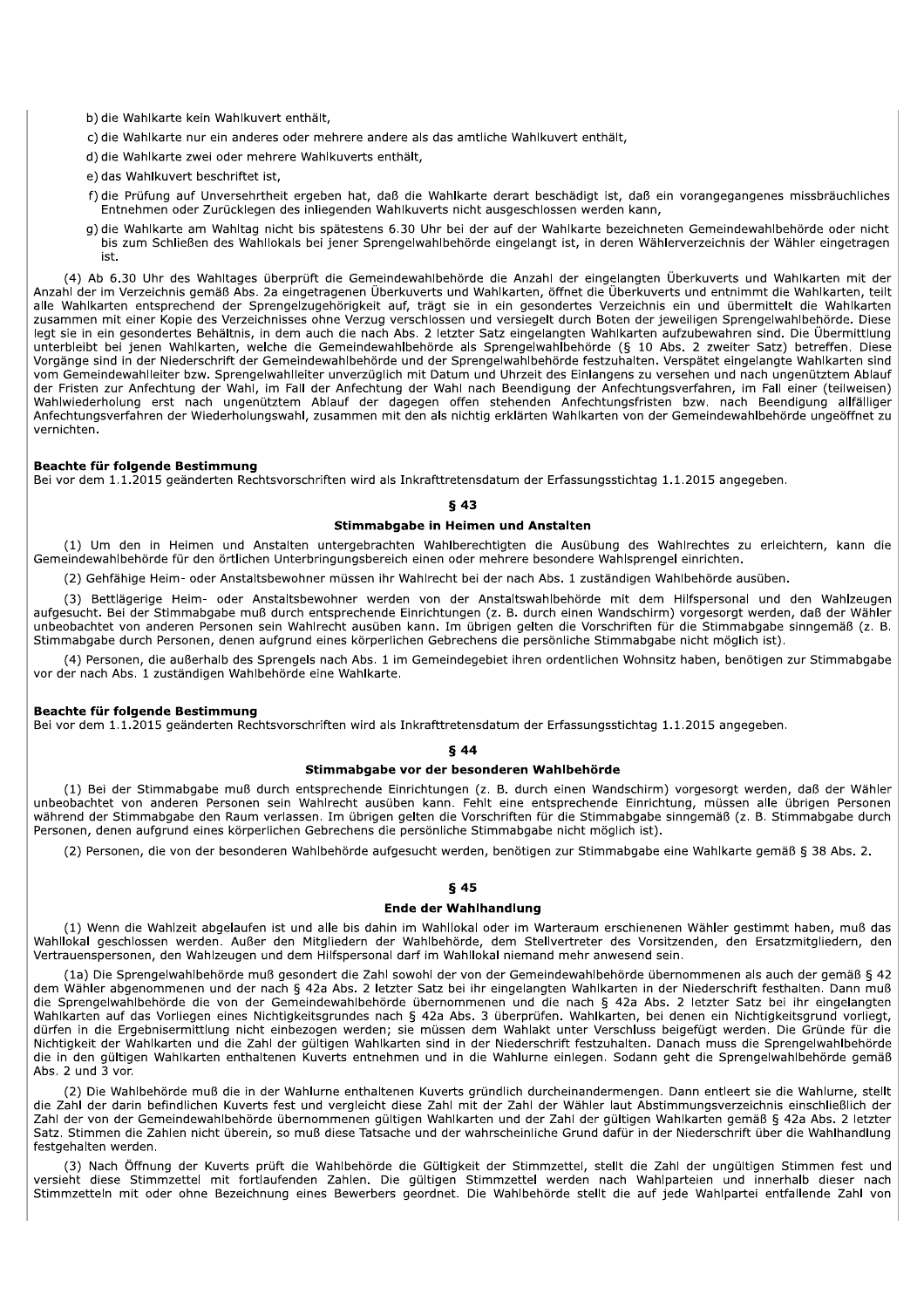b) die Wahlkarte kein Wahlkuvert enthält,

c) die Wahlkarte nur ein anderes oder mehrere andere als das amtliche Wahlkuvert enthält,

d) die Wahlkarte zwei oder mehrere Wahlkuverts enthält,

e) das Wahlkuvert beschriftet ist,

f) die Prüfung auf Unversehrtheit ergeben hat, daß die Wahlkarte derart beschädigt ist, daß ein vorangegangenes missbräuchliches Entnehmen oder Zurücklegen des inliegenden Wahlkuverts nicht ausgeschlossen werden kann,

g) die Wahlkarte am Wahltag nicht bis spätestens 6.30 Uhr bei der auf der Wahlkarte bezeichneten Gemeindewahlbehörde oder nicht bis zum Schließen des Wahllokals bei jener Sprengelwahlbehörde eingelangt ist, in deren Wählerverzeichnis der Wähler eingetragen ist.

(4) Ab 6.30 Uhr des Wahltages überprüft die Gemeindewahlbehörde die Anzahl der eingelangten Überkuverts und Wahlkarten mit der Anzahl der im Verzeichnis gemäß Abs. 2a eingetragenen Überkuverts und Wahlkarten, öffnet die Überkuverts und entnimmt die Wahlkarten, teilt alle Wahlkarten entsprechend der Sprengelzugehörigkeit auf, trägt sie in ein gesondertes Verzeichnis ein und übermittelt die Wahlkarten zusammen mit einer Kopie des Verzeichnisses ohne Verzug verschlossen und versiegelt durch Boten der jeweiligen Sprengelwahlbehörde. Diese legt sie in ein gesondertes Behältnis, in dem auch die nach Abs. 2 letzter Satz eingelangten Wahlkarten aufzubewahren sind. Die Übermittlung unterbleibt bei jenen Wahlkarten, welche die Gemeindewahlbehörde als Sprengelwahlbehörde (§ 10 Abs. 2 zweiter Satz) betreffen. Diese Vorgänge sind in der Niederschrift der Gemeindewahlbehörde und der Sprengelwahlbehörde festzuhalten. Verspätet eingelangte Wahlkarten sind vom Gemeindewahlleiter bzw. Sprengelwahlleiter unverzüglich mit Datum und Uhrzeit des Einlangens zu versehen und nach ungenütztem Ablauf der Fristen zur Anfechtung der Wahl, im Fall der Anfechtung der Wahl nach Beendigung der Anfechtungsverfahren, im Fall einer (teilweisen) Wahlwiederholung erst nach ungenütztem Ablauf der dagegen offen stehenden Anfechtungsfristen bzw. nach Beendigung allfälliger Anfechtungsverfahren der Wiederholungswahl, zusammen mit den als nichtig erklärten Wahlkarten von der Gemeindewahlbehörde ungeöffnet zu vernichten.

**Beachte für folgende Bestimmung**
Bei vor dem 1.1.2015 geänderten Rechtsvorschriften wird als Inkrafttretensdatum der Erfassungsstichtag 1.1.2015 angegeben.

## § 43

### Stimmabgabe in Heimen und Anstalten

(1) Um den in Heimen und Anstalten untergebrachten Wahlberechtigten die Ausübung des Wahlrechtes zu erleichtern, kann die Gemeindewahlbehörde für den örtlichen Unterbringungsbereich einen oder mehrere besondere Wahlsprengel einrichten.

(2) Gehfähige Heim- oder Anstaltsbewohner müssen ihr Wahlrecht bei der nach Abs. 1 zuständigen Wahlbehörde ausüben.

(3) Bettlägerige Heim- oder Anstaltsbewohner werden von der Anstaltswahlbehörde mit dem Hilfspersonal und den Wahlzeugen aufgesucht. Bei der Stimmabgabe muß durch entsprechende Einrichtungen (z. B. durch einen Wandschirm) vorgesorgt werden, daß der Wähler unbeobachtet von anderen Personen sein Wahlrecht ausüben kann. Im übrigen gelten die Vorschriften für die Stimmabgabe sinngemäß (z. B. Stimmabgabe durch Personen, denen aufgrund eines körperlichen Gebrechens die persönliche Stimmabgabe nicht möglich ist).

(4) Personen, die außerhalb des Sprengels nach Abs. 1 im Gemeindegebiet ihren ordentlichen Wohnsitz haben, benötigen zur Stimmabgabe vor der nach Abs. 1 zuständigen Wahlbehörde eine Wahlkarte.

**Beachte für folgende Bestimmung**
Bei vor dem 1.1.2015 geänderten Rechtsvorschriften wird als Inkrafttretensdatum der Erfassungsstichtag 1.1.2015 angegeben.

## § 44

### Stimmabgabe vor der besonderen Wahlbehörde

(1) Bei der Stimmabgabe muß durch entsprechende Einrichtungen (z. B. durch einen Wandschirm) vorgesorgt werden, daß der Wähler unbeobachtet von anderen Personen sein Wahlrecht ausüben kann. Fehlt eine entsprechende Einrichtung, müssen alle übrigen Personen während der Stimmabgabe den Raum verlassen. Im übrigen gelten die Vorschriften für die Stimmabgabe sinngemäß (z. B. Stimmabgabe durch Personen, denen aufgrund eines körperlichen Gebrechens die persönliche Stimmabgabe nicht möglich ist).

(2) Personen, die von der besonderen Wahlbehörde aufgesucht werden, benötigen zur Stimmabgabe eine Wahlkarte gemäß § 38 Abs. 2.

## § 45

### Ende der Wahlhandlung

(1) Wenn die Wahlzeit abgelaufen ist und alle bis dahin im Wahllokal oder im Warteraum erschienenen Wähler gestimmt haben, muß das Wahllokal geschlossen werden. Außer den Mitgliedern der Wahlbehörde, dem Stellvertreter des Vorsitzenden, den Ersatzmitgliedern, den Vertrauenspersonen, den Wahlzeugen und dem Hilfspersonal darf im Wahllokal niemand mehr anwesend sein.

(1a) Die Sprengelwahlbehörde muß gesondert die Zahl sowohl der von der Gemeindewahlbehörde übernommenen als auch der gemäß § 42 dem Wähler abgenommenen und der nach § 42a Abs. 2 letzter Satz bei ihr eingelangten Wahlkarten in der Niederschrift festhalten. Dann muß die Sprengelwahlbehörde die von der Gemeindewahlbehörde übernommenen und die nach § 42a Abs. 2 letzter Satz bei ihr eingelangten Wahlkarten auf das Vorliegen eines Nichtigkeitsgrundes nach § 42a Abs. 3 überprüfen. Wahlkarten, bei denen ein Nichtigkeitsgrund vorliegt, dürfen in die Ergebnisermittlung nicht einbezogen werden; sie müssen dem Wahlakt unter Verschluss beigefügt werden. Die Gründe für die Nichtigkeit der Wahlkarten und die Zahl der gültigen Wahlkarten sind in der Niederschrift festzuhalten. Danach muss die Sprengelwahlbehörde die in den gültigen Wahlkarten enthaltenen Kuverts entnehmen und in die Wahlurne einlegen. Sodann geht die Sprengelwahlbehörde gemäß Abs. 2 und 3 vor.

(2) Die Wahlbehörde muß die in der Wahlurne enthaltenen Kuverts gründlich durcheinandermengen. Dann entleert sie die Wahlurne, stellt die Zahl der darin befindlichen Kuverts fest und vergleicht diese Zahl mit der Zahl der Wähler laut Abstimmungsverzeichnis einschließlich der Zahl der von der Gemeindewahlbehörde übernommenen gültigen Wahlkarten und der Zahl der gültigen Wahlkarten gemäß § 42a Abs. 2 letzter Satz. Stimmen die Zahlen nicht überein, so muß diese Tatsache und der wahrscheinliche Grund dafür in der Niederschrift über die Wahlhandlung festgehalten werden.

(3) Nach Öffnung der Kuverts prüft die Wahlbehörde die Gültigkeit der Stimmzettel, stellt die Zahl der ungültigen Stimmen fest und versieht diese Stimmzettel mit fortlaufenden Zahlen. Die gültigen Stimmzettel werden nach Wahlparteien und innerhalb dieser nach Stimmzetteln mit oder ohne Bezeichnung eines Bewerbers geordnet. Die Wahlbehörde stellt die auf jede Wahlpartei entfallende Zahl von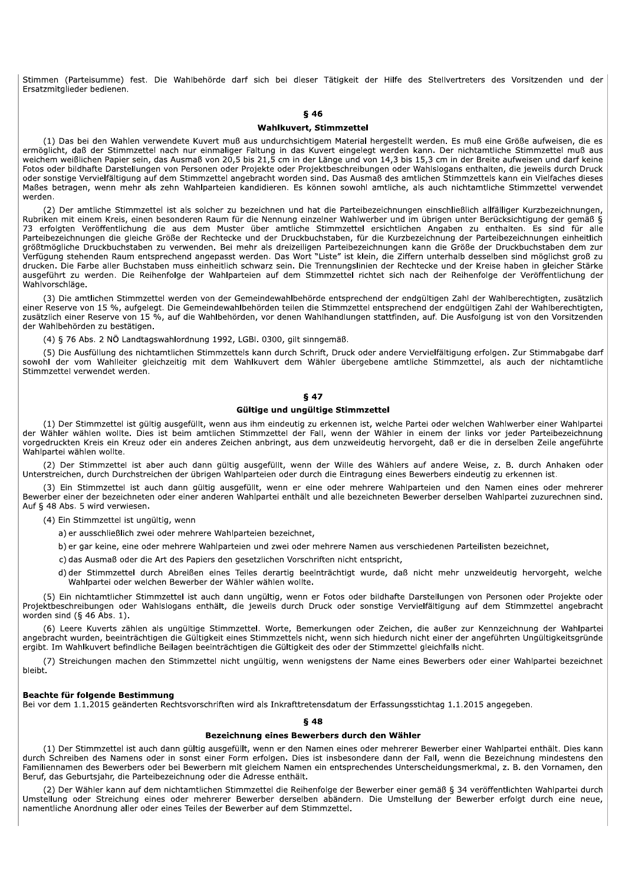Stimmen (Parteisumme) fest. Die Wahlbehörde darf sich bei dieser Tätigkeit der Hilfe des Stellvertreters des Vorsitzenden und der Ersatzmitglieder bedienen.

### § 46

#### Wahlkuvert, Stimmzettel

(1) Das bei den Wahlen verwendete Kuvert muß aus undurchsichtigem Material hergestellt werden. Es muß eine Größe aufweisen, die es ermöglicht, daß der Stimmzettel nach nur einmaliger Faltung in das Kuvert eingelegt werden kann. Der nichtamtliche Stimmzettel muß aus weichem weißlichen Papier sein, das Ausmaß von 20,5 bis 21,5 cm in der Länge und von 14,3 bis 15,3 cm in der Breite aufweisen und darf keine Fotos oder bildhafte Darstellungen von Personen oder Projekte oder Projektbeschreibungen oder Wahlslogans enthalten, die jeweils durch Druck oder sonstige Vervielfältigung auf dem Stimmzettel angebracht worden sind. Das Ausmaß des amtlichen Stimmzettels kann ein Vielfaches dieses Maßes betragen, wenn mehr als zehn Wahlparteien kandidieren. Es können sowohl amtliche, als auch nichtamtliche Stimmzettel verwendet werden.

(2) Der amtliche Stimmzettel ist als solcher zu bezeichnen und hat die Parteibezeichnungen einschließlich allfälliger Kurzbezeichnungen, Rubriken mit einem Kreis, einen besonderen Raum für die Nennung einzelner Wahlwerber und im übrigen unter Berücksichtigung der gemäß § 73 erfolgten Veröffentlichung die aus dem Muster über amtliche Stimmzettel ersichtlichen Angaben zu enthalten. Es sind für alle Parteibezeichnungen die gleiche Größe der Rechtecke und der Druckbuchstaben, für die Kurzbezeichnung der Parteibezeichnungen einheitlich größtmögliche Druckbuchstaben zu verwenden. Bei mehr als dreizeiligen Parteibezeichnungen kann die Größe der Druckbuchstaben dem zur Verfügung stehenden Raum entsprechend angepasst werden. Das Wort "Liste" ist klein, die Ziffern unterhalb desselben sind möglichst groß zu drucken. Die Farbe aller Buchstaben muss einheitlich schwarz sein. Die Trennungslinien der Rechtecke und der Kreise haben in gleicher Stärke ausgeführt zu werden. Die Reihenfolge der Wahlparteien auf dem Stimmzettel richtet sich nach der Reihenfolge der Veröffentlichung der Wahlvorschläge.

(3) Die amtlichen Stimmzettel werden von der Gemeindewahlbehörde entsprechend der endgültigen Zahl der Wahlberechtigten, zusätzlich einer Reserve von 15 %, aufgelegt. Die Gemeindewahlbehörden teilen die Stimmzettel entsprechend der endgültigen Zahl der Wahlberechtigten, zusätzlich einer Reserve von 15 %, auf die Wahlbehörden, vor denen Wahlhandlungen stattfinden, auf. Die Ausfolgung ist von den Vorsitzenden der Wahlbehörden zu bestätigen.

(4) § 76 Abs. 2 NÖ Landtagswahlordnung 1992, LGBl. 0300, gilt sinngemäß.

(5) Die Ausfüllung des nichtamtlichen Stimmzettels kann durch Schrift, Druck oder andere Vervielfältigung erfolgen. Zur Stimmabgabe darf sowohl der vom Wahlleiter gleichzeitig mit dem Wahlkuvert dem Wähler übergebene amtliche Stimmzettel, als auch der nichtamtliche Stimmzettel verwendet werden.

### § 47

#### Gültige und ungültige Stimmzettel

(1) Der Stimmzettel ist gültig ausgefüllt, wenn aus ihm eindeutig zu erkennen ist, welche Partei oder welchen Wahlwerber einer Wahlpartei der Wähler wählen wollte. Dies ist beim amtlichen Stimmzettel der Fall, wenn der Wähler in einem der links vor jeder Parteibezeichnung vorgedruckten Kreis ein Kreuz oder ein anderes Zeichen anbringt, aus dem unzweideutig hervorgeht, daß er die in derselben Zeile angeführte Wahlpartei wählen wollte.

(2) Der Stimmzettel ist aber auch dann gültig ausgefüllt, wenn der Wille des Wählers auf andere Weise, z. B. durch Anhaken oder Unterstreichen, durch Durchstreichen der übrigen Wahlparteien oder durch die Eintragung eines Bewerbers eindeutig zu erkennen ist.

(3) Ein Stimmzettel ist auch dann gültig ausgefüllt, wenn er eine oder mehrere Wahlparteien und den Namen eines oder mehrerer Bewerber einer der bezeichneten oder einer anderen Wahlpartei enthält und alle bezeichneten Bewerber derselben Wahlpartei zuzurechnen sind. Auf § 48 Abs. 5 wird verwiesen.

(4) Ein Stimmzettel ist ungültig, wenn

a) er ausschließlich zwei oder mehrere Wahlparteien bezeichnet,

b) er gar keine, eine oder mehrere Wahlparteien und zwei oder mehrere Namen aus verschiedenen Parteilisten bezeichnet,

c) das Ausmaß oder die Art des Papiers den gesetzlichen Vorschriften nicht entspricht,

d) der Stimmzettel durch Abreißen eines Teiles derartig beeinträchtigt wurde, daß nicht mehr unzweideutig hervorgeht, welche Wahlpartei oder welchen Bewerber der Wähler wählen wollte.

(5) Ein nichtamtlicher Stimmzettel ist auch dann ungültig, wenn er Fotos oder bildhafte Darstellungen von Personen oder Projekte oder Projektbeschreibungen oder Wahlslogans enthält, die jeweils durch Druck oder sonstige Vervielfältigung auf dem Stimmzettel angebracht worden sind (§ 46 Abs. 1).

(6) Leere Kuverts zählen als ungültige Stimmzettel. Worte, Bemerkungen oder Zeichen, die außer zur Kennzeichnung der Wahlpartei angebracht wurden, beeinträchtigen die Gültigkeit eines Stimmzettels nicht, wenn sich hiedurch nicht einer der angeführten Ungültigkeitsgründe ergibt. Im Wahlkuvert befindliche Beilagen beeinträchtigen die Gültigkeit des oder der Stimmzettel gleichfalls nicht.

(7) Streichungen machen den Stimmzettel nicht ungültig, wenn wenigstens der Name eines Bewerbers oder einer Wahlpartei bezeichnet bleibt.

**Beachte für folgende Bestimmung**
Bei vor dem 1.1.2015 geänderten Rechtsvorschriften wird als Inkrafttretensdatum der Erfassungsstichtag 1.1.2015 angegeben.

### § 48

#### Bezeichnung eines Bewerbers durch den Wähler

(1) Der Stimmzettel ist auch dann gültig ausgefüllt, wenn er den Namen eines oder mehrerer Bewerber einer Wahlpartei enthält. Dies kann durch Schreiben des Namens oder in sonst einer Form erfolgen. Dies ist insbesondere dann der Fall, wenn die Bezeichnung mindestens den Familiennamen des Bewerbers oder bei Bewerbern mit gleichem Namen ein entsprechendes Unterscheidungsmerkmal, z. B. den Vornamen, den Beruf, das Geburtsjahr, die Parteibezeichnung oder die Adresse enthält.

(2) Der Wähler kann auf dem nichtamtlichen Stimmzettel die Reihenfolge der Bewerber einer gemäß § 34 veröffentlichten Wahlpartei durch Umstellung oder Streichung eines oder mehrerer Bewerber derselben abändern. Die Umstellung der Bewerber erfolgt durch eine neue, namentliche Anordnung aller oder eines Teiles der Bewerber auf dem Stimmzettel.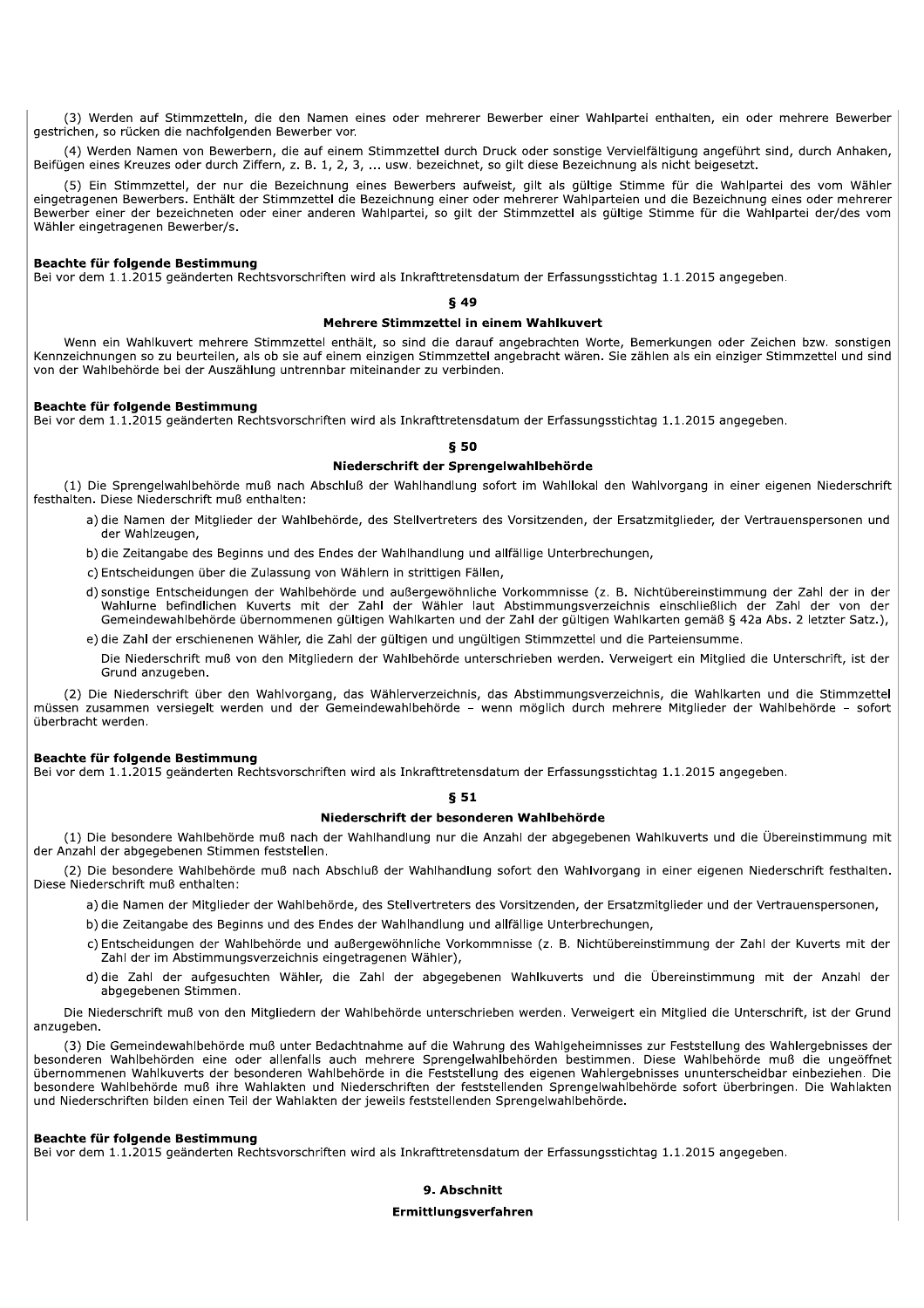(3) Werden auf Stimmzetteln, die den Namen eines oder mehrerer Bewerber einer Wahlpartei enthalten, ein oder mehrere Bewerber gestrichen, so rücken die nachfolgenden Bewerber vor.

(4) Werden Namen von Bewerbern, die auf einem Stimmzettel durch Druck oder sonstige Vervielfältigung angeführt sind, durch Anhaken, Beifügen eines Kreuzes oder durch Ziffern, z. B. 1, 2, 3, ... usw. bezeichnet, so gilt diese Bezeichnung als nicht beigesetzt.

(5) Ein Stimmzettel, der nur die Bezeichnung eines Bewerbers aufweist, gilt als gültige Stimme für die Wahlpartei des vom Wähler eingetragenen Bewerbers. Enthält der Stimmzettel die Bezeichnung einer oder mehrerer Wahlparteien und die Bezeichnung eines oder mehrerer Bewerber einer der bezeichneten oder einer anderen Wahlpartei, so gilt der Stimmzettel als gültige Stimme für die Wahlpartei der/des vom Wähler eingetragenen Bewerber/s.

**Beachte für folgende Bestimmung**
Bei vor dem 1.1.2015 geänderten Rechtsvorschriften wird als Inkrafttretensdatum der Erfassungsstichtag 1.1.2015 angegeben.

### § 49

### Mehrere Stimmzettel in einem Wahlkuvert

Wenn ein Wahlkuvert mehrere Stimmzettel enthält, so sind die darauf angebrachten Worte, Bemerkungen oder Zeichen bzw. sonstigen Kennzeichnungen so zu beurteilen, als ob sie auf einem einzigen Stimmzettel angebracht wären. Sie zählen als ein einziger Stimmzettel und sind von der Wahlbehörde bei der Auszählung untrennbar miteinander zu verbinden.

**Beachte für folgende Bestimmung**
Bei vor dem 1.1.2015 geänderten Rechtsvorschriften wird als Inkrafttretensdatum der Erfassungsstichtag 1.1.2015 angegeben.

### § 50

### Niederschrift der Sprengelwahlbehörde

(1) Die Sprengelwahlbehörde muß nach Abschluß der Wahlhandlung sofort im Wahllokal den Wahlvorgang in einer eigenen Niederschrift festhalten. Diese Niederschrift muß enthalten:

a) die Namen der Mitglieder der Wahlbehörde, des Stellvertreters des Vorsitzenden, der Ersatzmitglieder, der Vertrauenspersonen und der Wahlzeugen,

b) die Zeitangabe des Beginns und des Endes der Wahlhandlung und allfällige Unterbrechungen,

c) Entscheidungen über die Zulassung von Wählern in strittigen Fällen,

d) sonstige Entscheidungen der Wahlbehörde und außergewöhnliche Vorkommnisse (z. B. Nichtübereinstimmung der Zahl der in der Wahlurne befindlichen Kuverts mit der Zahl der Wähler laut Abstimmungsverzeichnis einschließlich der Zahl der von der Gemeindewahlbehörde übernommenen gültigen Wahlkarten und der Zahl der gültigen Wahlkarten gemäß § 42a Abs. 2 letzter Satz.),

e) die Zahl der erschienenen Wähler, die Zahl der gültigen und ungültigen Stimmzettel und die Parteiensumme.

Die Niederschrift muß von den Mitgliedern der Wahlbehörde unterschrieben werden. Verweigert ein Mitglied die Unterschrift, ist der Grund anzugeben.

(2) Die Niederschrift über den Wahlvorgang, das Wählerverzeichnis, das Abstimmungsverzeichnis, die Wahlkarten und die Stimmzettel müssen zusammen versiegelt werden und der Gemeindewahlbehörde – wenn möglich durch mehrere Mitglieder der Wahlbehörde – sofort überbracht werden.

**Beachte für folgende Bestimmung**
Bei vor dem 1.1.2015 geänderten Rechtsvorschriften wird als Inkrafttretensdatum der Erfassungsstichtag 1.1.2015 angegeben.

### § 51

### Niederschrift der besonderen Wahlbehörde

(1) Die besondere Wahlbehörde muß nach der Wahlhandlung nur die Anzahl der abgegebenen Wahlkuverts und die Übereinstimmung mit der Anzahl der abgegebenen Stimmen feststellen.

(2) Die besondere Wahlbehörde muß nach Abschluß der Wahlhandlung sofort den Wahlvorgang in einer eigenen Niederschrift festhalten. Diese Niederschrift muß enthalten:

a) die Namen der Mitglieder der Wahlbehörde, des Stellvertreters des Vorsitzenden, der Ersatzmitglieder und der Vertrauenspersonen,

b) die Zeitangabe des Beginns und des Endes der Wahlhandlung und allfällige Unterbrechungen,

c) Entscheidungen der Wahlbehörde und außergewöhnliche Vorkommnisse (z. B. Nichtübereinstimmung der Zahl der Kuverts mit der Zahl der im Abstimmungsverzeichnis eingetragenen Wähler),

d) die Zahl der aufgesuchten Wähler, die Zahl der abgegebenen Wahlkuverts und die Übereinstimmung mit der Anzahl der abgegebenen Stimmen.

Die Niederschrift muß von den Mitgliedern der Wahlbehörde unterschrieben werden. Verweigert ein Mitglied die Unterschrift, ist der Grund anzugeben.

(3) Die Gemeindewahlbehörde muß unter Bedachtnahme auf die Wahrung des Wahlgeheimnisses zur Feststellung des Wahlergebnisses der besonderen Wahlbehörden eine oder allenfalls auch mehrere Sprengelwahlbehörden bestimmen. Diese Wahlbehörde muß die ungeöffnet übernommenen Wahlkuverts der besonderen Wahlbehörde in die Feststellung des eigenen Wahlergebnisses ununterscheidbar einbeziehen. Die besondere Wahlbehörde muß ihre Wahlakten und Niederschriften der feststellenden Sprengelwahlbehörde sofort überbringen. Die Wahlakten und Niederschriften bilden einen Teil der Wahlakten der jeweils feststellenden Sprengelwahlbehörde.

**Beachte für folgende Bestimmung**
Bei vor dem 1.1.2015 geänderten Rechtsvorschriften wird als Inkrafttretensdatum der Erfassungsstichtag 1.1.2015 angegeben.

## 9. Abschnitt

## Ermittlungsverfahren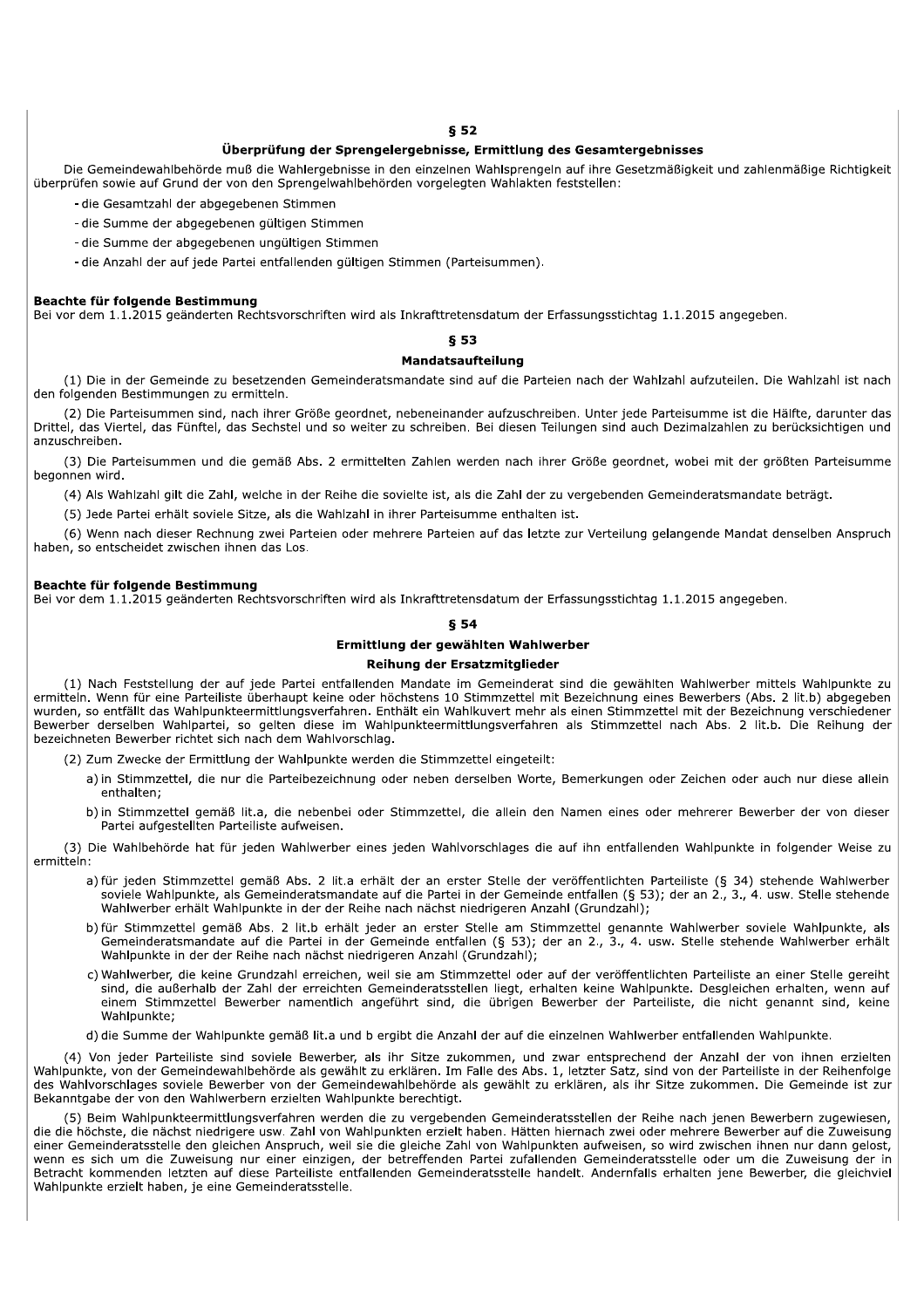## § 52

### Überprüfung der Sprengelergebnisse, Ermittlung des Gesamtergebnisses

Die Gemeindewahlbehörde muß die Wahlergebnisse in den einzelnen Wahlsprengeln auf ihre Gesetzmäßigkeit und zahlenmäßige Richtigkeit überprüfen sowie auf Grund der von den Sprengelwahlbehörden vorgelegten Wahlakten feststellen:

- die Gesamtzahl der abgegebenen Stimmen
- die Summe der abgegebenen gültigen Stimmen
- die Summe der abgegebenen ungültigen Stimmen
- die Anzahl der auf jede Partei entfallenden gültigen Stimmen (Parteisummen).

**Beachte für folgende Bestimmung**
Bei vor dem 1.1.2015 geänderten Rechtsvorschriften wird als Inkrafttretensdatum der Erfassungsstichtag 1.1.2015 angegeben.

## § 53

### Mandatsaufteilung

(1) Die in der Gemeinde zu besetzenden Gemeinderatsmandate sind auf die Parteien nach der Wahlzahl aufzuteilen. Die Wahlzahl ist nach den folgenden Bestimmungen zu ermitteln.

(2) Die Parteisummen sind, nach ihrer Größe geordnet, nebeneinander aufzuschreiben. Unter jede Parteisumme ist die Hälfte, darunter das Drittel, das Viertel, das Fünftel, das Sechstel und so weiter zu schreiben. Bei diesen Teilungen sind auch Dezimalzahlen zu berücksichtigen und anzuschreiben.

(3) Die Parteisummen und die gemäß Abs. 2 ermittelten Zahlen werden nach ihrer Größe geordnet, wobei mit der größten Parteisumme begonnen wird.

(4) Als Wahlzahl gilt die Zahl, welche in der Reihe die sovielte ist, als die Zahl der zu vergebenden Gemeinderatsmandate beträgt.

(5) Jede Partei erhält soviele Sitze, als die Wahlzahl in ihrer Parteisumme enthalten ist.

(6) Wenn nach dieser Rechnung zwei Parteien oder mehrere Parteien auf das letzte zur Verteilung gelangende Mandat denselben Anspruch haben, so entscheidet zwischen ihnen das Los.

**Beachte für folgende Bestimmung**
Bei vor dem 1.1.2015 geänderten Rechtsvorschriften wird als Inkrafttretensdatum der Erfassungsstichtag 1.1.2015 angegeben.

## § 54

### Ermittlung der gewählten Wahlwerber

### Reihung der Ersatzmitglieder

(1) Nach Feststellung der auf jede Partei entfallenden Mandate im Gemeinderat sind die gewählten Wahlwerber mittels Wahlpunkte zu ermitteln. Wenn für eine Parteiliste überhaupt keine oder höchstens 10 Stimmzettel mit Bezeichnung eines Bewerbers (Abs. 2 lit.b) abgegeben wurden, so entfällt das Wahlpunkteermittlungsverfahren. Enthält ein Wahlkuvert mehr als einen Stimmzettel mit der Bezeichnung verschiedener Bewerber derselben Wahlpartei, so gelten diese im Wahlpunkteermittlungsverfahren als Stimmzettel nach Abs. 2 lit.b. Die Reihung der bezeichneten Bewerber richtet sich nach dem Wahlvorschlag.

(2) Zum Zwecke der Ermittlung der Wahlpunkte werden die Stimmzettel eingeteilt:

a) in Stimmzettel, die nur die Parteibezeichnung oder neben derselben Worte, Bemerkungen oder Zeichen oder auch nur diese allein enthalten;

b) in Stimmzettel gemäß lit.a, die nebenbei oder Stimmzettel, die allein den Namen eines oder mehrerer Bewerber der von dieser Partei aufgestellten Parteiliste aufweisen.

(3) Die Wahlbehörde hat für jeden Wahlwerber eines jeden Wahlvorschlages die auf ihn entfallenden Wahlpunkte in folgender Weise zu ermitteln:

a) für jeden Stimmzettel gemäß Abs. 2 lit.a erhält der an erster Stelle der veröffentlichten Parteiliste (§ 34) stehende Wahlwerber soviele Wahlpunkte, als Gemeinderatsmandate auf die Partei in der Gemeinde entfallen (§ 53); der an 2., 3., 4. usw. Stelle stehende Wahlwerber erhält Wahlpunkte in der der Reihe nach nächst niedrigeren Anzahl (Grundzahl);

b) für Stimmzettel gemäß Abs. 2 lit.b erhält jeder an erster Stelle am Stimmzettel genannte Wahlwerber soviele Wahlpunkte, als Gemeinderatsmandate auf die Partei in der Gemeinde entfallen (§ 53); der an 2., 3., 4. usw. Stelle stehende Wahlwerber erhält Wahlpunkte in der der Reihe nach nächst niedrigeren Anzahl (Grundzahl);

c) Wahlwerber, die keine Grundzahl erreichen, weil sie am Stimmzettel oder auf der veröffentlichten Parteiliste an einer Stelle gereiht sind, die außerhalb der Zahl der erreichten Gemeinderatsstellen liegt, erhalten keine Wahlpunkte. Desgleichen erhalten, wenn auf einem Stimmzettel Bewerber namentlich angeführt sind, die übrigen Bewerber der Parteiliste, die nicht genannt sind, keine Wahlpunkte;

d) die Summe der Wahlpunkte gemäß lit.a und b ergibt die Anzahl der auf die einzelnen Wahlwerber entfallenden Wahlpunkte.

(4) Von jeder Parteiliste sind soviele Bewerber, als ihr Sitze zukommen, und zwar entsprechend der Anzahl der von ihnen erzielten Wahlpunkte, von der Gemeindewahlbehörde als gewählt zu erklären. Im Falle des Abs. 1, letzter Satz, sind von der Parteiliste in der Reihenfolge des Wahlvorschlages soviele Bewerber von der Gemeindewahlbehörde als gewählt zu erklären, als ihr Sitze zukommen. Die Gemeinde ist zur Bekanntgabe der von den Wahlwerbern erzielten Wahlpunkte berechtigt.

(5) Beim Wahlpunkteermittlungsverfahren werden die zu vergebenden Gemeinderatsstellen der Reihe nach jenen Bewerbern zugewiesen, die die höchste, die nächst niedrigere usw. Zahl von Wahlpunkten erzielt haben. Hätten hiernach zwei oder mehrere Bewerber auf die Zuweisung einer Gemeinderatsstelle den gleichen Anspruch, weil sie die gleiche Zahl von Wahlpunkten aufweisen, so wird zwischen ihnen nur dann gelost, wenn es sich um die Zuweisung nur einer einzigen, der betreffenden Partei zufallenden Gemeinderatsstelle oder um die Zuweisung der in Betracht kommenden letzten auf diese Parteiliste entfallenden Gemeinderatsstelle handelt. Andernfalls erhalten jene Bewerber, die gleichviel Wahlpunkte erzielt haben, je eine Gemeinderatsstelle.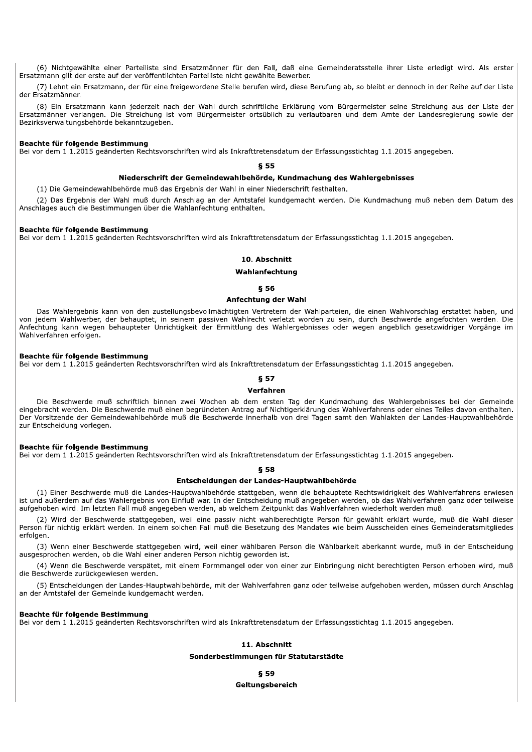(6) Nichtgewählte einer Parteiliste sind Ersatzmänner für den Fall, daß eine Gemeinderatsstelle ihrer Liste erledigt wird. Als erster Ersatzmann gilt der erste auf der veröffentlichten Parteiliste nicht gewählte Bewerber.

(7) Lehnt ein Ersatzmann, der für eine freigewordene Stelle berufen wird, diese Berufung ab, so bleibt er dennoch in der Reihe auf der Liste der Ersatzmänner.

(8) Ein Ersatzmann kann jederzeit nach der Wahl durch schriftliche Erklärung vom Bürgermeister seine Streichung aus der Liste der Ersatzmänner verlangen. Die Streichung ist vom Bürgermeister ortsüblich zu verlautbaren und dem Amte der Landesregierung sowie der Bezirksverwaltungsbehörde bekanntzugeben.

**Beachte für folgende Bestimmung**
Bei vor dem 1.1.2015 geänderten Rechtsvorschriften wird als Inkrafttretensdatum der Erfassungsstichtag 1.1.2015 angegeben.

### § 55

### Niederschrift der Gemeindewahlbehörde, Kundmachung des Wahlergebnisses

(1) Die Gemeindewahlbehörde muß das Ergebnis der Wahl in einer Niederschrift festhalten.

(2) Das Ergebnis der Wahl muß durch Anschlag an der Amtstafel kundgemacht werden. Die Kundmachung muß neben dem Datum des Anschlages auch die Bestimmungen über die Wahlanfechtung enthalten.

**Beachte für folgende Bestimmung**
Bei vor dem 1.1.2015 geänderten Rechtsvorschriften wird als Inkrafttretensdatum der Erfassungsstichtag 1.1.2015 angegeben.

## 10. Abschnitt

## Wahlanfechtung

### § 56

### Anfechtung der Wahl

Das Wahlergebnis kann von den zustellungsbevollmächtigten Vertretern der Wahlparteien, die einen Wahlvorschlag erstattet haben, und von jedem Wahlwerber, der behauptet, in seinem passiven Wahlrecht verletzt worden zu sein, durch Beschwerde angefochten werden. Die Anfechtung kann wegen behaupteter Unrichtigkeit der Ermittlung des Wahlergebnisses oder wegen angeblich gesetzwidriger Vorgänge im Wahlverfahren erfolgen.

**Beachte für folgende Bestimmung**
Bei vor dem 1.1.2015 geänderten Rechtsvorschriften wird als Inkrafttretensdatum der Erfassungsstichtag 1.1.2015 angegeben.

### § 57

### Verfahren

Die Beschwerde muß schriftlich binnen zwei Wochen ab dem ersten Tag der Kundmachung des Wahlergebnisses bei der Gemeinde eingebracht werden. Die Beschwerde muß einen begründeten Antrag auf Nichtigerklärung des Wahlverfahrens oder eines Teiles davon enthalten. Der Vorsitzende der Gemeindewahlbehörde muß die Beschwerde innerhalb von drei Tagen samt den Wahlakten der Landes-Hauptwahlbehörde zur Entscheidung vorlegen.

**Beachte für folgende Bestimmung**
Bei vor dem 1.1.2015 geänderten Rechtsvorschriften wird als Inkrafttretensdatum der Erfassungsstichtag 1.1.2015 angegeben.

### § 58

### Entscheidungen der Landes-Hauptwahlbehörde

(1) Einer Beschwerde muß die Landes-Hauptwahlbehörde stattgeben, wenn die behauptete Rechtswidrigkeit des Wahlverfahrens erwiesen ist und außerdem auf das Wahlergebnis von Einfluß war. In der Entscheidung muß angegeben werden, ob das Wahlverfahren ganz oder teilweise aufgehoben wird. Im letzten Fall muß angegeben werden, ab welchem Zeitpunkt das Wahlverfahren wiederholt werden muß.

(2) Wird der Beschwerde stattgegeben, weil eine passiv nicht wahlberechtigte Person für gewählt erklärt wurde, muß die Wahl dieser Person für nichtig erklärt werden. In einem solchen Fall muß die Besetzung des Mandates wie beim Ausscheiden eines Gemeinderatsmitgliedes erfolgen.

(3) Wenn einer Beschwerde stattgegeben wird, weil einer wählbaren Person die Wählbarkeit aberkannt wurde, muß in der Entscheidung ausgesprochen werden, ob die Wahl einer anderen Person nichtig geworden ist.

(4) Wenn die Beschwerde verspätet, mit einem Formmangel oder von einer zur Einbringung nicht berechtigten Person erhoben wird, muß die Beschwerde zurückgewiesen werden.

(5) Entscheidungen der Landes-Hauptwahlbehörde, mit der Wahlverfahren ganz oder teilweise aufgehoben werden, müssen durch Anschlag an der Amtstafel der Gemeinde kundgemacht werden.

**Beachte für folgende Bestimmung**
Bei vor dem 1.1.2015 geänderten Rechtsvorschriften wird als Inkrafttretensdatum der Erfassungsstichtag 1.1.2015 angegeben.

## 11. Abschnitt

## Sonderbestimmungen für Statutarstädte

### § 59

### Geltungsbereich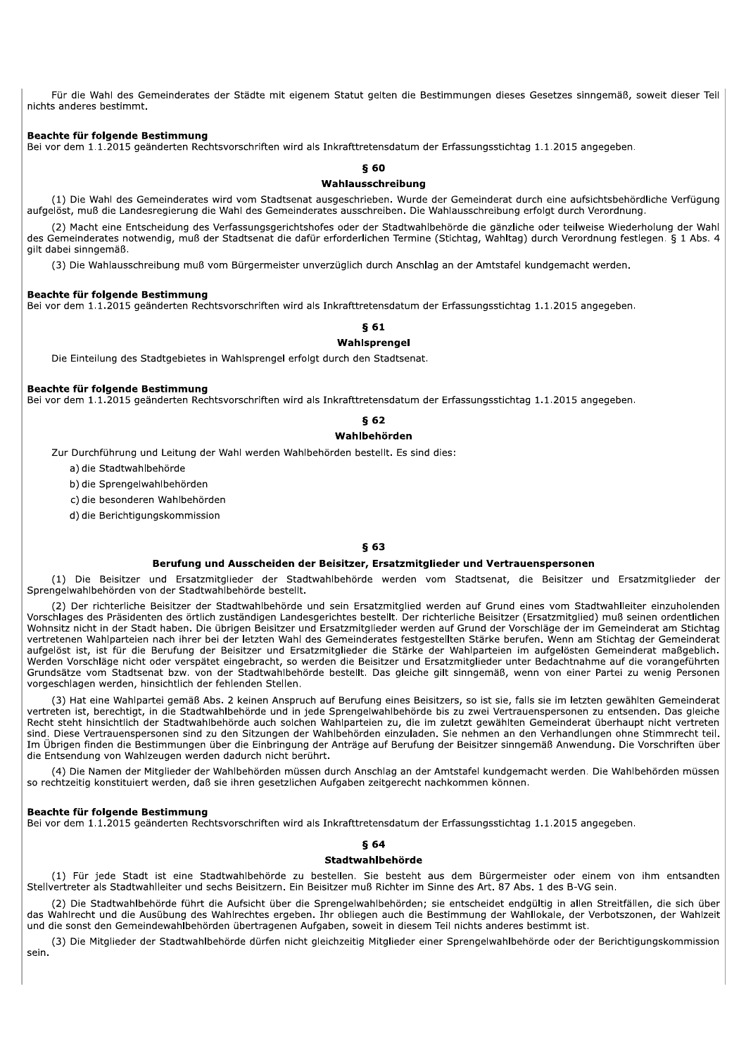Für die Wahl des Gemeinderates der Städte mit eigenem Statut gelten die Bestimmungen dieses Gesetzes sinngemäß, soweit dieser Teil nichts anderes bestimmt.

**Beachte für folgende Bestimmung**
Bei vor dem 1.1.2015 geänderten Rechtsvorschriften wird als Inkrafttretensdatum der Erfassungsstichtag 1.1.2015 angegeben.

### § 60

### Wahlausschreibung

(1) Die Wahl des Gemeinderates wird vom Stadtsenat ausgeschrieben. Wurde der Gemeinderat durch eine aufsichtsbehördliche Verfügung aufgelöst, muß die Landesregierung die Wahl des Gemeinderates ausschreiben. Die Wahlausschreibung erfolgt durch Verordnung.

(2) Macht eine Entscheidung des Verfassungsgerichtshofes oder der Stadtwahlbehörde die gänzliche oder teilweise Wiederholung der Wahl des Gemeinderates notwendig, muß der Stadtsenat die dafür erforderlichen Termine (Stichtag, Wahltag) durch Verordnung festlegen. § 1 Abs. 4 gilt dabei sinngemäß.

(3) Die Wahlausschreibung muß vom Bürgermeister unverzüglich durch Anschlag an der Amtstafel kundgemacht werden.

**Beachte für folgende Bestimmung**
Bei vor dem 1.1.2015 geänderten Rechtsvorschriften wird als Inkrafttretensdatum der Erfassungsstichtag 1.1.2015 angegeben.

### § 61

### Wahlsprengel

Die Einteilung des Stadtgebietes in Wahlsprengel erfolgt durch den Stadtsenat.

**Beachte für folgende Bestimmung**
Bei vor dem 1.1.2015 geänderten Rechtsvorschriften wird als Inkrafttretensdatum der Erfassungsstichtag 1.1.2015 angegeben.

### § 62

### Wahlbehörden

Zur Durchführung und Leitung der Wahl werden Wahlbehörden bestellt. Es sind dies:

a) die Stadtwahlbehörde

b) die Sprengelwahlbehörden

c) die besonderen Wahlbehörden

d) die Berichtigungskommission

### § 63

### Berufung und Ausscheiden der Beisitzer, Ersatzmitglieder und Vertrauenspersonen

(1) Die Beisitzer und Ersatzmitglieder der Stadtwahlbehörde werden vom Stadtsenat, die Beisitzer und Ersatzmitglieder der Sprengelwahlbehörden von der Stadtwahlbehörde bestellt.

(2) Der richterliche Beisitzer der Stadtwahlbehörde und sein Ersatzmitglied werden auf Grund eines vom Stadtwahlleiter einzuholenden Vorschlages des Präsidenten des örtlich zuständigen Landesgerichtes bestellt. Der richterliche Beisitzer (Ersatzmitglied) muß seinen ordentlichen Wohnsitz nicht in der Stadt haben. Die übrigen Beisitzer und Ersatzmitglieder werden auf Grund der Vorschläge der im Gemeinderat am Stichtag vertretenen Wahlparteien nach ihrer bei der letzten Wahl des Gemeinderates festgestellten Stärke berufen. Wenn am Stichtag der Gemeinderat aufgelöst ist, ist für die Berufung der Beisitzer und Ersatzmitglieder die Stärke der Wahlparteien im aufgelösten Gemeinderat maßgeblich. Werden Vorschläge nicht oder verspätet eingebracht, so werden die Beisitzer und Ersatzmitglieder unter Bedachtnahme auf die vorangeführten Grundsätze vom Stadtsenat bzw. von der Stadtwahlbehörde bestellt. Das gleiche gilt sinngemäß, wenn von einer Partei zu wenig Personen vorgeschlagen werden, hinsichtlich der fehlenden Stellen.

(3) Hat eine Wahlpartei gemäß Abs. 2 keinen Anspruch auf Berufung eines Beisitzers, so ist sie, falls sie im letzten gewählten Gemeinderat vertreten ist, berechtigt, in die Stadtwahlbehörde und in jede Sprengelwahlbehörde bis zu zwei Vertrauenspersonen zu entsenden. Das gleiche Recht steht hinsichtlich der Stadtwahlbehörde auch solchen Wahlparteien zu, die im zuletzt gewählten Gemeinderat überhaupt nicht vertreten sind. Diese Vertrauenspersonen sind zu den Sitzungen der Wahlbehörden einzuladen. Sie nehmen an den Verhandlungen ohne Stimmrecht teil. Im Übrigen finden die Bestimmungen über die Einbringung der Anträge auf Berufung der Beisitzer sinngemäß Anwendung. Die Vorschriften über die Entsendung von Wahlzeugen werden dadurch nicht berührt.

(4) Die Namen der Mitglieder der Wahlbehörden müssen durch Anschlag an der Amtstafel kundgemacht werden. Die Wahlbehörden müssen so rechtzeitig konstituiert werden, daß sie ihren gesetzlichen Aufgaben zeitgerecht nachkommen können.

**Beachte für folgende Bestimmung**
Bei vor dem 1.1.2015 geänderten Rechtsvorschriften wird als Inkrafttretensdatum der Erfassungsstichtag 1.1.2015 angegeben.

### § 64

### Stadtwahlbehörde

(1) Für jede Stadt ist eine Stadtwahlbehörde zu bestellen. Sie besteht aus dem Bürgermeister oder einem von ihm entsandten Stellvertreter als Stadtwahlleiter und sechs Beisitzern. Ein Beisitzer muß Richter im Sinne des Art. 87 Abs. 1 des B-VG sein.

(2) Die Stadtwahlbehörde führt die Aufsicht über die Sprengelwahlbehörden; sie entscheidet endgültig in allen Streitfällen, die sich über das Wahlrecht und die Ausübung des Wahlrechtes ergeben. Ihr obliegen auch die Bestimmung der Wahllokale, der Verbotszonen, der Wahlzeit und die sonst den Gemeindewahlbehörden übertragenen Aufgaben, soweit in diesem Teil nichts anderes bestimmt ist.

(3) Die Mitglieder der Stadtwahlbehörde dürfen nicht gleichzeitig Mitglieder einer Sprengelwahlbehörde oder der Berichtigungskommission sein.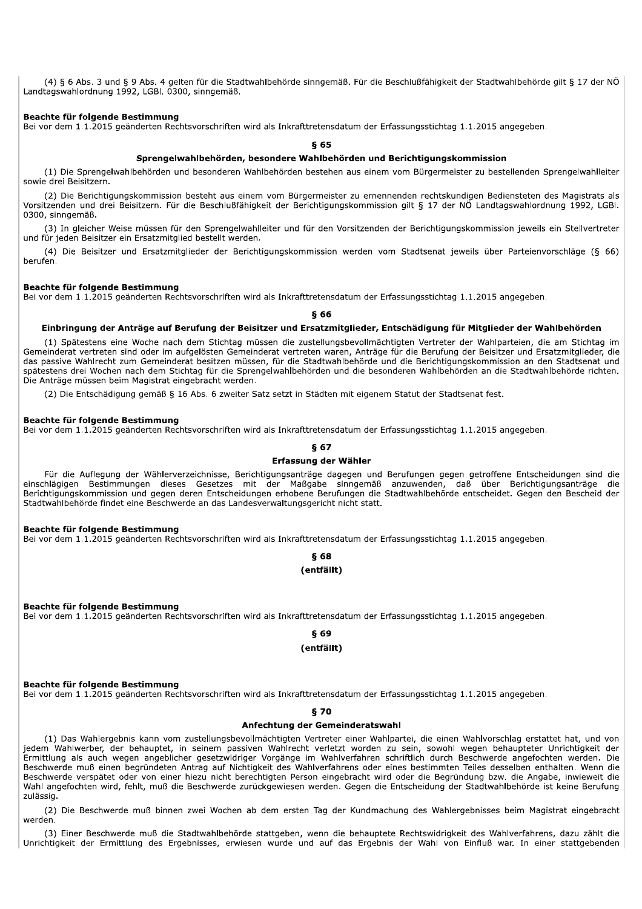(4) § 6 Abs. 3 und § 9 Abs. 4 gelten für die Stadtwahlbehörde sinngemäß. Für die Beschlußfähigkeit der Stadtwahlbehörde gilt § 17 der NÖ Landtagswahlordnung 1992, LGBl. 0300, sinngemäß.

**Beachte für folgende Bestimmung**
Bei vor dem 1.1.2015 geänderten Rechtsvorschriften wird als Inkrafttretensdatum der Erfassungsstichtag 1.1.2015 angegeben.

### § 65

### Sprengelwahlbehörden, besondere Wahlbehörden und Berichtigungskommission

(1) Die Sprengelwahlbehörden und besonderen Wahlbehörden bestehen aus einem vom Bürgermeister zu bestellenden Sprengelwahlleiter sowie drei Beisitzern.

(2) Die Berichtigungskommission besteht aus einem vom Bürgermeister zu ernennenden rechtskundigen Bediensteten des Magistrats als Vorsitzenden und drei Beisitzern. Für die Beschlußfähigkeit der Berichtigungskommission gilt § 17 der NÖ Landtagswahlordnung 1992, LGBl. 0300, sinngemäß.

(3) In gleicher Weise müssen für den Sprengelwahlleiter und für den Vorsitzenden der Berichtigungskommission jeweils ein Stellvertreter und für jeden Beisitzer ein Ersatzmitglied bestellt werden.

(4) Die Beisitzer und Ersatzmitglieder der Berichtigungskommission werden vom Stadtsenat jeweils über Parteienvorschläge (§ 66) berufen.

**Beachte für folgende Bestimmung**
Bei vor dem 1.1.2015 geänderten Rechtsvorschriften wird als Inkrafttretensdatum der Erfassungsstichtag 1.1.2015 angegeben.

### § 66

### Einbringung der Anträge auf Berufung der Beisitzer und Ersatzmitglieder, Entschädigung für Mitglieder der Wahlbehörden

(1) Spätestens eine Woche nach dem Stichtag müssen die zustellungsbevollmächtigten Vertreter der Wahlparteien, die am Stichtag im Gemeinderat vertreten sind oder im aufgelösten Gemeinderat vertreten waren, Anträge für die Berufung der Beisitzer und Ersatzmitglieder, die das passive Wahlrecht zum Gemeinderat besitzen müssen, für die Stadtwahlbehörde und die Berichtigungskommission an den Stadtsenat und spätestens drei Wochen nach dem Stichtag für die Sprengelwahlbehörden und die besonderen Wahlbehörden an die Stadtwahlbehörde richten. Die Anträge müssen beim Magistrat eingebracht werden.

(2) Die Entschädigung gemäß § 16 Abs. 6 zweiter Satz setzt in Städten mit eigenem Statut der Stadtsenat fest.

**Beachte für folgende Bestimmung**
Bei vor dem 1.1.2015 geänderten Rechtsvorschriften wird als Inkrafttretensdatum der Erfassungsstichtag 1.1.2015 angegeben.

### § 67

### Erfassung der Wähler

Für die Auflegung der Wählerverzeichnisse, Berichtigungsanträge dagegen und Berufungen gegen getroffene Entscheidungen sind die einschlägigen Bestimmungen dieses Gesetzes mit der Maßgabe sinngemäß anzuwenden, daß über Berichtigungsanträge die Berichtigungskommission und gegen deren Entscheidungen erhobene Berufungen die Stadtwahlbehörde entscheidet. Gegen den Bescheid der Stadtwahlbehörde findet eine Beschwerde an das Landesverwaltungsgericht nicht statt.

**Beachte für folgende Bestimmung**
Bei vor dem 1.1.2015 geänderten Rechtsvorschriften wird als Inkrafttretensdatum der Erfassungsstichtag 1.1.2015 angegeben.

### § 68

### (entfällt)

**Beachte für folgende Bestimmung**
Bei vor dem 1.1.2015 geänderten Rechtsvorschriften wird als Inkrafttretensdatum der Erfassungsstichtag 1.1.2015 angegeben.

### § 69

### (entfällt)

**Beachte für folgende Bestimmung**
Bei vor dem 1.1.2015 geänderten Rechtsvorschriften wird als Inkrafttretensdatum der Erfassungsstichtag 1.1.2015 angegeben.

### § 70

### Anfechtung der Gemeinderatswahl

(1) Das Wahlergebnis kann vom zustellungsbevollmächtigten Vertreter einer Wahlpartei, die einen Wahlvorschlag erstattet hat, und von jedem Wahlwerber, der behauptet, in seinem passiven Wahlrecht verletzt worden zu sein, sowohl wegen behaupteter Unrichtigkeit der Ermittlung als auch wegen angeblicher gesetzwidriger Vorgänge im Wahlverfahren schriftlich durch Beschwerde angefochten werden. Die Beschwerde muß einen begründeten Antrag auf Nichtigkeit des Wahlverfahrens oder eines bestimmten Teiles desselben enthalten. Wenn die Beschwerde verspätet oder von einer hiezu nicht berechtigten Person eingebracht wird oder die Begründung bzw. die Angabe, inwieweit die Wahl angefochten wird, fehlt, muß die Beschwerde zurückgewiesen werden. Gegen die Entscheidung der Stadtwahlbehörde ist keine Berufung zulässig.

(2) Die Beschwerde muß binnen zwei Wochen ab dem ersten Tag der Kundmachung des Wahlergebnisses beim Magistrat eingebracht werden.

(3) Einer Beschwerde muß die Stadtwahlbehörde stattgeben, wenn die behauptete Rechtswidrigkeit des Wahlverfahrens, dazu zählt die Unrichtigkeit der Ermittlung des Ergebnisses, erwiesen wurde und auf das Ergebnis der Wahl von Einfluß war. In einer stattgebenden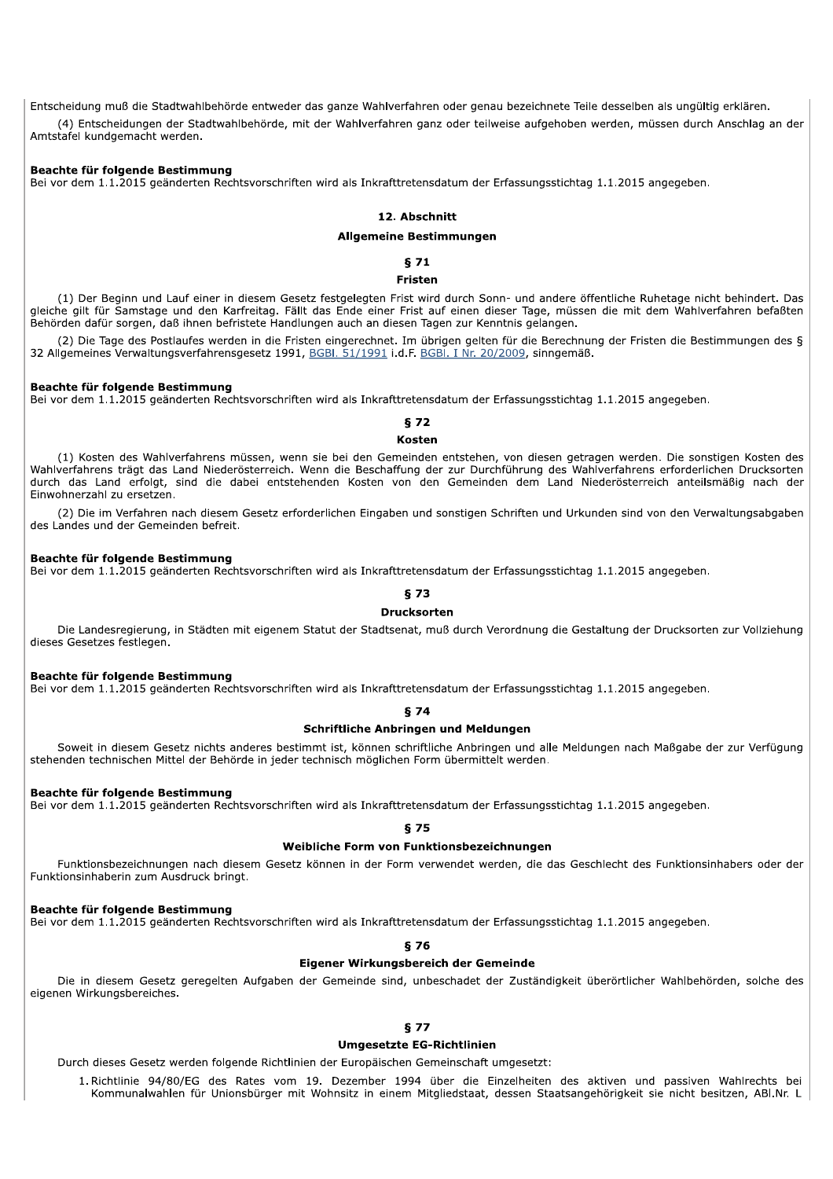Entscheidung muß die Stadtwahlbehörde entweder das ganze Wahlverfahren oder genau bezeichnete Teile desselben als ungültig erklären.

(4) Entscheidungen der Stadtwahlbehörde, mit der Wahlverfahren ganz oder teilweise aufgehoben werden, müssen durch Anschlag an der Amtstafel kundgemacht werden.

**Beachte für folgende Bestimmung**
Bei vor dem 1.1.2015 geänderten Rechtsvorschriften wird als Inkrafttretensdatum der Erfassungsstichtag 1.1.2015 angegeben.

## 12. Abschnitt

## Allgemeine Bestimmungen

### § 71

### Fristen

(1) Der Beginn und Lauf einer in diesem Gesetz festgelegten Frist wird durch Sonn- und andere öffentliche Ruhetage nicht behindert. Das gleiche gilt für Samstage und den Karfreitag. Fällt das Ende einer Frist auf einen dieser Tage, müssen die mit dem Wahlverfahren befaßten Behörden dafür sorgen, daß ihnen befristete Handlungen auch an diesen Tagen zur Kenntnis gelangen.

(2) Die Tage des Postlaufes werden in die Fristen eingerechnet. Im übrigen gelten für die Berechnung der Fristen die Bestimmungen des § 32 Allgemeines Verwaltungsverfahrensgesetz 1991, BGBl. 51/1991 i.d.F. BGBl. I Nr. 20/2009, sinngemäß.

**Beachte für folgende Bestimmung**
Bei vor dem 1.1.2015 geänderten Rechtsvorschriften wird als Inkrafttretensdatum der Erfassungsstichtag 1.1.2015 angegeben.

### § 72

### Kosten

(1) Kosten des Wahlverfahrens müssen, wenn sie bei den Gemeinden entstehen, von diesen getragen werden. Die sonstigen Kosten des Wahlverfahrens trägt das Land Niederösterreich. Wenn die Beschaffung der zur Durchführung des Wahlverfahrens erforderlichen Drucksorten durch das Land erfolgt, sind die dabei entstehenden Kosten von den Gemeinden dem Land Niederösterreich anteilsmäßig nach der Einwohnerzahl zu ersetzen.

(2) Die im Verfahren nach diesem Gesetz erforderlichen Eingaben und sonstigen Schriften und Urkunden sind von den Verwaltungsabgaben des Landes und der Gemeinden befreit.

**Beachte für folgende Bestimmung**
Bei vor dem 1.1.2015 geänderten Rechtsvorschriften wird als Inkrafttretensdatum der Erfassungsstichtag 1.1.2015 angegeben.

### § 73

### Drucksorten

Die Landesregierung, in Städten mit eigenem Statut der Stadtsenat, muß durch Verordnung die Gestaltung der Drucksorten zur Vollziehung dieses Gesetzes festlegen.

**Beachte für folgende Bestimmung**
Bei vor dem 1.1.2015 geänderten Rechtsvorschriften wird als Inkrafttretensdatum der Erfassungsstichtag 1.1.2015 angegeben.

### § 74

### Schriftliche Anbringen und Meldungen

Soweit in diesem Gesetz nichts anderes bestimmt ist, können schriftliche Anbringen und alle Meldungen nach Maßgabe der zur Verfügung stehenden technischen Mittel der Behörde in jeder technisch möglichen Form übermittelt werden.

**Beachte für folgende Bestimmung**
Bei vor dem 1.1.2015 geänderten Rechtsvorschriften wird als Inkrafttretensdatum der Erfassungsstichtag 1.1.2015 angegeben.

### § 75

### Weibliche Form von Funktionsbezeichnungen

Funktionsbezeichnungen nach diesem Gesetz können in der Form verwendet werden, die das Geschlecht des Funktionsinhabers oder der Funktionsinhaberin zum Ausdruck bringt.

**Beachte für folgende Bestimmung**
Bei vor dem 1.1.2015 geänderten Rechtsvorschriften wird als Inkrafttretensdatum der Erfassungsstichtag 1.1.2015 angegeben.

### § 76

### Eigener Wirkungsbereich der Gemeinde

Die in diesem Gesetz geregelten Aufgaben der Gemeinde sind, unbeschadet der Zuständigkeit überörtlicher Wahlbehörden, solche des eigenen Wirkungsbereiches.

### § 77

### Umgesetzte EG-Richtlinien

Durch dieses Gesetz werden folgende Richtlinien der Europäischen Gemeinschaft umgesetzt:

1. Richtlinie 94/80/EG des Rates vom 19. Dezember 1994 über die Einzelheiten des aktiven und passiven Wahlrechts bei Kommunalwahlen für Unionsbürger mit Wohnsitz in einem Mitgliedstaat, dessen Staatsangehörigkeit sie nicht besitzen, ABl.Nr. L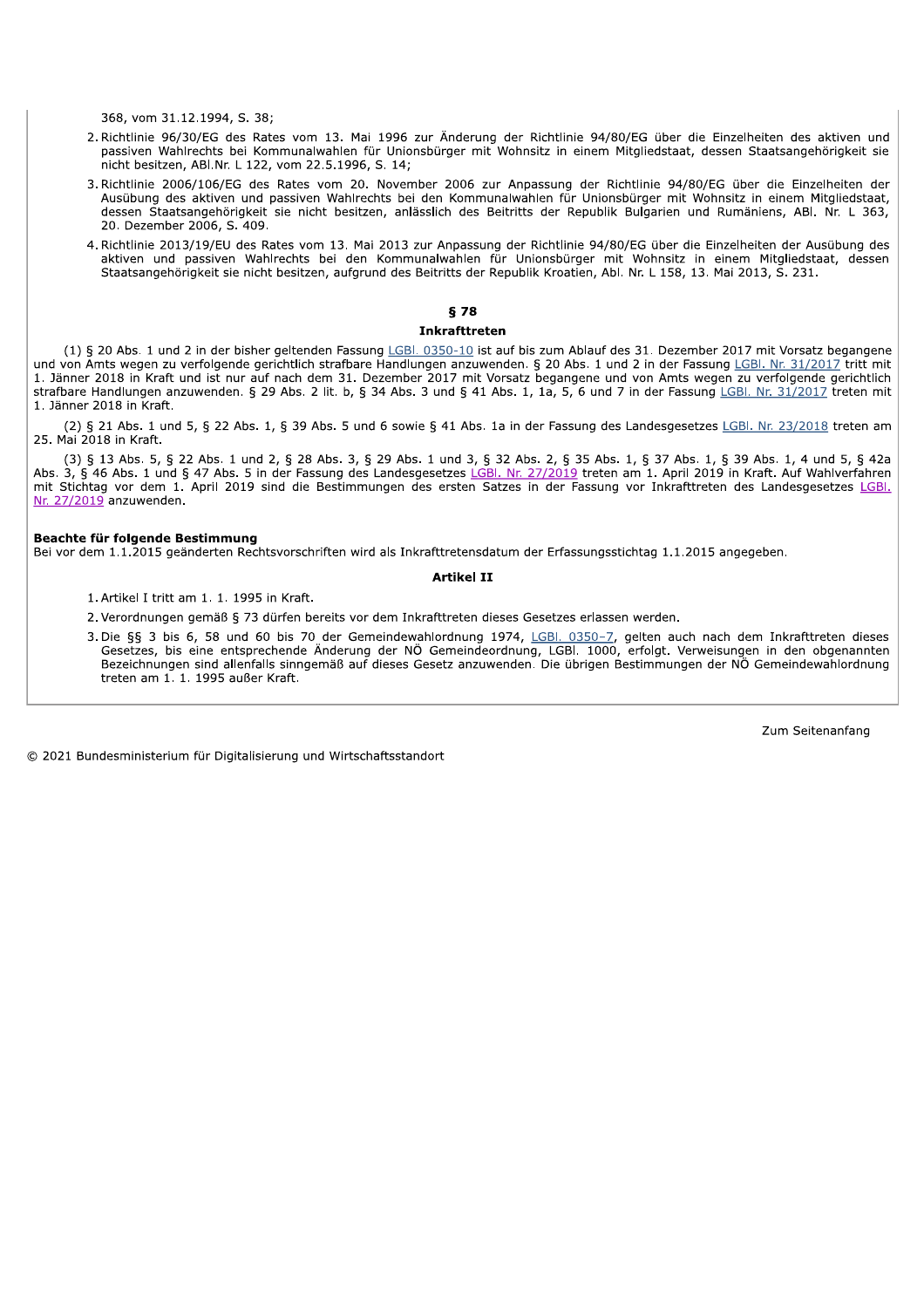368, vom 31.12.1994, S. 38;

2. Richtlinie 96/30/EG des Rates vom 13. Mai 1996 zur Änderung der Richtlinie 94/80/EG über die Einzelheiten des aktiven und passiven Wahlrechts bei Kommunalwahlen für Unionsbürger mit Wohnsitz in einem Mitgliedstaat, dessen Staatsangehörigkeit sie nicht besitzen, ABl.Nr. L 122, vom 22.5.1996, S. 14;
3. Richtlinie 2006/106/EG des Rates vom 20. November 2006 zur Anpassung der Richtlinie 94/80/EG über die Einzelheiten der Ausübung des aktiven und passiven Wahlrechts bei den Kommunalwahlen für Unionsbürger mit Wohnsitz in einem Mitgliedstaat, dessen Staatsangehörigkeit sie nicht besitzen, anlässlich des Beitritts der Republik Bulgarien und Rumäniens, ABl. Nr. L 363, 20. Dezember 2006, S. 409.
4. Richtlinie 2013/19/EU des Rates vom 13. Mai 2013 zur Anpassung der Richtlinie 94/80/EG über die Einzelheiten der Ausübung des aktiven und passiven Wahlrechts bei den Kommunalwahlen für Unionsbürger mit Wohnsitz in einem Mitgliedstaat, dessen Staatsangehörigkeit sie nicht besitzen, aufgrund des Beitritts der Republik Kroatien, Abl. Nr. L 158, 13. Mai 2013, S. 231.

### § 78

### Inkrafttreten

(1) § 20 Abs. 1 und 2 in der bisher geltenden Fassung LGBl. 0350-10 ist auf bis zum Ablauf des 31. Dezember 2017 mit Vorsatz begangene und von Amts wegen zu verfolgende gerichtlich strafbare Handlungen anzuwenden. § 20 Abs. 1 und 2 in der Fassung LGBl. Nr. 31/2017 tritt mit 1. Jänner 2018 in Kraft und ist nur auf nach dem 31. Dezember 2017 mit Vorsatz begangene und von Amts wegen zu verfolgende gerichtlich strafbare Handlungen anzuwenden. § 29 Abs. 2 lit. b, § 34 Abs. 3 und § 41 Abs. 1, 1a, 5, 6 und 7 in der Fassung LGBl. Nr. 31/2017 treten mit 1. Jänner 2018 in Kraft.

(2) § 21 Abs. 1 und 5, § 22 Abs. 1, § 39 Abs. 5 und 6 sowie § 41 Abs. 1a in der Fassung des Landesgesetzes LGBl. Nr. 23/2018 treten am 25. Mai 2018 in Kraft.

(3) § 13 Abs. 5, § 22 Abs. 1 und 2, § 28 Abs. 3, § 29 Abs. 1 und 3, § 32 Abs. 2, § 35 Abs. 1, § 37 Abs. 1, § 39 Abs. 1, 4 und 5, § 42a Abs. 3, § 46 Abs. 1 und § 47 Abs. 5 in der Fassung des Landesgesetzes LGBl. Nr. 27/2019 treten am 1. April 2019 in Kraft. Auf Wahlverfahren mit Stichtag vor dem 1. April 2019 sind die Bestimmungen des ersten Satzes in der Fassung vor Inkrafttreten des Landesgesetzes LGBl. Nr. 27/2019 anzuwenden.

**Beachte für folgende Bestimmung**
Bei vor dem 1.1.2015 geänderten Rechtsvorschriften wird als Inkrafttretensdatum der Erfassungsstichtag 1.1.2015 angegeben.

### Artikel II

1. Artikel I tritt am 1. 1. 1995 in Kraft.
2. Verordnungen gemäß § 73 dürfen bereits vor dem Inkrafttreten dieses Gesetzes erlassen werden.
3. Die §§ 3 bis 6, 58 und 60 bis 70 der Gemeindewahlordnung 1974, LGBl. 0350–7, gelten auch nach dem Inkrafttreten dieses Gesetzes, bis eine entsprechende Änderung der NÖ Gemeindeordnung, LGBl. 1000, erfolgt. Verweisungen in den obgenannten Bezeichnungen sind allenfalls sinngemäß auf dieses Gesetz anzuwenden. Die übrigen Bestimmungen der NÖ Gemeindewahlordnung treten am 1. 1. 1995 außer Kraft.

Zum Seitenanfang

© 2021 Bundesministerium für Digitalisierung und Wirtschaftsstandort